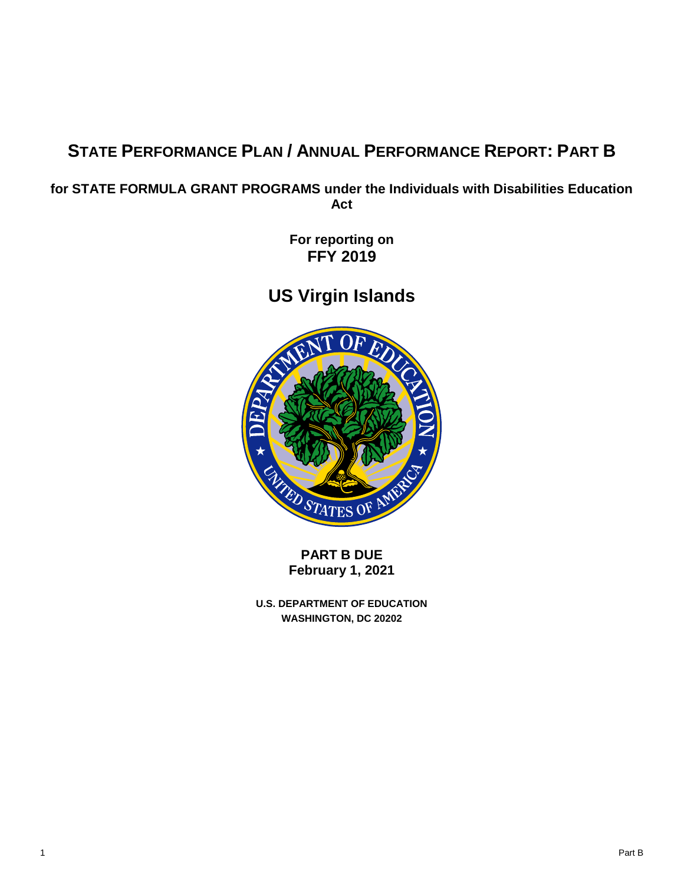# STATE PERFORMANCE PLAN / ANNUAL PERFORMANCE REPORT: PART B

**for STATE FORMULA GRANT PROGRAMS under the Individuals with Disabilities Education Act**

**For reporting on**
**FFY 2019**

## US Virgin Islands

**PART B DUE**
**February 1, 2021**

**U.S. DEPARTMENT OF EDUCATION**
**WASHINGTON, DC 20202**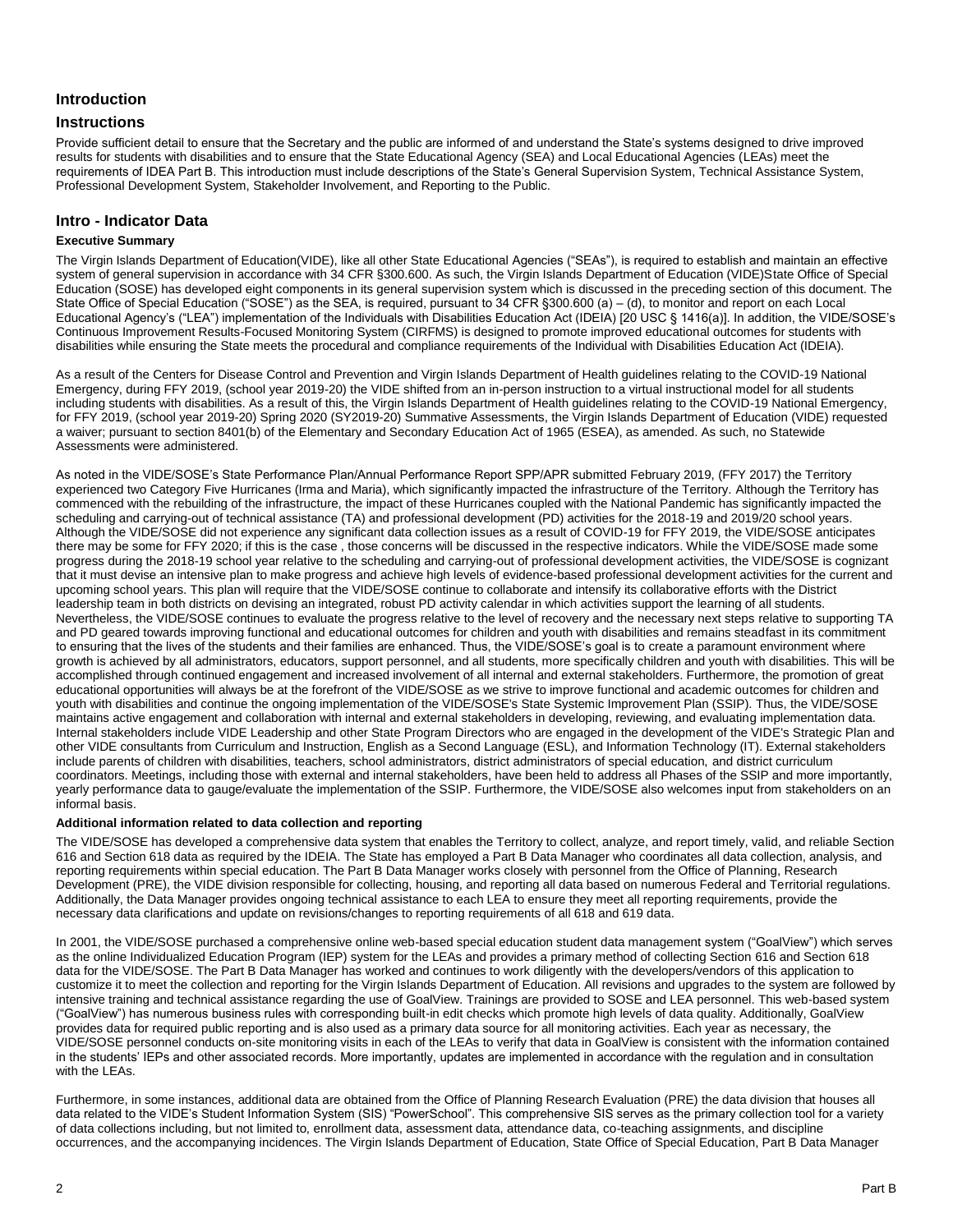## Introduction

## Instructions

Provide sufficient detail to ensure that the Secretary and the public are informed of and understand the State's systems designed to drive improved results for students with disabilities and to ensure that the State Educational Agency (SEA) and Local Educational Agencies (LEAs) meet the requirements of IDEA Part B. This introduction must include descriptions of the State's General Supervision System, Technical Assistance System, Professional Development System, Stakeholder Involvement, and Reporting to the Public.

## Intro - Indicator Data

**Executive Summary**

The Virgin Islands Department of Education(VIDE), like all other State Educational Agencies ("SEAs"), is required to establish and maintain an effective system of general supervision in accordance with 34 CFR §300.600. As such, the Virgin Islands Department of Education (VIDE)State Office of Special Education (SOSE) has developed eight components in its general supervision system which is discussed in the preceding section of this document. The State Office of Special Education ("SOSE") as the SEA, is required, pursuant to 34 CFR §300.600 (a) – (d), to monitor and report on each Local Educational Agency's ("LEA") implementation of the Individuals with Disabilities Education Act (IDEIA) [20 USC § 1416(a)]. In addition, the VIDE/SOSE's Continuous Improvement Results-Focused Monitoring System (CIRFMS) is designed to promote improved educational outcomes for students with disabilities while ensuring the State meets the procedural and compliance requirements of the Individual with Disabilities Education Act (IDEIA).

As a result of the Centers for Disease Control and Prevention and Virgin Islands Department of Health guidelines relating to the COVID-19 National Emergency, during FFY 2019, (school year 2019-20) the VIDE shifted from an in-person instruction to a virtual instructional model for all students including students with disabilities. As a result of this, the Virgin Islands Department of Health guidelines relating to the COVID-19 National Emergency, for FFY 2019, (school year 2019-20) Spring 2020 (SY2019-20) Summative Assessments, the Virgin Islands Department of Education (VIDE) requested a waiver; pursuant to section 8401(b) of the Elementary and Secondary Education Act of 1965 (ESEA), as amended. As such, no Statewide Assessments were administered.

As noted in the VIDE/SOSE's State Performance Plan/Annual Performance Report SPP/APR submitted February 2019, (FFY 2017) the Territory experienced two Category Five Hurricanes (Irma and Maria), which significantly impacted the infrastructure of the Territory. Although the Territory has commenced with the rebuilding of the infrastructure, the impact of these Hurricanes coupled with the National Pandemic has significantly impacted the scheduling and carrying-out of technical assistance (TA) and professional development (PD) activities for the 2018-19 and 2019/20 school years. Although the VIDE/SOSE did not experience any significant data collection issues as a result of COVID-19 for FFY 2019, the VIDE/SOSE anticipates there may be some for FFY 2020; if this is the case , those concerns will be discussed in the respective indicators. While the VIDE/SOSE made some progress during the 2018-19 school year relative to the scheduling and carrying-out of professional development activities, the VIDE/SOSE is cognizant that it must devise an intensive plan to make progress and achieve high levels of evidence-based professional development activities for the current and upcoming school years. This plan will require that the VIDE/SOSE continue to collaborate and intensify its collaborative efforts with the District leadership team in both districts on devising an integrated, robust PD activity calendar in which activities support the learning of all students. Nevertheless, the VIDE/SOSE continues to evaluate the progress relative to the level of recovery and the necessary next steps relative to supporting TA and PD geared towards improving functional and educational outcomes for children and youth with disabilities and remains steadfast in its commitment to ensuring that the lives of the students and their families are enhanced. Thus, the VIDE/SOSE's goal is to create a paramount environment where growth is achieved by all administrators, educators, support personnel, and all students, more specifically children and youth with disabilities. This will be accomplished through continued engagement and increased involvement of all internal and external stakeholders. Furthermore, the promotion of great educational opportunities will always be at the forefront of the VIDE/SOSE as we strive to improve functional and academic outcomes for children and youth with disabilities and continue the ongoing implementation of the VIDE/SOSE's State Systemic Improvement Plan (SSIP). Thus, the VIDE/SOSE maintains active engagement and collaboration with internal and external stakeholders in developing, reviewing, and evaluating implementation data. Internal stakeholders include VIDE Leadership and other State Program Directors who are engaged in the development of the VIDE's Strategic Plan and other VIDE consultants from Curriculum and Instruction, English as a Second Language (ESL), and Information Technology (IT). External stakeholders include parents of children with disabilities, teachers, school administrators, district administrators of special education, and district curriculum coordinators. Meetings, including those with external and internal stakeholders, have been held to address all Phases of the SSIP and more importantly, yearly performance data to gauge/evaluate the implementation of the SSIP. Furthermore, the VIDE/SOSE also welcomes input from stakeholders on an informal basis.

**Additional information related to data collection and reporting**

The VIDE/SOSE has developed a comprehensive data system that enables the Territory to collect, analyze, and report timely, valid, and reliable Section 616 and Section 618 data as required by the IDEIA. The State has employed a Part B Data Manager who coordinates all data collection, analysis, and reporting requirements within special education. The Part B Data Manager works closely with personnel from the Office of Planning, Research Development (PRE), the VIDE division responsible for collecting, housing, and reporting all data based on numerous Federal and Territorial regulations. Additionally, the Data Manager provides ongoing technical assistance to each LEA to ensure they meet all reporting requirements, provide the necessary data clarifications and update on revisions/changes to reporting requirements of all 618 and 619 data.

In 2001, the VIDE/SOSE purchased a comprehensive online web-based special education student data management system ("GoalView") which serves as the online Individualized Education Program (IEP) system for the LEAs and provides a primary method of collecting Section 616 and Section 618 data for the VIDE/SOSE. The Part B Data Manager has worked and continues to work diligently with the developers/vendors of this application to customize it to meet the collection and reporting for the Virgin Islands Department of Education. All revisions and upgrades to the system are followed by intensive training and technical assistance regarding the use of GoalView. Trainings are provided to SOSE and LEA personnel. This web-based system ("GoalView") has numerous business rules with corresponding built-in edit checks which promote high levels of data quality. Additionally, GoalView provides data for required public reporting and is also used as a primary data source for all monitoring activities. Each year as necessary, the VIDE/SOSE personnel conducts on-site monitoring visits in each of the LEAs to verify that data in GoalView is consistent with the information contained in the students' IEPs and other associated records. More importantly, updates are implemented in accordance with the regulation and in consultation with the LEAs.

Furthermore, in some instances, additional data are obtained from the Office of Planning Research Evaluation (PRE) the data division that houses all data related to the VIDE's Student Information System (SIS) "PowerSchool". This comprehensive SIS serves as the primary collection tool for a variety of data collections including, but not limited to, enrollment data, assessment data, attendance data, co-teaching assignments, and discipline occurrences, and the accompanying incidences. The Virgin Islands Department of Education, State Office of Special Education, Part B Data Manager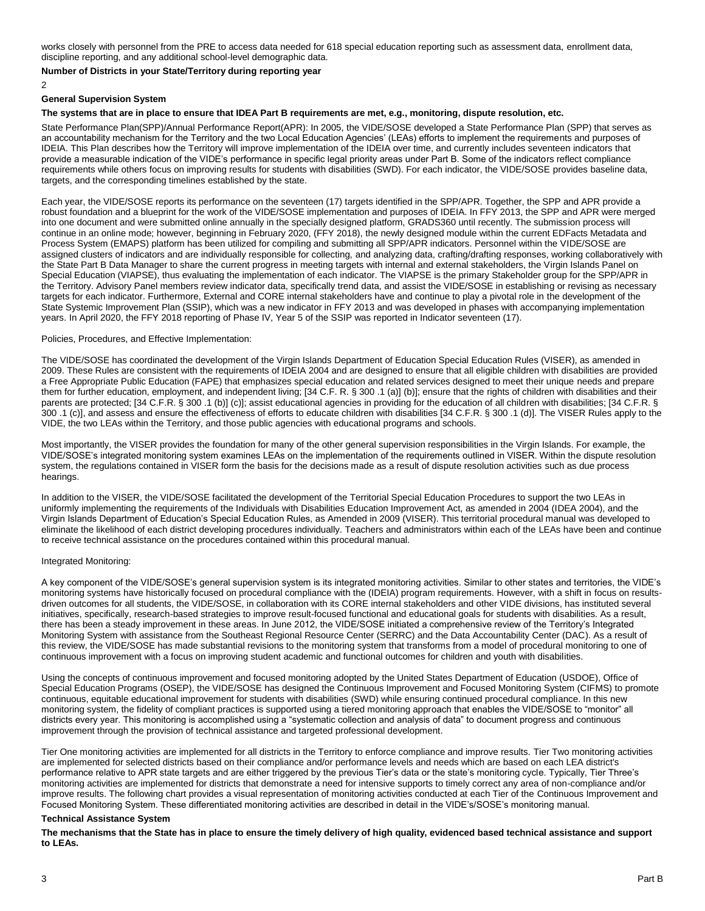works closely with personnel from the PRE to access data needed for 618 special education reporting such as assessment data, enrollment data, discipline reporting, and any additional school-level demographic data.

**Number of Districts in your State/Territory during reporting year**

2

**General Supervision System**

**The systems that are in place to ensure that IDEA Part B requirements are met, e.g., monitoring, dispute resolution, etc.**

State Performance Plan(SPP)/Annual Performance Report(APR): In 2005, the VIDE/SOSE developed a State Performance Plan (SPP) that serves as an accountability mechanism for the Territory and the two Local Education Agencies' (LEAs) efforts to implement the requirements and purposes of IDEIA. This Plan describes how the Territory will improve implementation of the IDEIA over time, and currently includes seventeen indicators that provide a measurable indication of the VIDE's performance in specific legal priority areas under Part B. Some of the indicators reflect compliance requirements while others focus on improving results for students with disabilities (SWD). For each indicator, the VIDE/SOSE provides baseline data, targets, and the corresponding timelines established by the state.

Each year, the VIDE/SOSE reports its performance on the seventeen (17) targets identified in the SPP/APR. Together, the SPP and APR provide a robust foundation and a blueprint for the work of the VIDE/SOSE implementation and purposes of IDEIA. In FFY 2013, the SPP and APR were merged into one document and were submitted online annually in the specially designed platform, GRADS360 until recently. The submission process will continue in an online mode; however, beginning in February 2020, (FFY 2018), the newly designed module within the current EDFacts Metadata and Process System (EMAPS) platform has been utilized for compiling and submitting all SPP/APR indicators. Personnel within the VIDE/SOSE are assigned clusters of indicators and are individually responsible for collecting, and analyzing data, crafting/drafting responses, working collaboratively with the State Part B Data Manager to share the current progress in meeting targets with internal and external stakeholders, the Virgin Islands Panel on Special Education (VIAPSE), thus evaluating the implementation of each indicator. The VIAPSE is the primary Stakeholder group for the SPP/APR in the Territory. Advisory Panel members review indicator data, specifically trend data, and assist the VIDE/SOSE in establishing or revising as necessary targets for each indicator. Furthermore, External and CORE internal stakeholders have and continue to play a pivotal role in the development of the State Systemic Improvement Plan (SSIP), which was a new indicator in FFY 2013 and was developed in phases with accompanying implementation years. In April 2020, the FFY 2018 reporting of Phase IV, Year 5 of the SSIP was reported in Indicator seventeen (17).

Policies, Procedures, and Effective Implementation:

The VIDE/SOSE has coordinated the development of the Virgin Islands Department of Education Special Education Rules (VISER), as amended in 2009. These Rules are consistent with the requirements of IDEIA 2004 and are designed to ensure that all eligible children with disabilities are provided a Free Appropriate Public Education (FAPE) that emphasizes special education and related services designed to meet their unique needs and prepare them for further education, employment, and independent living; [34 C.F. R. § 300 .1 (a)] (b)]; ensure that the rights of children with disabilities and their parents are protected; [34 C.F.R. § 300 .1 (b)] (c)]; assist educational agencies in providing for the education of all children with disabilities; [34 C.F.R. § 300 .1 (c)], and assess and ensure the effectiveness of efforts to educate children with disabilities [34 C.F.R. § 300 .1 (d)]. The VISER Rules apply to the VIDE, the two LEAs within the Territory, and those public agencies with educational programs and schools.

Most importantly, the VISER provides the foundation for many of the other general supervision responsibilities in the Virgin Islands. For example, the VIDE/SOSE's integrated monitoring system examines LEAs on the implementation of the requirements outlined in VISER. Within the dispute resolution system, the regulations contained in VISER form the basis for the decisions made as a result of dispute resolution activities such as due process hearings.

In addition to the VISER, the VIDE/SOSE facilitated the development of the Territorial Special Education Procedures to support the two LEAs in uniformly implementing the requirements of the Individuals with Disabilities Education Improvement Act, as amended in 2004 (IDEA 2004), and the Virgin Islands Department of Education's Special Education Rules, as Amended in 2009 (VISER). This territorial procedural manual was developed to eliminate the likelihood of each district developing procedures individually. Teachers and administrators within each of the LEAs have been and continue to receive technical assistance on the procedures contained within this procedural manual.

Integrated Monitoring:

A key component of the VIDE/SOSE's general supervision system is its integrated monitoring activities. Similar to other states and territories, the VIDE's monitoring systems have historically focused on procedural compliance with the (IDEIA) program requirements. However, with a shift in focus on results-driven outcomes for all students, the VIDE/SOSE, in collaboration with its CORE internal stakeholders and other VIDE divisions, has instituted several initiatives, specifically, research-based strategies to improve result-focused functional and educational goals for students with disabilities. As a result, there has been a steady improvement in these areas. In June 2012, the VIDE/SOSE initiated a comprehensive review of the Territory's Integrated Monitoring System with assistance from the Southeast Regional Resource Center (SERRC) and the Data Accountability Center (DAC). As a result of this review, the VIDE/SOSE has made substantial revisions to the monitoring system that transforms from a model of procedural monitoring to one of continuous improvement with a focus on improving student academic and functional outcomes for children and youth with disabilities.

Using the concepts of continuous improvement and focused monitoring adopted by the United States Department of Education (USDOE), Office of Special Education Programs (OSEP), the VIDE/SOSE has designed the Continuous Improvement and Focused Monitoring System (CIFMS) to promote continuous, equitable educational improvement for students with disabilities (SWD) while ensuring continued procedural compliance. In this new monitoring system, the fidelity of compliant practices is supported using a tiered monitoring approach that enables the VIDE/SOSE to "monitor" all districts every year. This monitoring is accomplished using a "systematic collection and analysis of data" to document progress and continuous improvement through the provision of technical assistance and targeted professional development.

Tier One monitoring activities are implemented for all districts in the Territory to enforce compliance and improve results. Tier Two monitoring activities are implemented for selected districts based on their compliance and/or performance levels and needs which are based on each LEA district's performance relative to APR state targets and are either triggered by the previous Tier's data or the state's monitoring cycle. Typically, Tier Three's monitoring activities are implemented for districts that demonstrate a need for intensive supports to timely correct any area of non-compliance and/or improve results. The following chart provides a visual representation of monitoring activities conducted at each Tier of the Continuous Improvement and Focused Monitoring System. These differentiated monitoring activities are described in detail in the VIDE's/SOSE's monitoring manual.

**Technical Assistance System**

**The mechanisms that the State has in place to ensure the timely delivery of high quality, evidenced based technical assistance and support to LEAs.**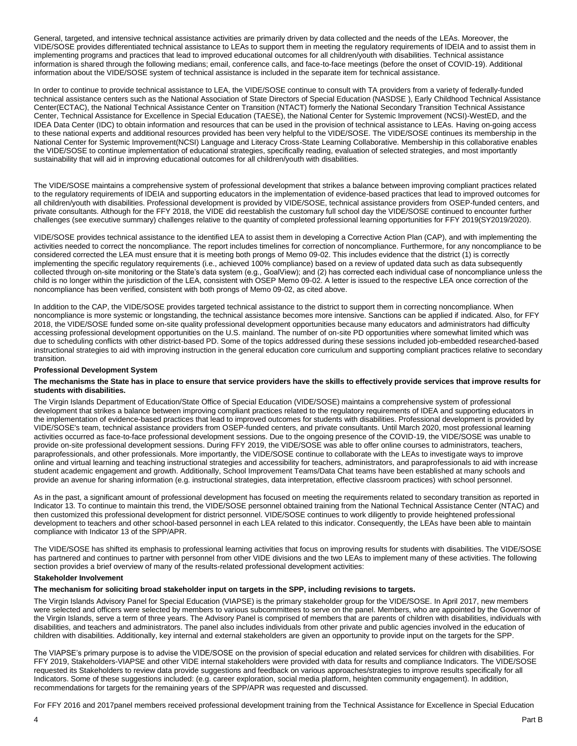General, targeted, and intensive technical assistance activities are primarily driven by data collected and the needs of the LEAs. Moreover, the VIDE/SOSE provides differentiated technical assistance to LEAs to support them in meeting the regulatory requirements of IDEIA and to assist them in implementing programs and practices that lead to improved educational outcomes for all children/youth with disabilities. Technical assistance information is shared through the following medians; email, conference calls, and face-to-face meetings (before the onset of COVID-19). Additional information about the VIDE/SOSE system of technical assistance is included in the separate item for technical assistance.

In order to continue to provide technical assistance to LEA, the VIDE/SOSE continue to consult with TA providers from a variety of federally-funded technical assistance centers such as the National Association of State Directors of Special Education (NASDSE ), Early Childhood Technical Assistance Center(ECTAC), the National Technical Assistance Center on Transition (NTACT) formerly the National Secondary Transition Technical Assistance Center, Technical Assistance for Excellence in Special Education (TAESE), the National Center for Systemic Improvement (NCSI)-WestED, and the IDEA Data Center (IDC) to obtain information and resources that can be used in the provision of technical assistance to LEAs. Having on-going access to these national experts and additional resources provided has been very helpful to the VIDE/SOSE. The VIDE/SOSE continues its membership in the National Center for Systemic Improvement(NCSI) Language and Literacy Cross-State Learning Collaborative. Membership in this collaborative enables the VIDE/SOSE to continue implementation of educational strategies, specifically reading, evaluation of selected strategies, and most importantly sustainability that will aid in improving educational outcomes for all children/youth with disabilities.

The VIDE/SOSE maintains a comprehensive system of professional development that strikes a balance between improving compliant practices related to the regulatory requirements of IDEIA and supporting educators in the implementation of evidence-based practices that lead to improved outcomes for all children/youth with disabilities. Professional development is provided by VIDE/SOSE, technical assistance providers from OSEP-funded centers, and private consultants. Although for the FFY 2018, the VIDE did reestablish the customary full school day the VIDE/SOSE continued to encounter further challenges (see executive summary) challenges relative to the quantity of completed professional learning opportunities for FFY 2019(SY2019/2020).

VIDE/SOSE provides technical assistance to the identified LEA to assist them in developing a Corrective Action Plan (CAP), and with implementing the activities needed to correct the noncompliance. The report includes timelines for correction of noncompliance. Furthermore, for any noncompliance to be considered corrected the LEA must ensure that it is meeting both prongs of Memo 09-02. This includes evidence that the district (1) is correctly implementing the specific regulatory requirements (i.e., achieved 100% compliance) based on a review of updated data such as data subsequently collected through on-site monitoring or the State's data system (e.g., GoalView); and (2) has corrected each individual case of noncompliance unless the child is no longer within the jurisdiction of the LEA, consistent with OSEP Memo 09-02. A letter is issued to the respective LEA once correction of the noncompliance has been verified, consistent with both prongs of Memo 09-02, as cited above.

In addition to the CAP, the VIDE/SOSE provides targeted technical assistance to the district to support them in correcting noncompliance. When noncompliance is more systemic or longstanding, the technical assistance becomes more intensive. Sanctions can be applied if indicated. Also, for FFY 2018, the VIDE/SOSE funded some on-site quality professional development opportunities because many educators and administrators had difficulty accessing professional development opportunities on the U.S. mainland. The number of on-site PD opportunities where somewhat limited which was due to scheduling conflicts with other district-based PD. Some of the topics addressed during these sessions included job-embedded researched-based instructional strategies to aid with improving instruction in the general education core curriculum and supporting compliant practices relative to secondary transition.

**Professional Development System**

**The mechanisms the State has in place to ensure that service providers have the skills to effectively provide services that improve results for students with disabilities.**

The Virgin Islands Department of Education/State Office of Special Education (VIDE/SOSE) maintains a comprehensive system of professional development that strikes a balance between improving compliant practices related to the regulatory requirements of IDEA and supporting educators in the implementation of evidence-based practices that lead to improved outcomes for students with disabilities. Professional development is provided by VIDE/SOSE's team, technical assistance providers from OSEP-funded centers, and private consultants. Until March 2020, most professional learning activities occurred as face-to-face professional development sessions. Due to the ongoing presence of the COVID-19, the VIDE/SOSE was unable to provide on-site professional development sessions. During FFY 2019, the VIDE/SOSE was able to offer online courses to administrators, teachers, paraprofessionals, and other professionals. More importantly, the VIDE/SOSE continue to collaborate with the LEAs to investigate ways to improve online and virtual learning and teaching instructional strategies and accessibility for teachers, administrators, and paraprofessionals to aid with increase student academic engagement and growth. Additionally, School Improvement Teams/Data Chat teams have been established at many schools and provide an avenue for sharing information (e.g. instructional strategies, data interpretation, effective classroom practices) with school personnel.

As in the past, a significant amount of professional development has focused on meeting the requirements related to secondary transition as reported in Indicator 13. To continue to maintain this trend, the VIDE/SOSE personnel obtained training from the National Technical Assistance Center (NTAC) and then customized this professional development for district personnel. VIDE/SOSE continues to work diligently to provide heightened professional development to teachers and other school-based personnel in each LEA related to this indicator. Consequently, the LEAs have been able to maintain compliance with Indicator 13 of the SPP/APR.

The VIDE/SOSE has shifted its emphasis to professional learning activities that focus on improving results for students with disabilities. The VIDE/SOSE has partnered and continues to partner with personnel from other VIDE divisions and the two LEAs to implement many of these activities. The following section provides a brief overview of many of the results-related professional development activities:

**Stakeholder Involvement**

**The mechanism for soliciting broad stakeholder input on targets in the SPP, including revisions to targets.**

The Virgin Islands Advisory Panel for Special Education (VIAPSE) is the primary stakeholder group for the VIDE/SOSE. In April 2017, new members were selected and officers were selected by members to various subcommittees to serve on the panel. Members, who are appointed by the Governor of the Virgin Islands, serve a term of three years. The Advisory Panel is comprised of members that are parents of children with disabilities, individuals with disabilities, and teachers and administrators. The panel also includes individuals from other private and public agencies involved in the education of children with disabilities. Additionally, key internal and external stakeholders are given an opportunity to provide input on the targets for the SPP.

The VIAPSE's primary purpose is to advise the VIDE/SOSE on the provision of special education and related services for children with disabilities. For FFY 2019, Stakeholders-VIAPSE and other VIDE internal stakeholders were provided with data for results and compliance Indicators. The VIDE/SOSE requested its Stakeholders to review data provide suggestions and feedback on various approaches/strategies to improve results specifically for all Indicators. Some of these suggestions included: (e.g. career exploration, social media platform, heighten community engagement). In addition, recommendations for targets for the remaining years of the SPP/APR was requested and discussed.

For FFY 2016 and 2017panel members received professional development training from the Technical Assistance for Excellence in Special Education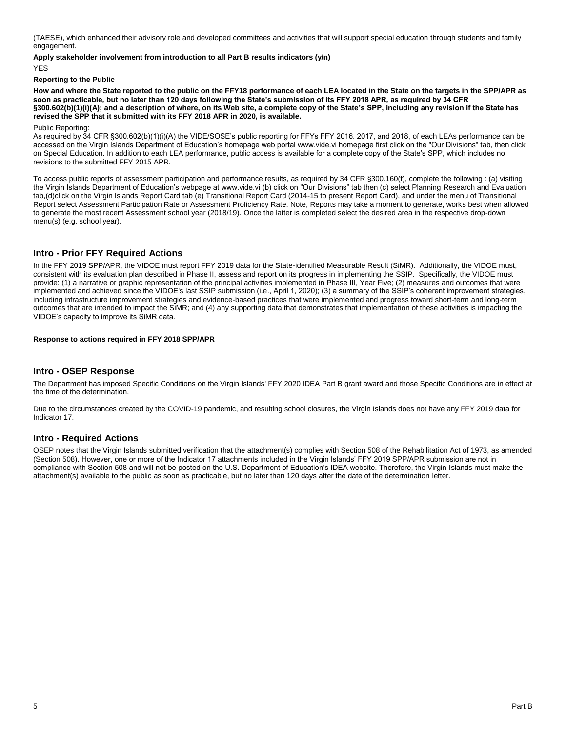(TAESE), which enhanced their advisory role and developed committees and activities that will support special education through students and family engagement.

**Apply stakeholder involvement from introduction to all Part B results indicators (y/n)**

YES

**Reporting to the Public**

**How and where the State reported to the public on the FFY18 performance of each LEA located in the State on the targets in the SPP/APR as soon as practicable, but no later than 120 days following the State's submission of its FFY 2018 APR, as required by 34 CFR §300.602(b)(1)(i)(A); and a description of where, on its Web site, a complete copy of the State's SPP, including any revision if the State has revised the SPP that it submitted with its FFY 2018 APR in 2020, is available.**

Public Reporting:

As required by 34 CFR §300.602(b)(1)(i)(A) the VIDE/SOSE's public reporting for FFYs FFY 2016. 2017, and 2018, of each LEAs performance can be accessed on the Virgin Islands Department of Education's homepage web portal www.vide.vi homepage first click on the "Our Divisions" tab, then click on Special Education. In addition to each LEA performance, public access is available for a complete copy of the State's SPP, which includes no revisions to the submitted FFY 2015 APR.

To access public reports of assessment participation and performance results, as required by 34 CFR §300.160(f), complete the following : (a) visiting the Virgin Islands Department of Education's webpage at www.vide.vi (b) click on "Our Divisions" tab then (c) select Planning Research and Evaluation tab,(d)click on the Virgin Islands Report Card tab (e) Transitional Report Card (2014-15 to present Report Card), and under the menu of Transitional Report select Assessment Participation Rate or Assessment Proficiency Rate. Note, Reports may take a moment to generate, works best when allowed to generate the most recent Assessment school year (2018/19). Once the latter is completed select the desired area in the respective drop-down menu(s) (e.g. school year).

## Intro - Prior FFY Required Actions

In the FFY 2019 SPP/APR, the VIDOE must report FFY 2019 data for the State-identified Measurable Result (SiMR). Additionally, the VIDOE must, consistent with its evaluation plan described in Phase II, assess and report on its progress in implementing the SSIP. Specifically, the VIDOE must provide: (1) a narrative or graphic representation of the principal activities implemented in Phase III, Year Five; (2) measures and outcomes that were implemented and achieved since the VIDOE's last SSIP submission (i.e., April 1, 2020); (3) a summary of the SSIP's coherent improvement strategies, including infrastructure improvement strategies and evidence-based practices that were implemented and progress toward short-term and long-term outcomes that are intended to impact the SiMR; and (4) any supporting data that demonstrates that implementation of these activities is impacting the VIDOE's capacity to improve its SiMR data.

**Response to actions required in FFY 2018 SPP/APR**

## Intro - OSEP Response

The Department has imposed Specific Conditions on the Virgin Islands' FFY 2020 IDEA Part B grant award and those Specific Conditions are in effect at the time of the determination.

Due to the circumstances created by the COVID-19 pandemic, and resulting school closures, the Virgin Islands does not have any FFY 2019 data for Indicator 17.

## Intro - Required Actions

OSEP notes that the Virgin Islands submitted verification that the attachment(s) complies with Section 508 of the Rehabilitation Act of 1973, as amended (Section 508). However, one or more of the Indicator 17 attachments included in the Virgin Islands' FFY 2019 SPP/APR submission are not in compliance with Section 508 and will not be posted on the U.S. Department of Education's IDEA website. Therefore, the Virgin Islands must make the attachment(s) available to the public as soon as practicable, but no later than 120 days after the date of the determination letter.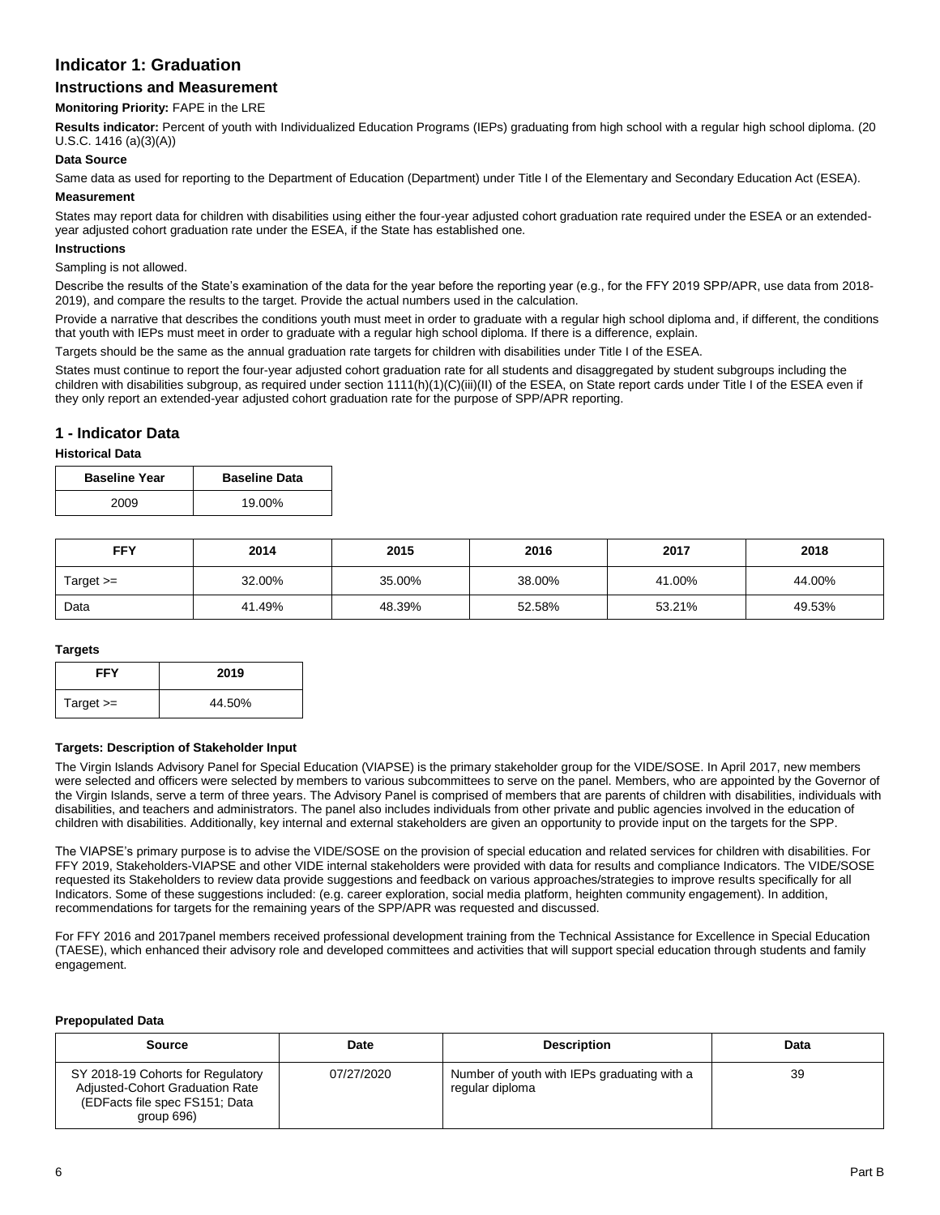# Indicator 1: Graduation

## Instructions and Measurement

**Monitoring Priority:** FAPE in the LRE

**Results indicator:** Percent of youth with Individualized Education Programs (IEPs) graduating from high school with a regular high school diploma. (20 U.S.C. 1416 (a)(3)(A))

**Data Source**

Same data as used for reporting to the Department of Education (Department) under Title I of the Elementary and Secondary Education Act (ESEA).

**Measurement**

States may report data for children with disabilities using either the four-year adjusted cohort graduation rate required under the ESEA or an extended-year adjusted cohort graduation rate under the ESEA, if the State has established one.

**Instructions**

Sampling is not allowed.

Describe the results of the State's examination of the data for the year before the reporting year (e.g., for the FFY 2019 SPP/APR, use data from 2018-2019), and compare the results to the target. Provide the actual numbers used in the calculation.

Provide a narrative that describes the conditions youth must meet in order to graduate with a regular high school diploma and, if different, the conditions that youth with IEPs must meet in order to graduate with a regular high school diploma. If there is a difference, explain.

Targets should be the same as the annual graduation rate targets for children with disabilities under Title I of the ESEA.

States must continue to report the four-year adjusted cohort graduation rate for all students and disaggregated by student subgroups including the children with disabilities subgroup, as required under section 1111(h)(1)(C)(iii)(II) of the ESEA, on State report cards under Title I of the ESEA even if they only report an extended-year adjusted cohort graduation rate for the purpose of SPP/APR reporting.

## 1 - Indicator Data

**Historical Data**

| Baseline Year | Baseline Data |
|---|---|
| 2009 | 19.00% |

| FFY | 2014 | 2015 | 2016 | 2017 | 2018 |
|---|---|---|---|---|---|
| Target >= | 32.00% | 35.00% | 38.00% | 41.00% | 44.00% |
| Data | 41.49% | 48.39% | 52.58% | 53.21% | 49.53% |

**Targets**

| FFY | 2019 |
|---|---|
| Target >= | 44.50% |

**Targets: Description of Stakeholder Input**

The Virgin Islands Advisory Panel for Special Education (VIAPSE) is the primary stakeholder group for the VIDE/SOSE. In April 2017, new members were selected and officers were selected by members to various subcommittees to serve on the panel. Members, who are appointed by the Governor of the Virgin Islands, serve a term of three years. The Advisory Panel is comprised of members that are parents of children with disabilities, individuals with disabilities, and teachers and administrators. The panel also includes individuals from other private and public agencies involved in the education of children with disabilities. Additionally, key internal and external stakeholders are given an opportunity to provide input on the targets for the SPP.

The VIAPSE's primary purpose is to advise the VIDE/SOSE on the provision of special education and related services for children with disabilities. For FFY 2019, Stakeholders-VIAPSE and other VIDE internal stakeholders were provided with data for results and compliance Indicators. The VIDE/SOSE requested its Stakeholders to review data provide suggestions and feedback on various approaches/strategies to improve results specifically for all Indicators. Some of these suggestions included: (e.g. career exploration, social media platform, heighten community engagement). In addition, recommendations for targets for the remaining years of the SPP/APR was requested and discussed.

For FFY 2016 and 2017panel members received professional development training from the Technical Assistance for Excellence in Special Education (TAESE), which enhanced their advisory role and developed committees and activities that will support special education through students and family engagement.

**Prepopulated Data**

| Source | Date | Description | Data |
|---|---|---|---|
| SY 2018-19 Cohorts for Regulatory Adjusted-Cohort Graduation Rate (EDFacts file spec FS151; Data group 696) | 07/27/2020 | Number of youth with IEPs graduating with a regular diploma | 39 |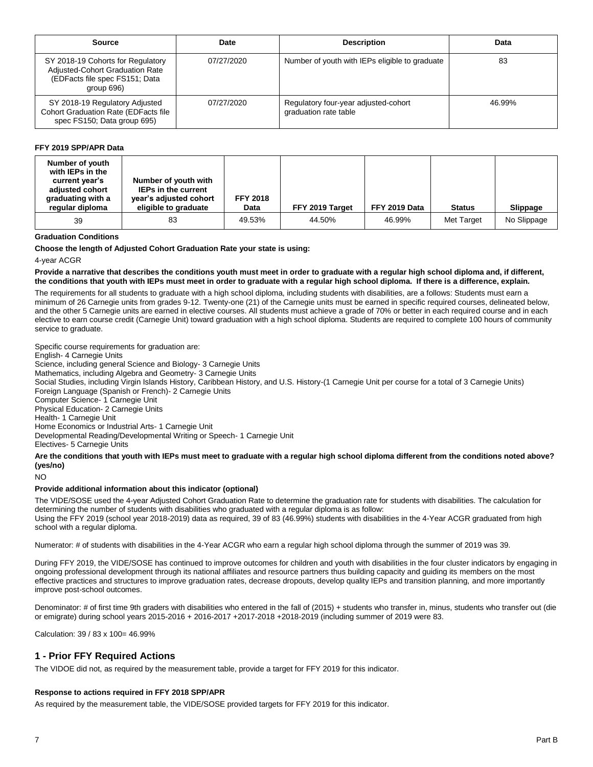| Source | Date | Description | Data |
| --- | --- | --- | --- |
| SY 2018-19 Cohorts for Regulatory Adjusted-Cohort Graduation Rate (EDFacts file spec FS151; Data group 696) | 07/27/2020 | Number of youth with IEPs eligible to graduate | 83 |
| SY 2018-19 Regulatory Adjusted Cohort Graduation Rate (EDFacts file spec FS150; Data group 695) | 07/27/2020 | Regulatory four-year adjusted-cohort graduation rate table | 46.99% |

**FFY 2019 SPP/APR Data**

| Number of youth with IEPs in the current year's adjusted cohort graduating with a regular diploma | Number of youth with IEPs in the current year's adjusted cohort eligible to graduate | FFY 2018 Data | FFY 2019 Target | FFY 2019 Data | Status | Slippage |
| --- | --- | --- | --- | --- | --- | --- |
| 39 | 83 | 49.53% | 44.50% | 46.99% | Met Target | No Slippage |

**Graduation Conditions**

**Choose the length of Adjusted Cohort Graduation Rate your state is using:**

4-year ACGR

**Provide a narrative that describes the conditions youth must meet in order to graduate with a regular high school diploma and, if different, the conditions that youth with IEPs must meet in order to graduate with a regular high school diploma. If there is a difference, explain.**

The requirements for all students to graduate with a high school diploma, including students with disabilities, are a follows: Students must earn a minimum of 26 Carnegie units from grades 9-12. Twenty-one (21) of the Carnegie units must be earned in specific required courses, delineated below, and the other 5 Carnegie units are earned in elective courses. All students must achieve a grade of 70% or better in each required course and in each elective to earn course credit (Carnegie Unit) toward graduation with a high school diploma. Students are required to complete 100 hours of community service to graduate.

Specific course requirements for graduation are:
English- 4 Carnegie Units
Science, including general Science and Biology- 3 Carnegie Units
Mathematics, including Algebra and Geometry- 3 Carnegie Units
Social Studies, including Virgin Islands History, Caribbean History, and U.S. History-(1 Carnegie Unit per course for a total of 3 Carnegie Units)
Foreign Language (Spanish or French)- 2 Carnegie Units
Computer Science- 1 Carnegie Unit
Physical Education- 2 Carnegie Units
Health- 1 Carnegie Unit
Home Economics or Industrial Arts- 1 Carnegie Unit
Developmental Reading/Developmental Writing or Speech- 1 Carnegie Unit
Electives- 5 Carnegie Units

**Are the conditions that youth with IEPs must meet to graduate with a regular high school diploma different from the conditions noted above? (yes/no)**

NO

**Provide additional information about this indicator (optional)**

The VIDE/SOSE used the 4-year Adjusted Cohort Graduation Rate to determine the graduation rate for students with disabilities. The calculation for determining the number of students with disabilities who graduated with a regular diploma is as follow:
Using the FFY 2019 (school year 2018-2019) data as required, 39 of 83 (46.99%) students with disabilities in the 4-Year ACGR graduated from high school with a regular diploma.

Numerator: # of students with disabilities in the 4-Year ACGR who earn a regular high school diploma through the summer of 2019 was 39.

During FFY 2019, the VIDE/SOSE has continued to improve outcomes for children and youth with disabilities in the four cluster indicators by engaging in ongoing professional development through its national affiliates and resource partners thus building capacity and guiding its members on the most effective practices and structures to improve graduation rates, decrease dropouts, develop quality IEPs and transition planning, and more importantly improve post-school outcomes.

Denominator: # of first time 9th graders with disabilities who entered in the fall of (2015) + students who transfer in, minus, students who transfer out (die or emigrate) during school years 2015-2016 + 2016-2017 +2017-2018 +2018-2019 (including summer of 2019 were 83.

Calculation: 39 / 83 x 100= 46.99%

## 1 - Prior FFY Required Actions

The VIDOE did not, as required by the measurement table, provide a target for FFY 2019 for this indicator.

**Response to actions required in FFY 2018 SPP/APR**

As required by the measurement table, the VIDE/SOSE provided targets for FFY 2019 for this indicator.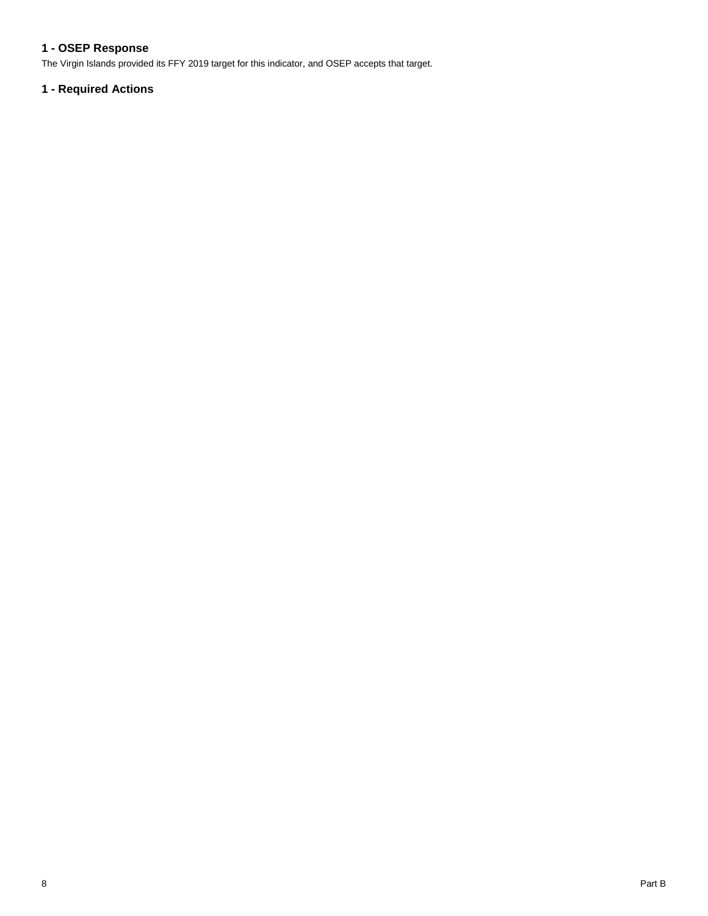### 1 - OSEP Response

The Virgin Islands provided its FFY 2019 target for this indicator, and OSEP accepts that target.

### 1 - Required Actions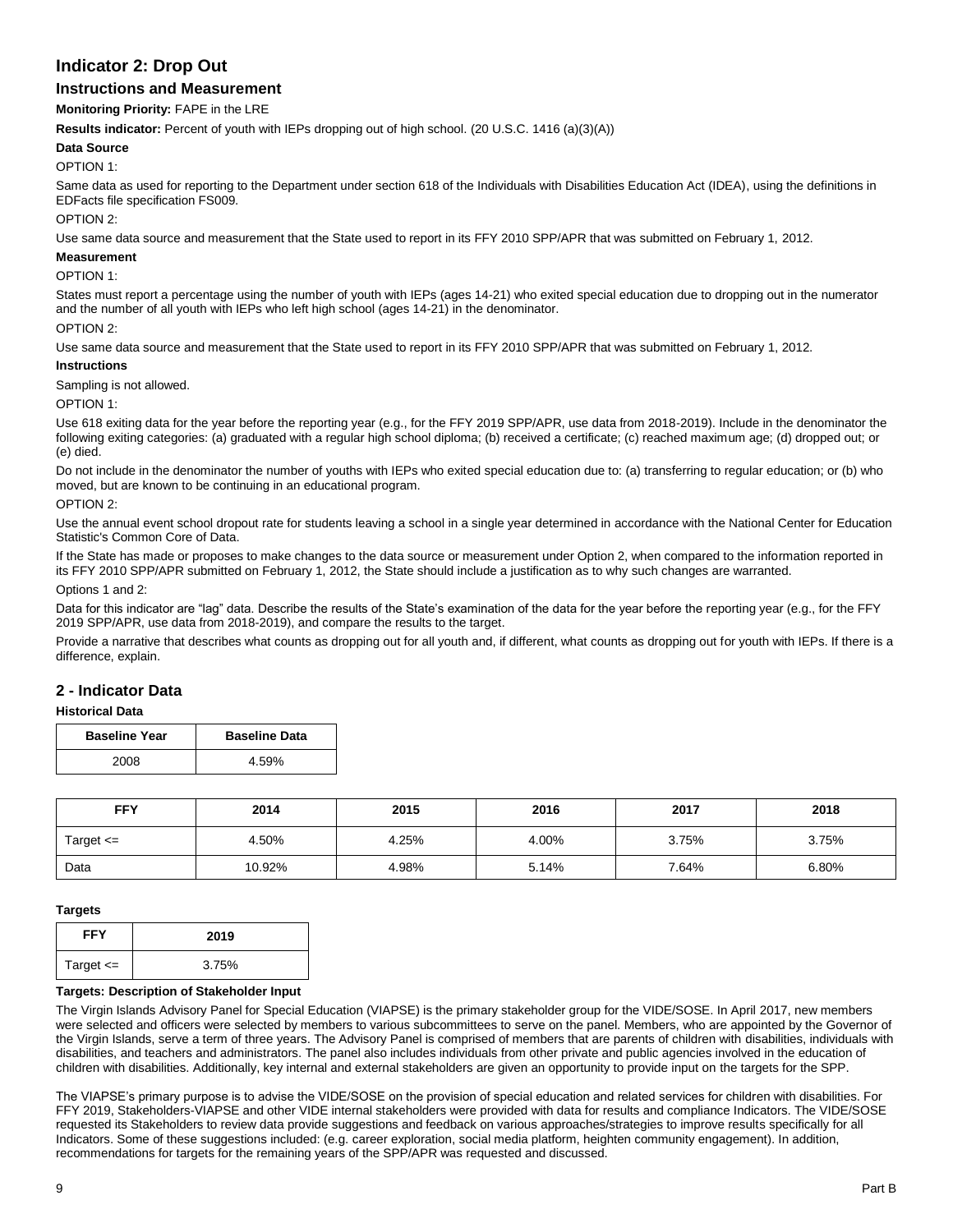# Indicator 2: Drop Out

## Instructions and Measurement

**Monitoring Priority:** FAPE in the LRE

**Results indicator:** Percent of youth with IEPs dropping out of high school. (20 U.S.C. 1416 (a)(3)(A))

**Data Source**

OPTION 1:

Same data as used for reporting to the Department under section 618 of the Individuals with Disabilities Education Act (IDEA), using the definitions in EDFacts file specification FS009.

OPTION 2:

Use same data source and measurement that the State used to report in its FFY 2010 SPP/APR that was submitted on February 1, 2012.

**Measurement**

OPTION 1:

States must report a percentage using the number of youth with IEPs (ages 14-21) who exited special education due to dropping out in the numerator and the number of all youth with IEPs who left high school (ages 14-21) in the denominator.

OPTION 2:

Use same data source and measurement that the State used to report in its FFY 2010 SPP/APR that was submitted on February 1, 2012.

**Instructions**

Sampling is not allowed.

OPTION 1:

Use 618 exiting data for the year before the reporting year (e.g., for the FFY 2019 SPP/APR, use data from 2018-2019). Include in the denominator the following exiting categories: (a) graduated with a regular high school diploma; (b) received a certificate; (c) reached maximum age; (d) dropped out; or (e) died.

Do not include in the denominator the number of youths with IEPs who exited special education due to: (a) transferring to regular education; or (b) who moved, but are known to be continuing in an educational program.

OPTION 2:

Use the annual event school dropout rate for students leaving a school in a single year determined in accordance with the National Center for Education Statistic's Common Core of Data.

If the State has made or proposes to make changes to the data source or measurement under Option 2, when compared to the information reported in its FFY 2010 SPP/APR submitted on February 1, 2012, the State should include a justification as to why such changes are warranted.

Options 1 and 2:

Data for this indicator are "lag" data. Describe the results of the State's examination of the data for the year before the reporting year (e.g., for the FFY 2019 SPP/APR, use data from 2018-2019), and compare the results to the target.

Provide a narrative that describes what counts as dropping out for all youth and, if different, what counts as dropping out for youth with IEPs. If there is a difference, explain.

## 2 - Indicator Data

**Historical Data**

| Baseline Year | Baseline Data |
|---|---|
| 2008 | 4.59% |

| FFY | 2014 | 2015 | 2016 | 2017 | 2018 |
|---|---|---|---|---|---|
| Target <= | 4.50% | 4.25% | 4.00% | 3.75% | 3.75% |
| Data | 10.92% | 4.98% | 5.14% | 7.64% | 6.80% |

**Targets**

| FFY | 2019 |
|---|---|
| Target <= | 3.75% |

**Targets: Description of Stakeholder Input**

The Virgin Islands Advisory Panel for Special Education (VIAPSE) is the primary stakeholder group for the VIDE/SOSE. In April 2017, new members were selected and officers were selected by members to various subcommittees to serve on the panel. Members, who are appointed by the Governor of the Virgin Islands, serve a term of three years. The Advisory Panel is comprised of members that are parents of children with disabilities, individuals with disabilities, and teachers and administrators. The panel also includes individuals from other private and public agencies involved in the education of children with disabilities. Additionally, key internal and external stakeholders are given an opportunity to provide input on the targets for the SPP.

The VIAPSE's primary purpose is to advise the VIDE/SOSE on the provision of special education and related services for children with disabilities. For FFY 2019, Stakeholders-VIAPSE and other VIDE internal stakeholders were provided with data for results and compliance Indicators. The VIDE/SOSE requested its Stakeholders to review data provide suggestions and feedback on various approaches/strategies to improve results specifically for all Indicators. Some of these suggestions included: (e.g. career exploration, social media platform, heighten community engagement). In addition, recommendations for targets for the remaining years of the SPP/APR was requested and discussed.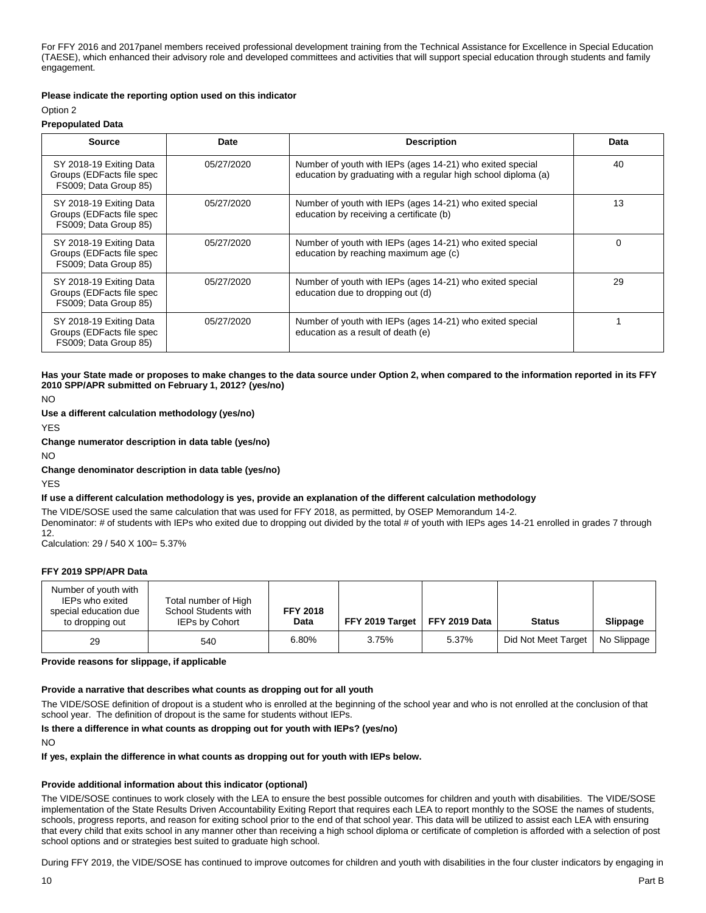For FFY 2016 and 2017panel members received professional development training from the Technical Assistance for Excellence in Special Education (TAESE), which enhanced their advisory role and developed committees and activities that will support special education through students and family engagement.

**Please indicate the reporting option used on this indicator**

Option 2

**Prepopulated Data**

| Source | Date | Description | Data |
|---|---|---|---|
| SY 2018-19 Exiting Data Groups (EDFacts file spec FS009; Data Group 85) | 05/27/2020 | Number of youth with IEPs (ages 14-21) who exited special education by graduating with a regular high school diploma (a) | 40 |
| SY 2018-19 Exiting Data Groups (EDFacts file spec FS009; Data Group 85) | 05/27/2020 | Number of youth with IEPs (ages 14-21) who exited special education by receiving a certificate (b) | 13 |
| SY 2018-19 Exiting Data Groups (EDFacts file spec FS009; Data Group 85) | 05/27/2020 | Number of youth with IEPs (ages 14-21) who exited special education by reaching maximum age (c) | 0 |
| SY 2018-19 Exiting Data Groups (EDFacts file spec FS009; Data Group 85) | 05/27/2020 | Number of youth with IEPs (ages 14-21) who exited special education due to dropping out (d) | 29 |
| SY 2018-19 Exiting Data Groups (EDFacts file spec FS009; Data Group 85) | 05/27/2020 | Number of youth with IEPs (ages 14-21) who exited special education as a result of death (e) | 1 |

**Has your State made or proposes to make changes to the data source under Option 2, when compared to the information reported in its FFY 2010 SPP/APR submitted on February 1, 2012? (yes/no)**

NO

**Use a different calculation methodology (yes/no)**

YES

**Change numerator description in data table (yes/no)**

NO

**Change denominator description in data table (yes/no)**

YES

**If use a different calculation methodology is yes, provide an explanation of the different calculation methodology**

The VIDE/SOSE used the same calculation that was used for FFY 2018, as permitted, by OSEP Memorandum 14-2.
Denominator: # of students with IEPs who exited due to dropping out divided by the total # of youth with IEPs ages 14-21 enrolled in grades 7 through 12.
Calculation: 29 / 540 X 100= 5.37%

**FFY 2019 SPP/APR Data**

| Number of youth with IEPs who exited special education due to dropping out | Total number of High School Students with IEPs by Cohort | FFY 2018 Data | FFY 2019 Target | FFY 2019 Data | Status | Slippage |
|---|---|---|---|---|---|---|
| 29 | 540 | 6.80% | 3.75% | 5.37% | Did Not Meet Target | No Slippage |

**Provide reasons for slippage, if applicable**

**Provide a narrative that describes what counts as dropping out for all youth**

The VIDE/SOSE definition of dropout is a student who is enrolled at the beginning of the school year and who is not enrolled at the conclusion of that school year. The definition of dropout is the same for students without IEPs.

**Is there a difference in what counts as dropping out for youth with IEPs? (yes/no)**

NO

**If yes, explain the difference in what counts as dropping out for youth with IEPs below.**

**Provide additional information about this indicator (optional)**

The VIDE/SOSE continues to work closely with the LEA to ensure the best possible outcomes for children and youth with disabilities. The VIDE/SOSE implementation of the State Results Driven Accountability Exiting Report that requires each LEA to report monthly to the SOSE the names of students, schools, progress reports, and reason for exiting school prior to the end of that school year. This data will be utilized to assist each LEA with ensuring that every child that exits school in any manner other than receiving a high school diploma or certificate of completion is afforded with a selection of post school options and or strategies best suited to graduate high school.

During FFY 2019, the VIDE/SOSE has continued to improve outcomes for children and youth with disabilities in the four cluster indicators by engaging in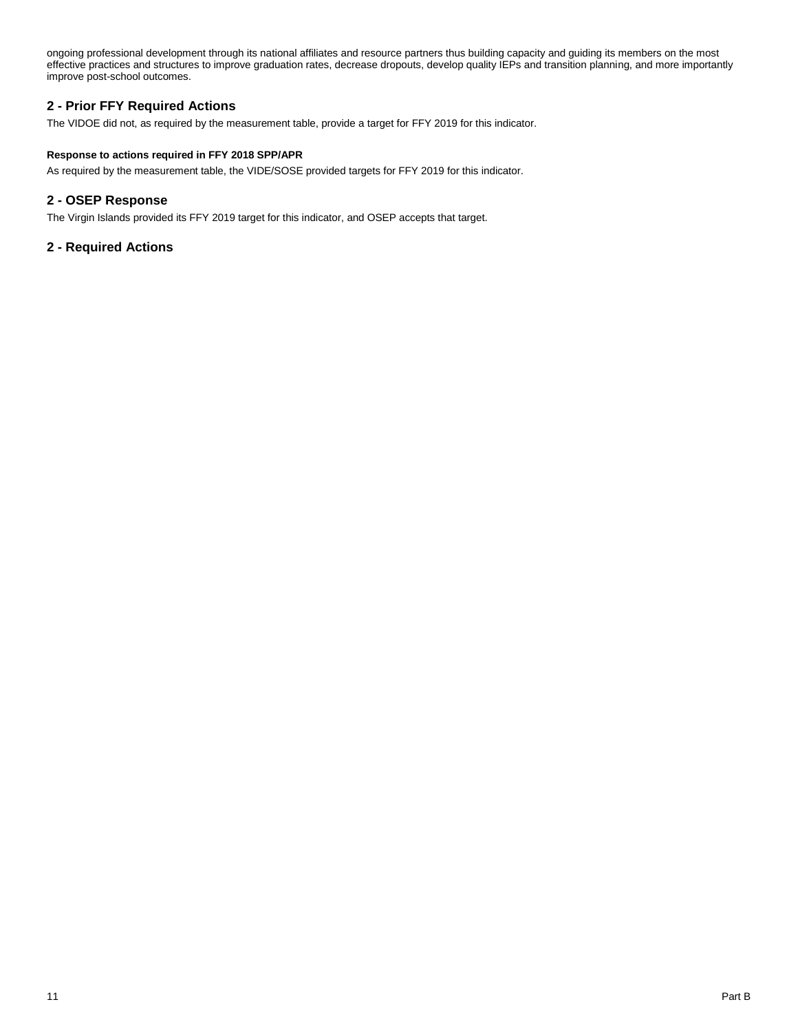ongoing professional development through its national affiliates and resource partners thus building capacity and guiding its members on the most effective practices and structures to improve graduation rates, decrease dropouts, develop quality IEPs and transition planning, and more importantly improve post-school outcomes.

## 2 - Prior FFY Required Actions

The VIDOE did not, as required by the measurement table, provide a target for FFY 2019 for this indicator.

#### Response to actions required in FFY 2018 SPP/APR

As required by the measurement table, the VIDE/SOSE provided targets for FFY 2019 for this indicator.

## 2 - OSEP Response

The Virgin Islands provided its FFY 2019 target for this indicator, and OSEP accepts that target.

## 2 - Required Actions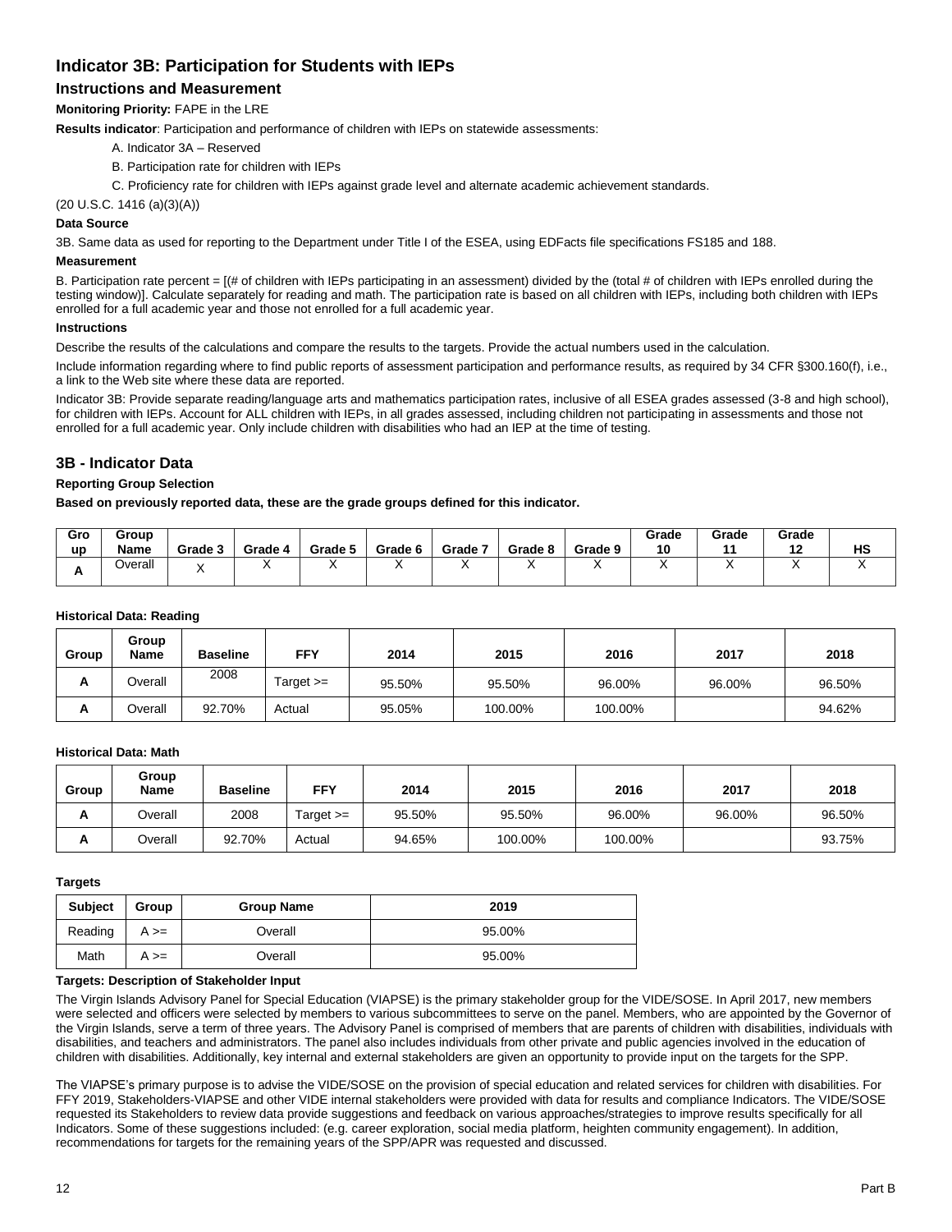## Indicator 3B: Participation for Students with IEPs

### Instructions and Measurement

**Monitoring Priority:** FAPE in the LRE

**Results indicator**: Participation and performance of children with IEPs on statewide assessments:

A. Indicator 3A – Reserved

B. Participation rate for children with IEPs

C. Proficiency rate for children with IEPs against grade level and alternate academic achievement standards.

(20 U.S.C. 1416 (a)(3)(A))

#### Data Source

3B. Same data as used for reporting to the Department under Title I of the ESEA, using EDFacts file specifications FS185 and 188.

#### Measurement

B. Participation rate percent = [(# of children with IEPs participating in an assessment) divided by the (total # of children with IEPs enrolled during the testing window)]. Calculate separately for reading and math. The participation rate is based on all children with IEPs, including both children with IEPs enrolled for a full academic year and those not enrolled for a full academic year.

#### Instructions

Describe the results of the calculations and compare the results to the targets. Provide the actual numbers used in the calculation.

Include information regarding where to find public reports of assessment participation and performance results, as required by 34 CFR §300.160(f), i.e., a link to the Web site where these data are reported.

Indicator 3B: Provide separate reading/language arts and mathematics participation rates, inclusive of all ESEA grades assessed (3-8 and high school), for children with IEPs. Account for ALL children with IEPs, in all grades assessed, including children not participating in assessments and those not enrolled for a full academic year. Only include children with disabilities who had an IEP at the time of testing.

### 3B - Indicator Data

**Reporting Group Selection**

**Based on previously reported data, these are the grade groups defined for this indicator.**

| Group | Group Name | Grade 3 | Grade 4 | Grade 5 | Grade 6 | Grade 7 | Grade 8 | Grade 9 | Grade 10 | Grade 11 | Grade 12 | HS |
|---|---|---|---|---|---|---|---|---|---|---|---|---|
| A | Overall | X | X | X | X | X | X | X | X | X | X | X |

**Historical Data: Reading**

| Group | Group Name | Baseline | FFY | 2014 | 2015 | 2016 | 2017 | 2018 |
|---|---|---|---|---|---|---|---|---|
| A | Overall | 2008 | Target >= | 95.50% | 95.50% | 96.00% | 96.00% | 96.50% |
| A | Overall | 92.70% | Actual | 95.05% | 100.00% | 100.00% | | 94.62% |

**Historical Data: Math**

| Group | Group Name | Baseline | FFY | 2014 | 2015 | 2016 | 2017 | 2018 |
|---|---|---|---|---|---|---|---|---|
| A | Overall | 2008 | Target >= | 95.50% | 95.50% | 96.00% | 96.00% | 96.50% |
| A | Overall | 92.70% | Actual | 94.65% | 100.00% | 100.00% | | 93.75% |

**Targets**

| Subject | Group | Group Name | 2019 |
|---|---|---|---|
| Reading | A >= | Overall | 95.00% |
| Math | A >= | Overall | 95.00% |

**Targets: Description of Stakeholder Input**

The Virgin Islands Advisory Panel for Special Education (VIAPSE) is the primary stakeholder group for the VIDE/SOSE. In April 2017, new members were selected and officers were selected by members to various subcommittees to serve on the panel. Members, who are appointed by the Governor of the Virgin Islands, serve a term of three years. The Advisory Panel is comprised of members that are parents of children with disabilities, individuals with disabilities, and teachers and administrators. The panel also includes individuals from other private and public agencies involved in the education of children with disabilities. Additionally, key internal and external stakeholders are given an opportunity to provide input on the targets for the SPP.

The VIAPSE's primary purpose is to advise the VIDE/SOSE on the provision of special education and related services for children with disabilities. For FFY 2019, Stakeholders-VIAPSE and other VIDE internal stakeholders were provided with data for results and compliance Indicators. The VIDE/SOSE requested its Stakeholders to review data provide suggestions and feedback on various approaches/strategies to improve results specifically for all Indicators. Some of these suggestions included: (e.g. career exploration, social media platform, heighten community engagement). In addition, recommendations for targets for the remaining years of the SPP/APR was requested and discussed.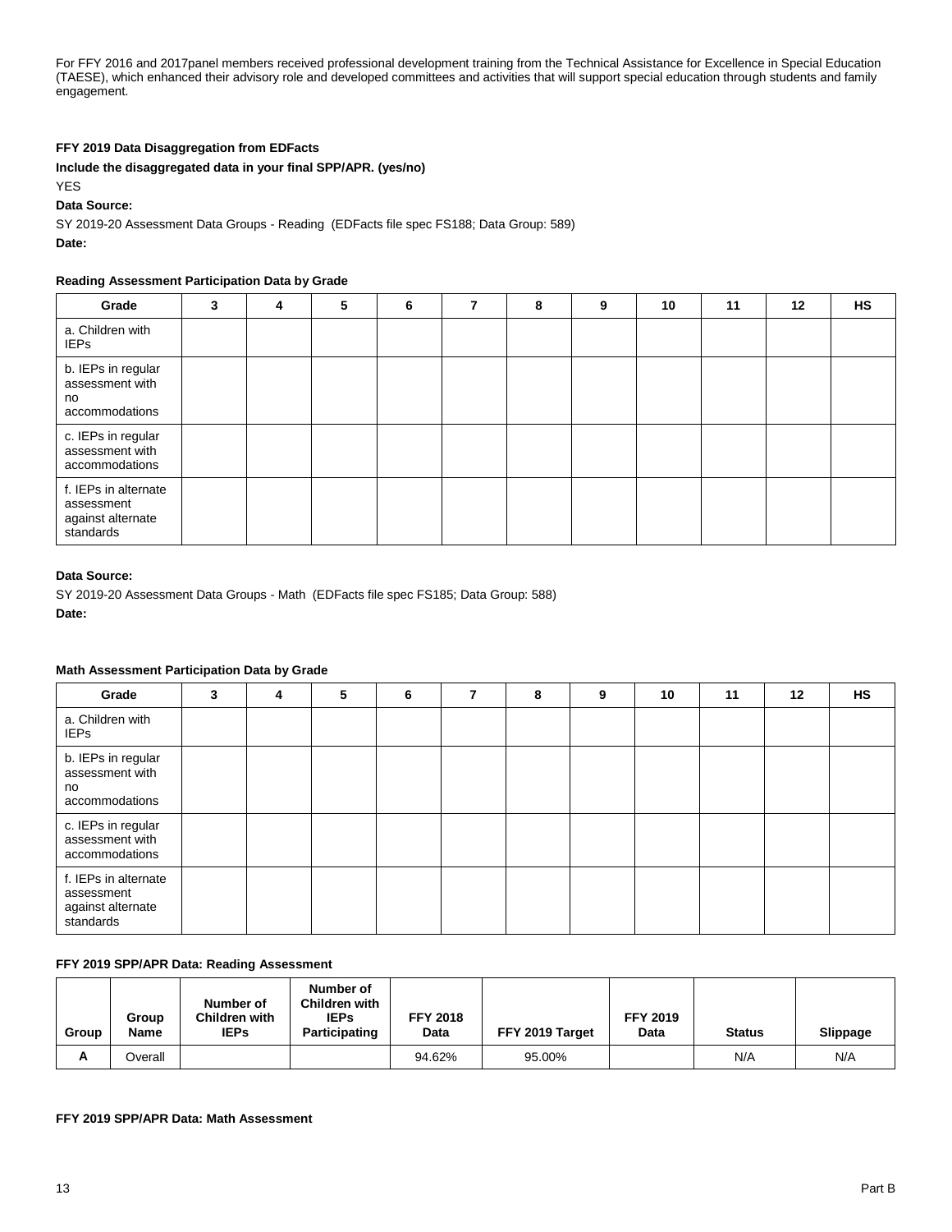For FFY 2016 and 2017panel members received professional development training from the Technical Assistance for Excellence in Special Education (TAESE), which enhanced their advisory role and developed committees and activities that will support special education through students and family engagement.

**FFY 2019 Data Disaggregation from EDFacts**

**Include the disaggregated data in your final SPP/APR. (yes/no)**

YES

**Data Source:**

SY 2019-20 Assessment Data Groups - Reading (EDFacts file spec FS188; Data Group: 589)

**Date:**

**Reading Assessment Participation Data by Grade**

| Grade | 3 | 4 | 5 | 6 | 7 | 8 | 9 | 10 | 11 | 12 | HS |
|---|---|---|---|---|---|---|---|---|---|---|---|
| a. Children with IEPs | | | | | | | | | | | |
| b. IEPs in regular assessment with no accommodations | | | | | | | | | | | |
| c. IEPs in regular assessment with accommodations | | | | | | | | | | | |
| f. IEPs in alternate assessment against alternate standards | | | | | | | | | | | |

**Data Source:**

SY 2019-20 Assessment Data Groups - Math (EDFacts file spec FS185; Data Group: 588)

**Date:**

**Math Assessment Participation Data by Grade**

| Grade | 3 | 4 | 5 | 6 | 7 | 8 | 9 | 10 | 11 | 12 | HS |
|---|---|---|---|---|---|---|---|---|---|---|---|
| a. Children with IEPs | | | | | | | | | | | |
| b. IEPs in regular assessment with no accommodations | | | | | | | | | | | |
| c. IEPs in regular assessment with accommodations | | | | | | | | | | | |
| f. IEPs in alternate assessment against alternate standards | | | | | | | | | | | |

**FFY 2019 SPP/APR Data: Reading Assessment**

| Group | Group Name | Number of Children with IEPs | Number of Children with IEPs Participating | FFY 2018 Data | FFY 2019 Target | FFY 2019 Data | Status | Slippage |
|---|---|---|---|---|---|---|---|---|
| A | Overall | | | 94.62% | 95.00% | | N/A | N/A |

**FFY 2019 SPP/APR Data: Math Assessment**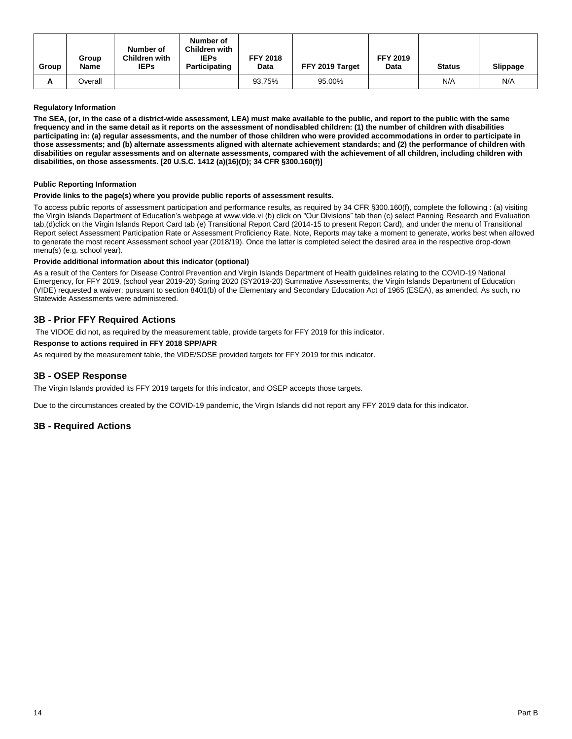| Group | Group Name | Number of Children with IEPs | Number of Children with IEPs Participating | FFY 2018 Data | FFY 2019 Target | FFY 2019 Data | Status | Slippage |
|---|---|---|---|---|---|---|---|---|
| A | Overall | | | 93.75% | 95.00% | | N/A | N/A |

**Regulatory Information**

**The SEA, (or, in the case of a district-wide assessment, LEA) must make available to the public, and report to the public with the same frequency and in the same detail as it reports on the assessment of nondisabled children: (1) the number of children with disabilities participating in: (a) regular assessments, and the number of those children who were provided accommodations in order to participate in those assessments; and (b) alternate assessments aligned with alternate achievement standards; and (2) the performance of children with disabilities on regular assessments and on alternate assessments, compared with the achievement of all children, including children with disabilities, on those assessments. [20 U.S.C. 1412 (a)(16)(D); 34 CFR §300.160(f)]**

**Public Reporting Information**

**Provide links to the page(s) where you provide public reports of assessment results.**

To access public reports of assessment participation and performance results, as required by 34 CFR §300.160(f), complete the following : (a) visiting the Virgin Islands Department of Education's webpage at www.vide.vi (b) click on "Our Divisions" tab then (c) select Panning Research and Evaluation tab,(d)click on the Virgin Islands Report Card tab (e) Transitional Report Card (2014-15 to present Report Card), and under the menu of Transitional Report select Assessment Participation Rate or Assessment Proficiency Rate. Note, Reports may take a moment to generate, works best when allowed to generate the most recent Assessment school year (2018/19). Once the latter is completed select the desired area in the respective drop-down menu(s) (e.g. school year).

**Provide additional information about this indicator (optional)**

As a result of the Centers for Disease Control Prevention and Virgin Islands Department of Health guidelines relating to the COVID-19 National Emergency, for FFY 2019, (school year 2019-20) Spring 2020 (SY2019-20) Summative Assessments, the Virgin Islands Department of Education (VIDE) requested a waiver; pursuant to section 8401(b) of the Elementary and Secondary Education Act of 1965 (ESEA), as amended. As such, no Statewide Assessments were administered.

## 3B - Prior FFY Required Actions

The VIDOE did not, as required by the measurement table, provide targets for FFY 2019 for this indicator.

**Response to actions required in FFY 2018 SPP/APR**

As required by the measurement table, the VIDE/SOSE provided targets for FFY 2019 for this indicator.

## 3B - OSEP Response

The Virgin Islands provided its FFY 2019 targets for this indicator, and OSEP accepts those targets.

Due to the circumstances created by the COVID-19 pandemic, the Virgin Islands did not report any FFY 2019 data for this indicator.

## 3B - Required Actions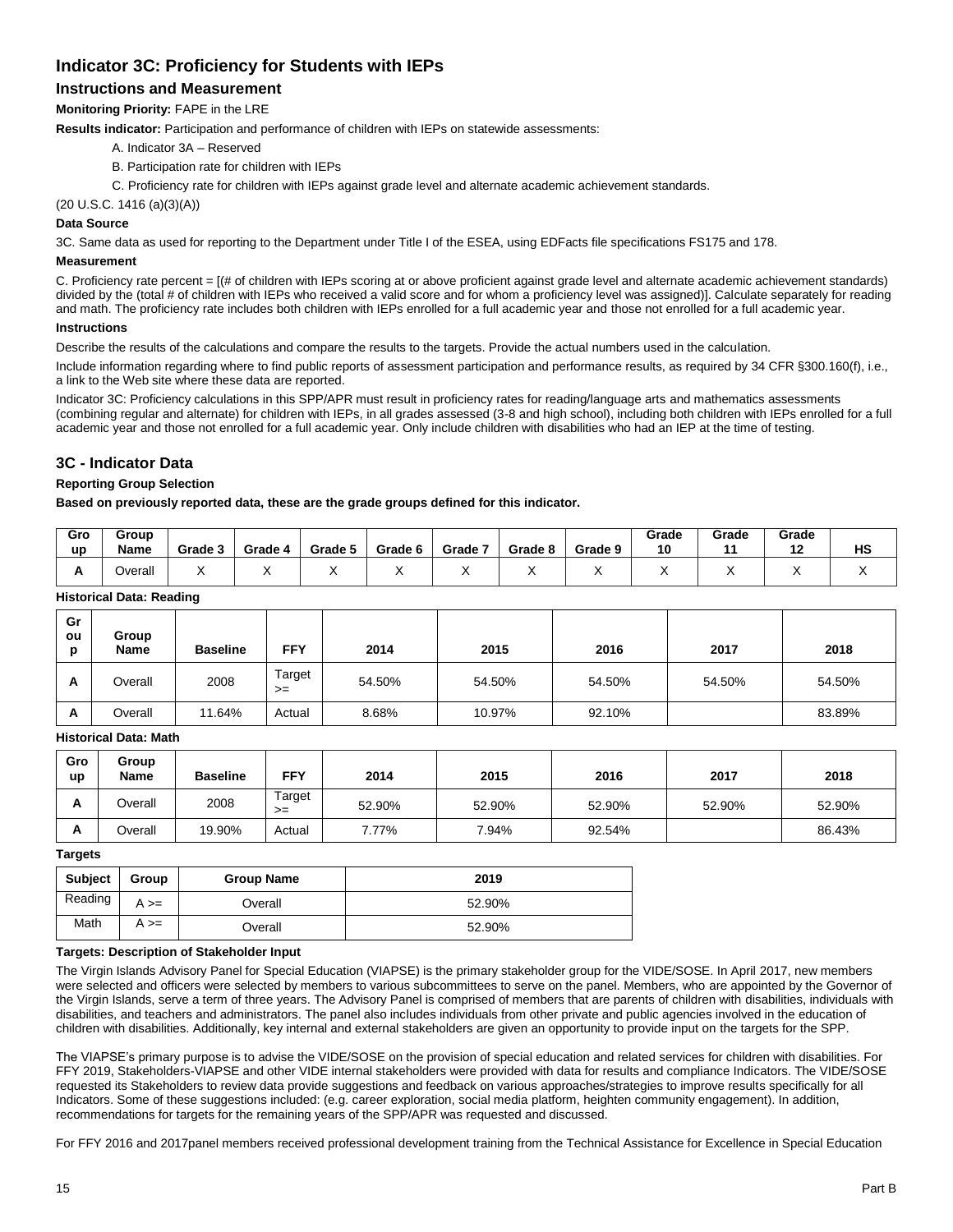## Indicator 3C: Proficiency for Students with IEPs

### Instructions and Measurement

**Monitoring Priority:** FAPE in the LRE

**Results indicator:** Participation and performance of children with IEPs on statewide assessments:

A. Indicator 3A – Reserved

B. Participation rate for children with IEPs

C. Proficiency rate for children with IEPs against grade level and alternate academic achievement standards.

(20 U.S.C. 1416 (a)(3)(A))

**Data Source**

3C. Same data as used for reporting to the Department under Title I of the ESEA, using EDFacts file specifications FS175 and 178.

**Measurement**

C. Proficiency rate percent = [(# of children with IEPs scoring at or above proficient against grade level and alternate academic achievement standards) divided by the (total # of children with IEPs who received a valid score and for whom a proficiency level was assigned)]. Calculate separately for reading and math. The proficiency rate includes both children with IEPs enrolled for a full academic year and those not enrolled for a full academic year.

**Instructions**

Describe the results of the calculations and compare the results to the targets. Provide the actual numbers used in the calculation.

Include information regarding where to find public reports of assessment participation and performance results, as required by 34 CFR §300.160(f), i.e., a link to the Web site where these data are reported.

Indicator 3C: Proficiency calculations in this SPP/APR must result in proficiency rates for reading/language arts and mathematics assessments (combining regular and alternate) for children with IEPs, in all grades assessed (3-8 and high school), including both children with IEPs enrolled for a full academic year and those not enrolled for a full academic year. Only include children with disabilities who had an IEP at the time of testing.

### 3C - Indicator Data

**Reporting Group Selection**

**Based on previously reported data, these are the grade groups defined for this indicator.**

| Group | Group Name | Grade 3 | Grade 4 | Grade 5 | Grade 6 | Grade 7 | Grade 8 | Grade 9 | Grade 10 | Grade 11 | Grade 12 | HS |
|---|---|---|---|---|---|---|---|---|---|---|---|---|
| A | Overall | X | X | X | X | X | X | X | X | X | X | X |

**Historical Data: Reading**

| Group | Group Name | Baseline | FFY | 2014 | 2015 | 2016 | 2017 | 2018 |
|---|---|---|---|---|---|---|---|---|
| A | Overall | 2008 | Target >= | 54.50% | 54.50% | 54.50% | 54.50% | 54.50% |
| A | Overall | 11.64% | Actual | 8.68% | 10.97% | 92.10% | | 83.89% |

**Historical Data: Math**

| Group | Group Name | Baseline | FFY | 2014 | 2015 | 2016 | 2017 | 2018 |
|---|---|---|---|---|---|---|---|---|
| A | Overall | 2008 | Target >= | 52.90% | 52.90% | 52.90% | 52.90% | 52.90% |
| A | Overall | 19.90% | Actual | 7.77% | 7.94% | 92.54% | | 86.43% |

**Targets**

| Subject | Group | Group Name | 2019 |
|---|---|---|---|
| Reading | A >= | Overall | 52.90% |
| Math | A >= | Overall | 52.90% |

**Targets: Description of Stakeholder Input**

The Virgin Islands Advisory Panel for Special Education (VIAPSE) is the primary stakeholder group for the VIDE/SOSE. In April 2017, new members were selected and officers were selected by members to various subcommittees to serve on the panel. Members, who are appointed by the Governor of the Virgin Islands, serve a term of three years. The Advisory Panel is comprised of members that are parents of children with disabilities, individuals with disabilities, and teachers and administrators. The panel also includes individuals from other private and public agencies involved in the education of children with disabilities. Additionally, key internal and external stakeholders are given an opportunity to provide input on the targets for the SPP.

The VIAPSE's primary purpose is to advise the VIDE/SOSE on the provision of special education and related services for children with disabilities. For FFY 2019, Stakeholders-VIAPSE and other VIDE internal stakeholders were provided with data for results and compliance Indicators. The VIDE/SOSE requested its Stakeholders to review data provide suggestions and feedback on various approaches/strategies to improve results specifically for all Indicators. Some of these suggestions included: (e.g. career exploration, social media platform, heighten community engagement). In addition, recommendations for targets for the remaining years of the SPP/APR was requested and discussed.

For FFY 2016 and 2017panel members received professional development training from the Technical Assistance for Excellence in Special Education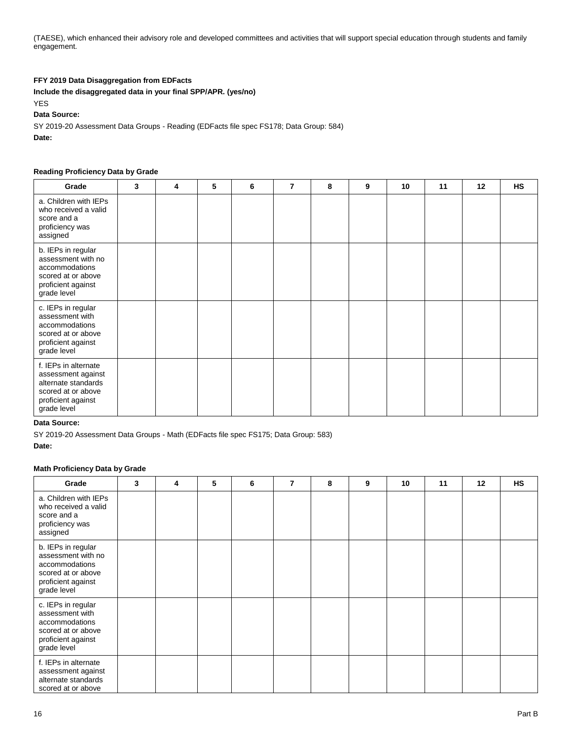(TAESE), which enhanced their advisory role and developed committees and activities that will support special education through students and family engagement.

**FFY 2019 Data Disaggregation from EDFacts**

**Include the disaggregated data in your final SPP/APR. (yes/no)**

YES

**Data Source:**

SY 2019-20 Assessment Data Groups - Reading (EDFacts file spec FS178; Data Group: 584)

**Date:**

**Reading Proficiency Data by Grade**

| Grade | 3 | 4 | 5 | 6 | 7 | 8 | 9 | 10 | 11 | 12 | HS |
|---|---|---|---|---|---|---|---|---|---|---|---|
| a. Children with IEPs who received a valid score and a proficiency was assigned | | | | | | | | | | | |
| b. IEPs in regular assessment with no accommodations scored at or above proficient against grade level | | | | | | | | | | | |
| c. IEPs in regular assessment with accommodations scored at or above proficient against grade level | | | | | | | | | | | |
| f. IEPs in alternate assessment against alternate standards scored at or above proficient against grade level | | | | | | | | | | | |

**Data Source:**

SY 2019-20 Assessment Data Groups - Math (EDFacts file spec FS175; Data Group: 583)

**Date:**

**Math Proficiency Data by Grade**

| Grade | 3 | 4 | 5 | 6 | 7 | 8 | 9 | 10 | 11 | 12 | HS |
|---|---|---|---|---|---|---|---|---|---|---|---|
| a. Children with IEPs who received a valid score and a proficiency was assigned | | | | | | | | | | | |
| b. IEPs in regular assessment with no accommodations scored at or above proficient against grade level | | | | | | | | | | | |
| c. IEPs in regular assessment with accommodations scored at or above proficient against grade level | | | | | | | | | | | |
| f. IEPs in alternate assessment against alternate standards scored at or above | | | | | | | | | | | |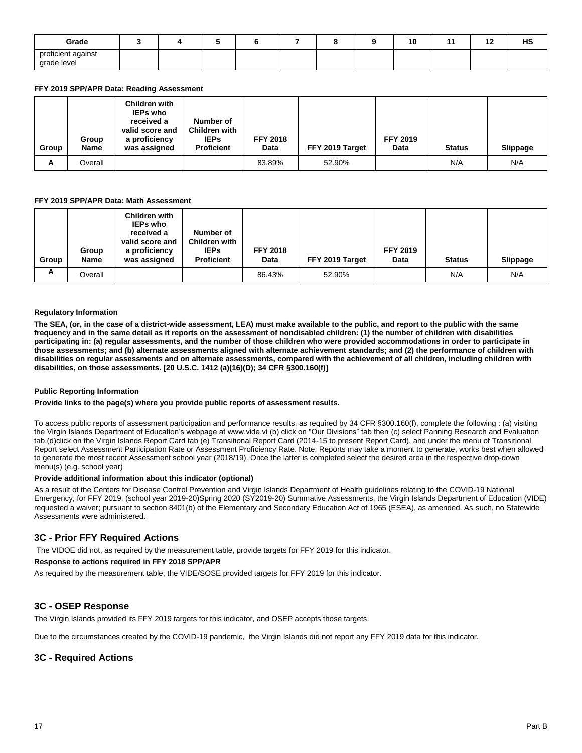| Grade | 3 | 4 | 5 | 6 | 7 | 8 | 9 | 10 | 11 | 12 | HS |
|---|---|---|---|---|---|---|---|---|---|---|---|
| proficient against grade level | | | | | | | | | | | |

**FFY 2019 SPP/APR Data: Reading Assessment**

| Group | Group Name | Children with IEPs who received a valid score and a proficiency was assigned | Number of Children with IEPs Proficient | FFY 2018 Data | FFY 2019 Target | FFY 2019 Data | Status | Slippage |
|---|---|---|---|---|---|---|---|---|
| A | Overall | | | 83.89% | 52.90% | | N/A | N/A |

**FFY 2019 SPP/APR Data: Math Assessment**

| Group | Group Name | Children with IEPs who received a valid score and a proficiency was assigned | Number of Children with IEPs Proficient | FFY 2018 Data | FFY 2019 Target | FFY 2019 Data | Status | Slippage |
|---|---|---|---|---|---|---|---|---|
| A | Overall | | | 86.43% | 52.90% | | N/A | N/A |

**Regulatory Information**

**The SEA, (or, in the case of a district-wide assessment, LEA) must make available to the public, and report to the public with the same frequency and in the same detail as it reports on the assessment of nondisabled children: (1) the number of children with disabilities participating in: (a) regular assessments, and the number of those children who were provided accommodations in order to participate in those assessments; and (b) alternate assessments aligned with alternate achievement standards; and (2) the performance of children with disabilities on regular assessments and on alternate assessments, compared with the achievement of all children, including children with disabilities, on those assessments. [20 U.S.C. 1412 (a)(16)(D); 34 CFR §300.160(f)]**

**Public Reporting Information**

**Provide links to the page(s) where you provide public reports of assessment results.**

To access public reports of assessment participation and performance results, as required by 34 CFR §300.160(f), complete the following : (a) visiting the Virgin Islands Department of Education's webpage at www.vide.vi (b) click on "Our Divisions" tab then (c) select Panning Research and Evaluation tab,(d)click on the Virgin Islands Report Card tab (e) Transitional Report Card (2014-15 to present Report Card), and under the menu of Transitional Report select Assessment Participation Rate or Assessment Proficiency Rate. Note, Reports may take a moment to generate, works best when allowed to generate the most recent Assessment school year (2018/19). Once the latter is completed select the desired area in the respective drop-down menu(s) (e.g. school year)

**Provide additional information about this indicator (optional)**

As a result of the Centers for Disease Control Prevention and Virgin Islands Department of Health guidelines relating to the COVID-19 National Emergency, for FFY 2019, (school year 2019-20)Spring 2020 (SY2019-20) Summative Assessments, the Virgin Islands Department of Education (VIDE) requested a waiver; pursuant to section 8401(b) of the Elementary and Secondary Education Act of 1965 (ESEA), as amended. As such, no Statewide Assessments were administered.

## 3C - Prior FFY Required Actions

The VIDOE did not, as required by the measurement table, provide targets for FFY 2019 for this indicator.

**Response to actions required in FFY 2018 SPP/APR**

As required by the measurement table, the VIDE/SOSE provided targets for FFY 2019 for this indicator.

## 3C - OSEP Response

The Virgin Islands provided its FFY 2019 targets for this indicator, and OSEP accepts those targets.

Due to the circumstances created by the COVID-19 pandemic, the Virgin Islands did not report any FFY 2019 data for this indicator.

## 3C - Required Actions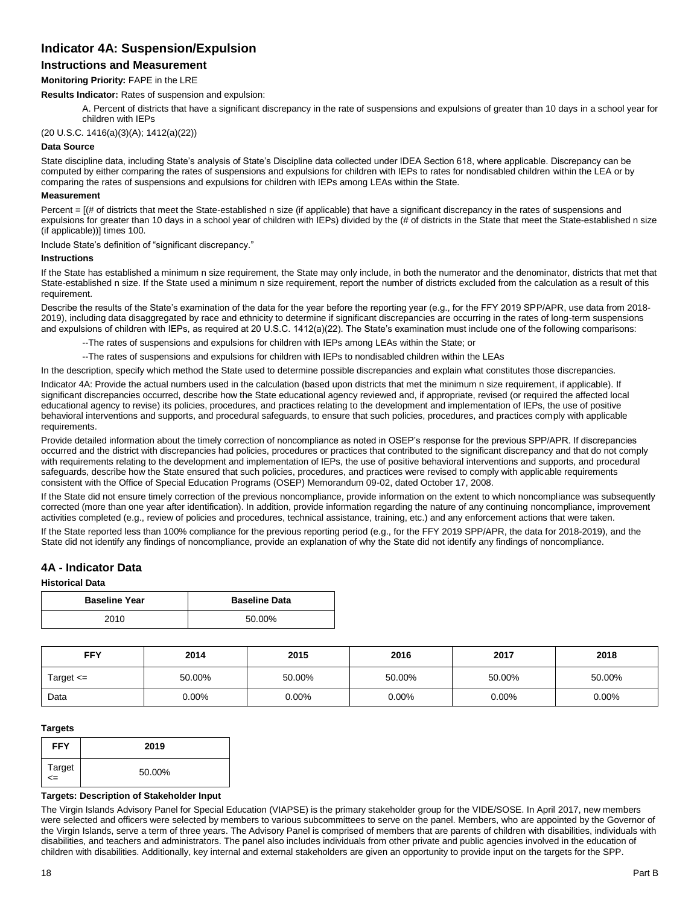## Indicator 4A: Suspension/Expulsion

### Instructions and Measurement

**Monitoring Priority:** FAPE in the LRE

**Results Indicator:** Rates of suspension and expulsion:

A. Percent of districts that have a significant discrepancy in the rate of suspensions and expulsions of greater than 10 days in a school year for children with IEPs

(20 U.S.C. 1416(a)(3)(A); 1412(a)(22))

**Data Source**

State discipline data, including State's analysis of State's Discipline data collected under IDEA Section 618, where applicable. Discrepancy can be computed by either comparing the rates of suspensions and expulsions for children with IEPs to rates for nondisabled children within the LEA or by comparing the rates of suspensions and expulsions for children with IEPs among LEAs within the State.

**Measurement**

Percent = [(# of districts that meet the State-established n size (if applicable) that have a significant discrepancy in the rates of suspensions and expulsions for greater than 10 days in a school year of children with IEPs) divided by the (# of districts in the State that meet the State-established n size (if applicable))] times 100.

Include State's definition of "significant discrepancy."

**Instructions**

If the State has established a minimum n size requirement, the State may only include, in both the numerator and the denominator, districts that met that State-established n size. If the State used a minimum n size requirement, report the number of districts excluded from the calculation as a result of this requirement.

Describe the results of the State's examination of the data for the year before the reporting year (e.g., for the FFY 2019 SPP/APR, use data from 2018-2019), including data disaggregated by race and ethnicity to determine if significant discrepancies are occurring in the rates of long-term suspensions and expulsions of children with IEPs, as required at 20 U.S.C. 1412(a)(22). The State's examination must include one of the following comparisons:

--The rates of suspensions and expulsions for children with IEPs among LEAs within the State; or

--The rates of suspensions and expulsions for children with IEPs to nondisabled children within the LEAs

In the description, specify which method the State used to determine possible discrepancies and explain what constitutes those discrepancies.

Indicator 4A: Provide the actual numbers used in the calculation (based upon districts that met the minimum n size requirement, if applicable). If significant discrepancies occurred, describe how the State educational agency reviewed and, if appropriate, revised (or required the affected local educational agency to revise) its policies, procedures, and practices relating to the development and implementation of IEPs, the use of positive behavioral interventions and supports, and procedural safeguards, to ensure that such policies, procedures, and practices comply with applicable requirements.

Provide detailed information about the timely correction of noncompliance as noted in OSEP's response for the previous SPP/APR. If discrepancies occurred and the district with discrepancies had policies, procedures or practices that contributed to the significant discrepancy and that do not comply with requirements relating to the development and implementation of IEPs, the use of positive behavioral interventions and supports, and procedural safeguards, describe how the State ensured that such policies, procedures, and practices were revised to comply with applicable requirements consistent with the Office of Special Education Programs (OSEP) Memorandum 09-02, dated October 17, 2008.

If the State did not ensure timely correction of the previous noncompliance, provide information on the extent to which noncompliance was subsequently corrected (more than one year after identification). In addition, provide information regarding the nature of any continuing noncompliance, improvement activities completed (e.g., review of policies and procedures, technical assistance, training, etc.) and any enforcement actions that were taken.

If the State reported less than 100% compliance for the previous reporting period (e.g., for the FFY 2019 SPP/APR, the data for 2018-2019), and the State did not identify any findings of noncompliance, provide an explanation of why the State did not identify any findings of noncompliance.

## 4A - Indicator Data

**Historical Data**

| Baseline Year | Baseline Data |
|---|---|
| 2010 | 50.00% |

| FFY | 2014 | 2015 | 2016 | 2017 | 2018 |
|---|---|---|---|---|---|
| Target <= | 50.00% | 50.00% | 50.00% | 50.00% | 50.00% |
| Data | 0.00% | 0.00% | 0.00% | 0.00% | 0.00% |

**Targets**

| FFY | 2019 |
|---|---|
| Target <= | 50.00% |

**Targets: Description of Stakeholder Input**

The Virgin Islands Advisory Panel for Special Education (VIAPSE) is the primary stakeholder group for the VIDE/SOSE. In April 2017, new members were selected and officers were selected by members to various subcommittees to serve on the panel. Members, who are appointed by the Governor of the Virgin Islands, serve a term of three years. The Advisory Panel is comprised of members that are parents of children with disabilities, individuals with disabilities, and teachers and administrators. The panel also includes individuals from other private and public agencies involved in the education of children with disabilities. Additionally, key internal and external stakeholders are given an opportunity to provide input on the targets for the SPP.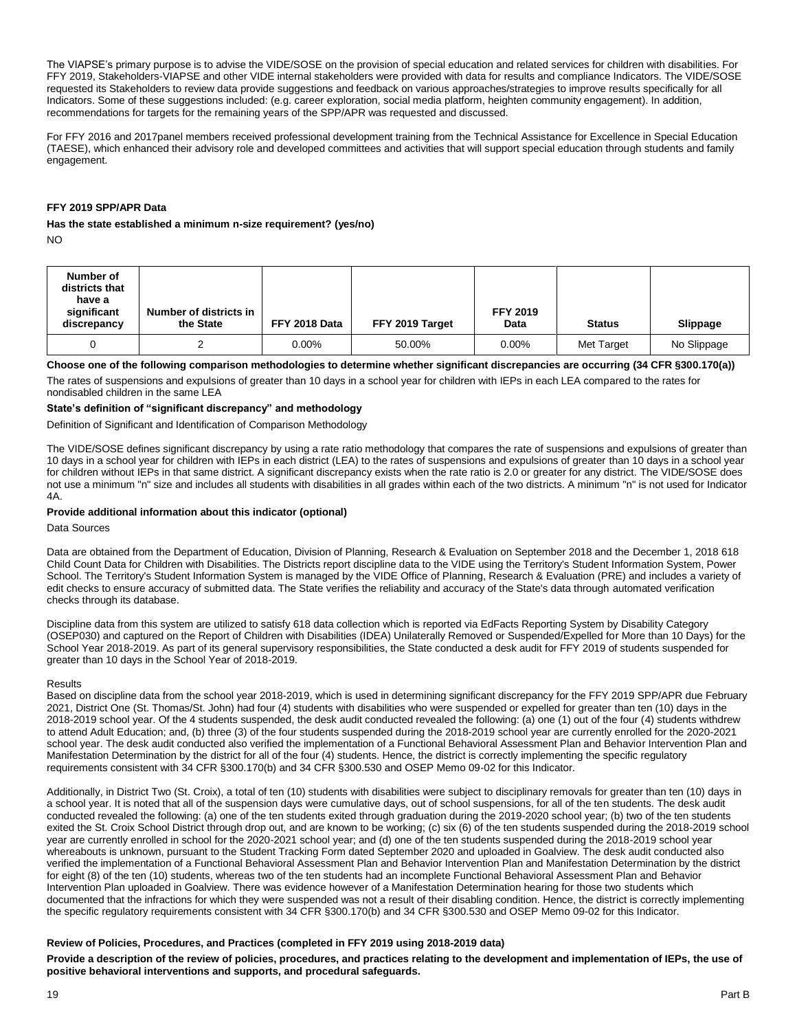The VIAPSE's primary purpose is to advise the VIDE/SOSE on the provision of special education and related services for children with disabilities. For FFY 2019, Stakeholders-VIAPSE and other VIDE internal stakeholders were provided with data for results and compliance Indicators. The VIDE/SOSE requested its Stakeholders to review data provide suggestions and feedback on various approaches/strategies to improve results specifically for all Indicators. Some of these suggestions included: (e.g. career exploration, social media platform, heighten community engagement). In addition, recommendations for targets for the remaining years of the SPP/APR was requested and discussed.

For FFY 2016 and 2017panel members received professional development training from the Technical Assistance for Excellence in Special Education (TAESE), which enhanced their advisory role and developed committees and activities that will support special education through students and family engagement.

**FFY 2019 SPP/APR Data**

**Has the state established a minimum n-size requirement? (yes/no)**

NO

| Number of districts that have a significant discrepancy | Number of districts in the State | FFY 2018 Data | FFY 2019 Target | FFY 2019 Data | Status | Slippage |
|---|---|---|---|---|---|---|
| 0 | 2 | 0.00% | 50.00% | 0.00% | Met Target | No Slippage |

**Choose one of the following comparison methodologies to determine whether significant discrepancies are occurring (34 CFR §300.170(a))**

The rates of suspensions and expulsions of greater than 10 days in a school year for children with IEPs in each LEA compared to the rates for nondisabled children in the same LEA

**State's definition of "significant discrepancy" and methodology**

Definition of Significant and Identification of Comparison Methodology

The VIDE/SOSE defines significant discrepancy by using a rate ratio methodology that compares the rate of suspensions and expulsions of greater than 10 days in a school year for children with IEPs in each district (LEA) to the rates of suspensions and expulsions of greater than 10 days in a school year for children without IEPs in that same district. A significant discrepancy exists when the rate ratio is 2.0 or greater for any district. The VIDE/SOSE does not use a minimum "n" size and includes all students with disabilities in all grades within each of the two districts. A minimum "n" is not used for Indicator 4A.

**Provide additional information about this indicator (optional)**

Data Sources

Data are obtained from the Department of Education, Division of Planning, Research & Evaluation on September 2018 and the December 1, 2018 618 Child Count Data for Children with Disabilities. The Districts report discipline data to the VIDE using the Territory's Student Information System, Power School. The Territory's Student Information System is managed by the VIDE Office of Planning, Research & Evaluation (PRE) and includes a variety of edit checks to ensure accuracy of submitted data. The State verifies the reliability and accuracy of the State's data through automated verification checks through its database.

Discipline data from this system are utilized to satisfy 618 data collection which is reported via EdFacts Reporting System by Disability Category (OSEP030) and captured on the Report of Children with Disabilities (IDEA) Unilaterally Removed or Suspended/Expelled for More than 10 Days) for the School Year 2018-2019. As part of its general supervisory responsibilities, the State conducted a desk audit for FFY 2019 of students suspended for greater than 10 days in the School Year of 2018-2019.

Results
Based on discipline data from the school year 2018-2019, which is used in determining significant discrepancy for the FFY 2019 SPP/APR due February 2021, District One (St. Thomas/St. John) had four (4) students with disabilities who were suspended or expelled for greater than ten (10) days in the 2018-2019 school year. Of the 4 students suspended, the desk audit conducted revealed the following: (a) one (1) out of the four (4) students withdrew to attend Adult Education; and, (b) three (3) of the four students suspended during the 2018-2019 school year are currently enrolled for the 2020-2021 school year. The desk audit conducted also verified the implementation of a Functional Behavioral Assessment Plan and Behavior Intervention Plan and Manifestation Determination by the district for all of the four (4) students. Hence, the district is correctly implementing the specific regulatory requirements consistent with 34 CFR §300.170(b) and 34 CFR §300.530 and OSEP Memo 09-02 for this Indicator.

Additionally, in District Two (St. Croix), a total of ten (10) students with disabilities were subject to disciplinary removals for greater than ten (10) days in a school year. It is noted that all of the suspension days were cumulative days, out of school suspensions, for all of the ten students. The desk audit conducted revealed the following: (a) one of the ten students exited through graduation during the 2019-2020 school year; (b) two of the ten students exited the St. Croix School District through drop out, and are known to be working; (c) six (6) of the ten students suspended during the 2018-2019 school year are currently enrolled in school for the 2020-2021 school year; and (d) one of the ten students suspended during the 2018-2019 school year whereabouts is unknown, pursuant to the Student Tracking Form dated September 2020 and uploaded in Goalview. The desk audit conducted also verified the implementation of a Functional Behavioral Assessment Plan and Behavior Intervention Plan and Manifestation Determination by the district for eight (8) of the ten (10) students, whereas two of the ten students had an incomplete Functional Behavioral Assessment Plan and Behavior Intervention Plan uploaded in Goalview. There was evidence however of a Manifestation Determination hearing for those two students which documented that the infractions for which they were suspended was not a result of their disabling condition. Hence, the district is correctly implementing the specific regulatory requirements consistent with 34 CFR §300.170(b) and 34 CFR §300.530 and OSEP Memo 09-02 for this Indicator.

**Review of Policies, Procedures, and Practices (completed in FFY 2019 using 2018-2019 data)**

**Provide a description of the review of policies, procedures, and practices relating to the development and implementation of IEPs, the use of positive behavioral interventions and supports, and procedural safeguards.**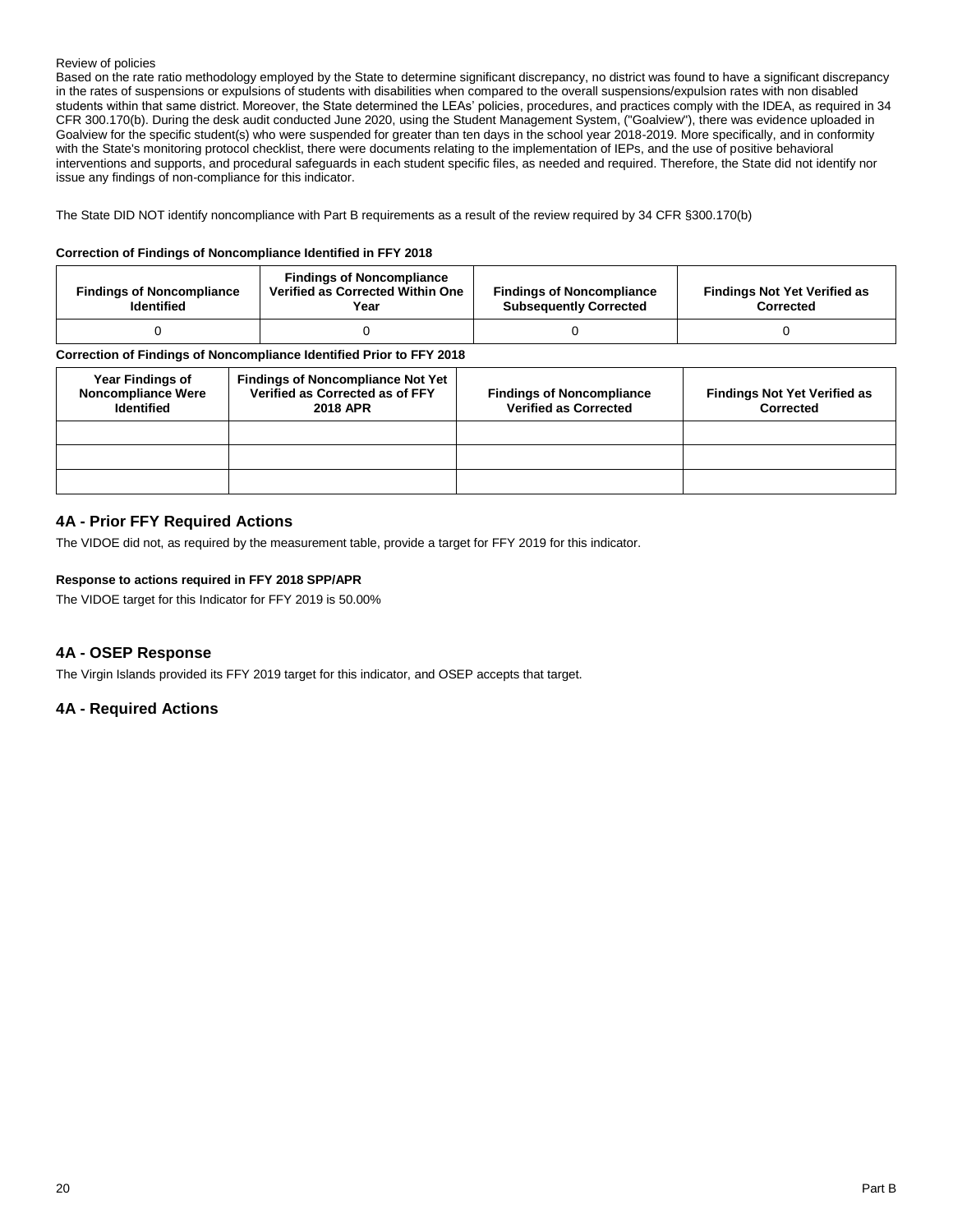Review of policies

Based on the rate ratio methodology employed by the State to determine significant discrepancy, no district was found to have a significant discrepancy in the rates of suspensions or expulsions of students with disabilities when compared to the overall suspensions/expulsion rates with non disabled students within that same district. Moreover, the State determined the LEAs' policies, procedures, and practices comply with the IDEA, as required in 34 CFR 300.170(b). During the desk audit conducted June 2020, using the Student Management System, ("Goalview"), there was evidence uploaded in Goalview for the specific student(s) who were suspended for greater than ten days in the school year 2018-2019. More specifically, and in conformity with the State's monitoring protocol checklist, there were documents relating to the implementation of IEPs, and the use of positive behavioral interventions and supports, and procedural safeguards in each student specific files, as needed and required. Therefore, the State did not identify nor issue any findings of non-compliance for this indicator.

The State DID NOT identify noncompliance with Part B requirements as a result of the review required by 34 CFR §300.170(b)

**Correction of Findings of Noncompliance Identified in FFY 2018**

| Findings of Noncompliance Identified | Findings of Noncompliance Verified as Corrected Within One Year | Findings of Noncompliance Subsequently Corrected | Findings Not Yet Verified as Corrected |
|---|---|---|---|
| 0 | 0 | 0 | 0 |

**Correction of Findings of Noncompliance Identified Prior to FFY 2018**

| Year Findings of Noncompliance Were Identified | Findings of Noncompliance Not Yet Verified as Corrected as of FFY 2018 APR | Findings of Noncompliance Verified as Corrected | Findings Not Yet Verified as Corrected |
|---|---|---|---|
| | | | |
| | | | |
| | | | |

## 4A - Prior FFY Required Actions

The VIDOE did not, as required by the measurement table, provide a target for FFY 2019 for this indicator.

**Response to actions required in FFY 2018 SPP/APR**

The VIDOE target for this Indicator for FFY 2019 is 50.00%

## 4A - OSEP Response

The Virgin Islands provided its FFY 2019 target for this indicator, and OSEP accepts that target.

## 4A - Required Actions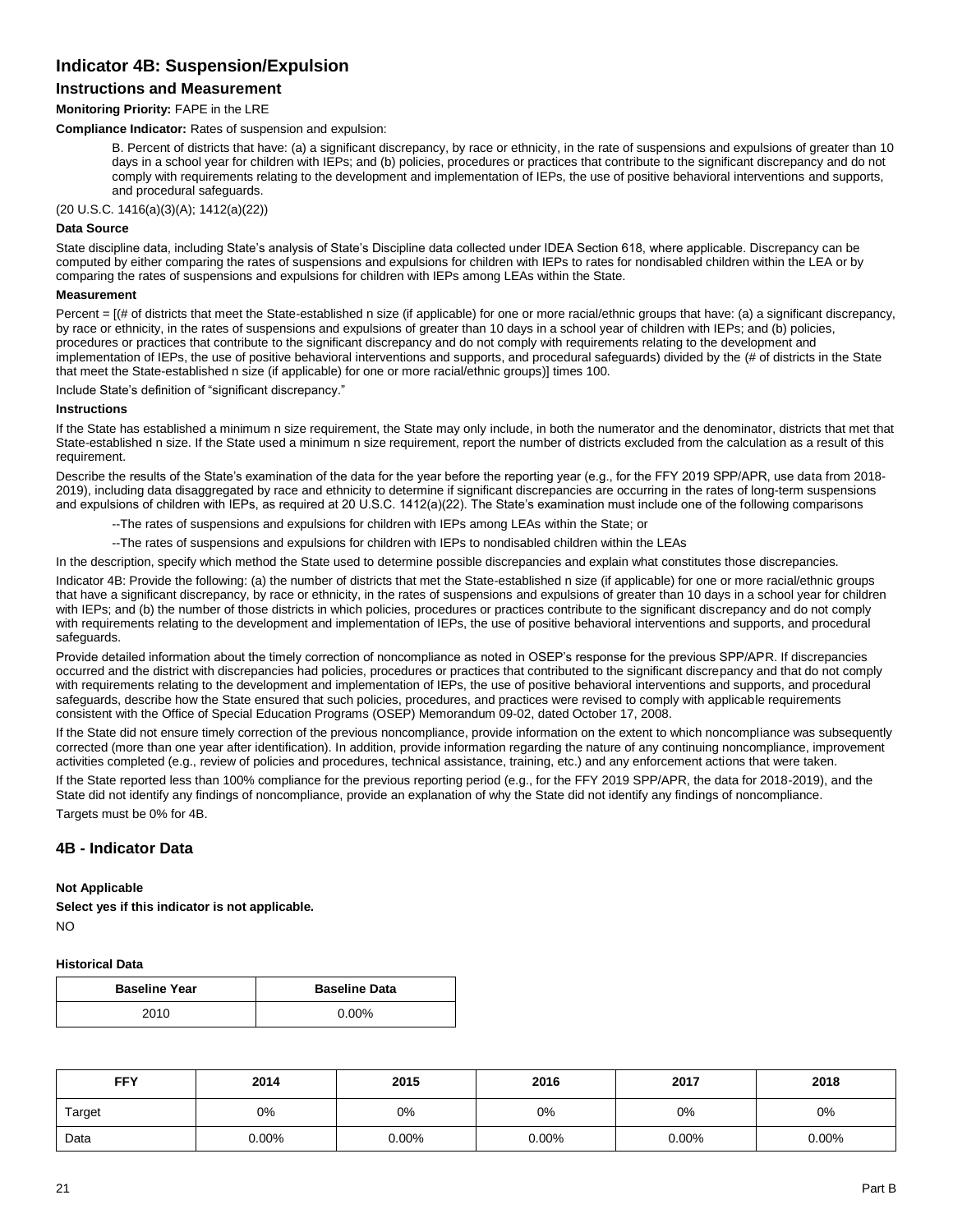## Indicator 4B: Suspension/Expulsion

### Instructions and Measurement

**Monitoring Priority:** FAPE in the LRE

**Compliance Indicator:** Rates of suspension and expulsion:

> B. Percent of districts that have: (a) a significant discrepancy, by race or ethnicity, in the rate of suspensions and expulsions of greater than 10 days in a school year for children with IEPs; and (b) policies, procedures or practices that contribute to the significant discrepancy and do not comply with requirements relating to the development and implementation of IEPs, the use of positive behavioral interventions and supports, and procedural safeguards.

(20 U.S.C. 1416(a)(3)(A); 1412(a)(22))

#### Data Source

State discipline data, including State's analysis of State's Discipline data collected under IDEA Section 618, where applicable. Discrepancy can be computed by either comparing the rates of suspensions and expulsions for children with IEPs to rates for nondisabled children within the LEA or by comparing the rates of suspensions and expulsions for children with IEPs among LEAs within the State.

#### Measurement

Percent = [(# of districts that meet the State-established n size (if applicable) for one or more racial/ethnic groups that have: (a) a significant discrepancy, by race or ethnicity, in the rates of suspensions and expulsions of greater than 10 days in a school year of children with IEPs; and (b) policies, procedures or practices that contribute to the significant discrepancy and do not comply with requirements relating to the development and implementation of IEPs, the use of positive behavioral interventions and supports, and procedural safeguards) divided by the (# of districts in the State that meet the State-established n size (if applicable) for one or more racial/ethnic groups)] times 100.

Include State's definition of "significant discrepancy."

#### Instructions

If the State has established a minimum n size requirement, the State may only include, in both the numerator and the denominator, districts that met that State-established n size. If the State used a minimum n size requirement, report the number of districts excluded from the calculation as a result of this requirement.

Describe the results of the State's examination of the data for the year before the reporting year (e.g., for the FFY 2019 SPP/APR, use data from 2018-2019), including data disaggregated by race and ethnicity to determine if significant discrepancies are occurring in the rates of long-term suspensions and expulsions of children with IEPs, as required at 20 U.S.C. 1412(a)(22). The State's examination must include one of the following comparisons

> --The rates of suspensions and expulsions for children with IEPs among LEAs within the State; or
>
> --The rates of suspensions and expulsions for children with IEPs to nondisabled children within the LEAs

In the description, specify which method the State used to determine possible discrepancies and explain what constitutes those discrepancies.

Indicator 4B: Provide the following: (a) the number of districts that met the State-established n size (if applicable) for one or more racial/ethnic groups that have a significant discrepancy, by race or ethnicity, in the rates of suspensions and expulsions of greater than 10 days in a school year for children with IEPs; and (b) the number of those districts in which policies, procedures or practices contribute to the significant discrepancy and do not comply with requirements relating to the development and implementation of IEPs, the use of positive behavioral interventions and supports, and procedural safeguards.

Provide detailed information about the timely correction of noncompliance as noted in OSEP's response for the previous SPP/APR. If discrepancies occurred and the district with discrepancies had policies, procedures or practices that contributed to the significant discrepancy and that do not comply with requirements relating to the development and implementation of IEPs, the use of positive behavioral interventions and supports, and procedural safeguards, describe how the State ensured that such policies, procedures, and practices were revised to comply with applicable requirements consistent with the Office of Special Education Programs (OSEP) Memorandum 09-02, dated October 17, 2008.

If the State did not ensure timely correction of the previous noncompliance, provide information on the extent to which noncompliance was subsequently corrected (more than one year after identification). In addition, provide information regarding the nature of any continuing noncompliance, improvement activities completed (e.g., review of policies and procedures, technical assistance, training, etc.) and any enforcement actions that were taken.

If the State reported less than 100% compliance for the previous reporting period (e.g., for the FFY 2019 SPP/APR, the data for 2018-2019), and the State did not identify any findings of noncompliance, provide an explanation of why the State did not identify any findings of noncompliance.

Targets must be 0% for 4B.

## 4B - Indicator Data

**Not Applicable**

**Select yes if this indicator is not applicable.**

NO

**Historical Data**

| Baseline Year | Baseline Data |
|---|---|
| 2010 | 0.00% |

| FFY | 2014 | 2015 | 2016 | 2017 | 2018 |
|---|---|---|---|---|---|
| Target | 0% | 0% | 0% | 0% | 0% |
| Data | 0.00% | 0.00% | 0.00% | 0.00% | 0.00% |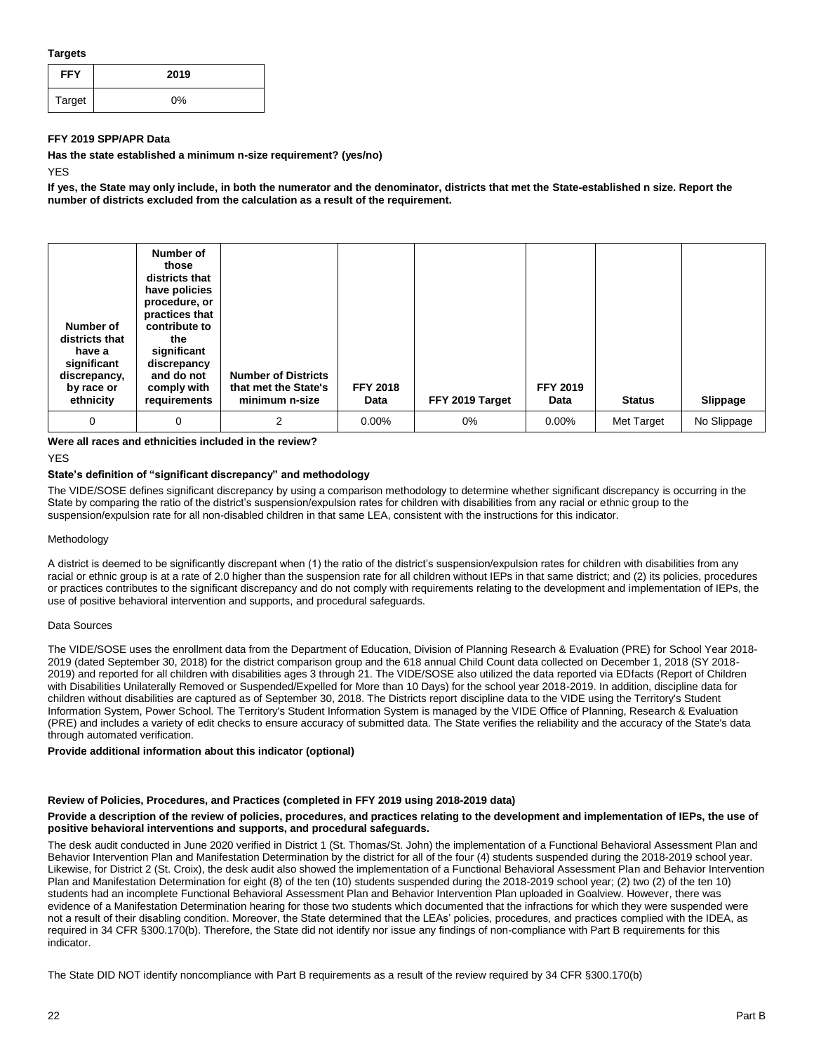**Targets**

| FFY | 2019 |
|---|---|
| Target | 0% |

**FFY 2019 SPP/APR Data**

**Has the state established a minimum n-size requirement? (yes/no)**

YES

**If yes, the State may only include, in both the numerator and the denominator, districts that met the State-established n size. Report the number of districts excluded from the calculation as a result of the requirement.**

| Number of districts that have a significant discrepancy, by race or ethnicity | Number of those districts that have policies procedure, or practices that contribute to the significant discrepancy and do not comply with requirements | Number of Districts that met the State's minimum n-size | FFY 2018 Data | FFY 2019 Target | FFY 2019 Data | Status | Slippage |
|---|---|---|---|---|---|---|---|
| 0 | 0 | 2 | 0.00% | 0% | 0.00% | Met Target | No Slippage |

**Were all races and ethnicities included in the review?**

YES

**State's definition of "significant discrepancy" and methodology**

The VIDE/SOSE defines significant discrepancy by using a comparison methodology to determine whether significant discrepancy is occurring in the State by comparing the ratio of the district's suspension/expulsion rates for children with disabilities from any racial or ethnic group to the suspension/expulsion rate for all non-disabled children in that same LEA, consistent with the instructions for this indicator.

Methodology

A district is deemed to be significantly discrepant when (1) the ratio of the district's suspension/expulsion rates for children with disabilities from any racial or ethnic group is at a rate of 2.0 higher than the suspension rate for all children without IEPs in that same district; and (2) its policies, procedures or practices contributes to the significant discrepancy and do not comply with requirements relating to the development and implementation of IEPs, the use of positive behavioral intervention and supports, and procedural safeguards.

Data Sources

The VIDE/SOSE uses the enrollment data from the Department of Education, Division of Planning Research & Evaluation (PRE) for School Year 2018-2019 (dated September 30, 2018) for the district comparison group and the 618 annual Child Count data collected on December 1, 2018 (SY 2018-2019) and reported for all children with disabilities ages 3 through 21. The VIDE/SOSE also utilized the data reported via EDfacts (Report of Children with Disabilities Unilaterally Removed or Suspended/Expelled for More than 10 Days) for the school year 2018-2019. In addition, discipline data for children without disabilities are captured as of September 30, 2018. The Districts report discipline data to the VIDE using the Territory's Student Information System, Power School. The Territory's Student Information System is managed by the VIDE Office of Planning, Research & Evaluation (PRE) and includes a variety of edit checks to ensure accuracy of submitted data. The State verifies the reliability and the accuracy of the State's data through automated verification.

**Provide additional information about this indicator (optional)**

**Review of Policies, Procedures, and Practices (completed in FFY 2019 using 2018-2019 data)**

**Provide a description of the review of policies, procedures, and practices relating to the development and implementation of IEPs, the use of positive behavioral interventions and supports, and procedural safeguards.**

The desk audit conducted in June 2020 verified in District 1 (St. Thomas/St. John) the implementation of a Functional Behavioral Assessment Plan and Behavior Intervention Plan and Manifestation Determination by the district for all of the four (4) students suspended during the 2018-2019 school year. Likewise, for District 2 (St. Croix), the desk audit also showed the implementation of a Functional Behavioral Assessment Plan and Behavior Intervention Plan and Manifestation Determination for eight (8) of the ten (10) students suspended during the 2018-2019 school year; (2) two (2) of the ten 10) students had an incomplete Functional Behavioral Assessment Plan and Behavior Intervention Plan uploaded in Goalview. However, there was evidence of a Manifestation Determination hearing for those two students which documented that the infractions for which they were suspended were not a result of their disabling condition. Moreover, the State determined that the LEAs' policies, procedures, and practices complied with the IDEA, as required in 34 CFR §300.170(b). Therefore, the State did not identify nor issue any findings of non-compliance with Part B requirements for this indicator.

The State DID NOT identify noncompliance with Part B requirements as a result of the review required by 34 CFR §300.170(b)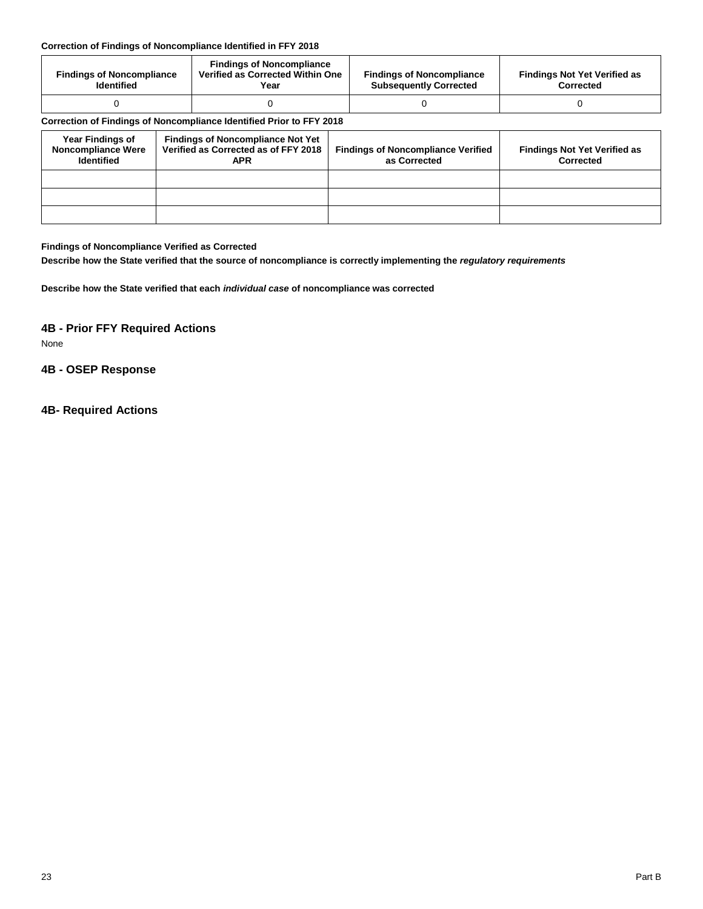**Correction of Findings of Noncompliance Identified in FFY 2018**

| Findings of Noncompliance Identified | Findings of Noncompliance Verified as Corrected Within One Year | Findings of Noncompliance Subsequently Corrected | Findings Not Yet Verified as Corrected |
| --- | --- | --- | --- |
| 0 | 0 | 0 | 0 |

**Correction of Findings of Noncompliance Identified Prior to FFY 2018**

| Year Findings of Noncompliance Were Identified | Findings of Noncompliance Not Yet Verified as Corrected as of FFY 2018 APR | Findings of Noncompliance Verified as Corrected | Findings Not Yet Verified as Corrected |
| --- | --- | --- | --- |
| | | | |
| | | | |
| | | | |

**Findings of Noncompliance Verified as Corrected**

**Describe how the State verified that the source of noncompliance is correctly implementing the *regulatory requirements***

**Describe how the State verified that each *individual case* of noncompliance was corrected**

## 4B - Prior FFY Required Actions

None

## 4B - OSEP Response

## 4B- Required Actions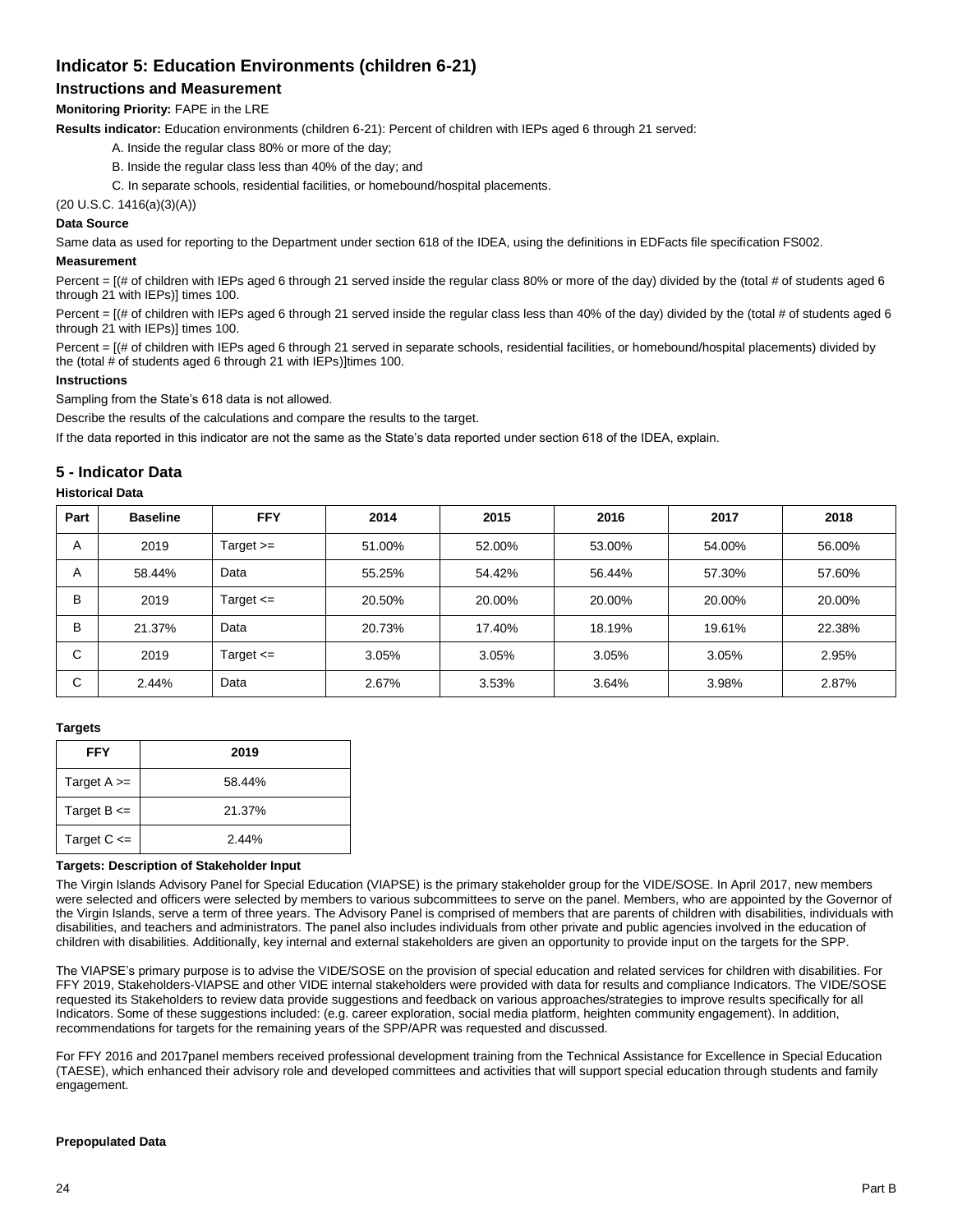## Indicator 5: Education Environments (children 6-21)

### Instructions and Measurement

**Monitoring Priority:** FAPE in the LRE

**Results indicator:** Education environments (children 6-21): Percent of children with IEPs aged 6 through 21 served:

A. Inside the regular class 80% or more of the day;

B. Inside the regular class less than 40% of the day; and

C. In separate schools, residential facilities, or homebound/hospital placements.

(20 U.S.C. 1416(a)(3)(A))

**Data Source**

Same data as used for reporting to the Department under section 618 of the IDEA, using the definitions in EDFacts file specification FS002.

**Measurement**

Percent = [(# of children with IEPs aged 6 through 21 served inside the regular class 80% or more of the day) divided by the (total # of students aged 6 through 21 with IEPs)] times 100.

Percent = [(# of children with IEPs aged 6 through 21 served inside the regular class less than 40% of the day) divided by the (total # of students aged 6 through 21 with IEPs)] times 100.

Percent = [(# of children with IEPs aged 6 through 21 served in separate schools, residential facilities, or homebound/hospital placements) divided by the (total # of students aged 6 through 21 with IEPs)]times 100.

**Instructions**

Sampling from the State's 618 data is not allowed.

Describe the results of the calculations and compare the results to the target.

If the data reported in this indicator are not the same as the State's data reported under section 618 of the IDEA, explain.

## 5 - Indicator Data

**Historical Data**

| Part | Baseline | FFY | 2014 | 2015 | 2016 | 2017 | 2018 |
|---|---|---|---|---|---|---|---|
| A | 2019 | Target >= | 51.00% | 52.00% | 53.00% | 54.00% | 56.00% |
| A | 58.44% | Data | 55.25% | 54.42% | 56.44% | 57.30% | 57.60% |
| B | 2019 | Target <= | 20.50% | 20.00% | 20.00% | 20.00% | 20.00% |
| B | 21.37% | Data | 20.73% | 17.40% | 18.19% | 19.61% | 22.38% |
| C | 2019 | Target <= | 3.05% | 3.05% | 3.05% | 3.05% | 2.95% |
| C | 2.44% | Data | 2.67% | 3.53% | 3.64% | 3.98% | 2.87% |

**Targets**

| FFY | 2019 |
|---|---|
| Target A >= | 58.44% |
| Target B <= | 21.37% |
| Target C <= | 2.44% |

**Targets: Description of Stakeholder Input**

The Virgin Islands Advisory Panel for Special Education (VIAPSE) is the primary stakeholder group for the VIDE/SOSE. In April 2017, new members were selected and officers were selected by members to various subcommittees to serve on the panel. Members, who are appointed by the Governor of the Virgin Islands, serve a term of three years. The Advisory Panel is comprised of members that are parents of children with disabilities, individuals with disabilities, and teachers and administrators. The panel also includes individuals from other private and public agencies involved in the education of children with disabilities. Additionally, key internal and external stakeholders are given an opportunity to provide input on the targets for the SPP.

The VIAPSE's primary purpose is to advise the VIDE/SOSE on the provision of special education and related services for children with disabilities. For FFY 2019, Stakeholders-VIAPSE and other VIDE internal stakeholders were provided with data for results and compliance Indicators. The VIDE/SOSE requested its Stakeholders to review data provide suggestions and feedback on various approaches/strategies to improve results specifically for all Indicators. Some of these suggestions included: (e.g. career exploration, social media platform, heighten community engagement). In addition, recommendations for targets for the remaining years of the SPP/APR was requested and discussed.

For FFY 2016 and 2017panel members received professional development training from the Technical Assistance for Excellence in Special Education (TAESE), which enhanced their advisory role and developed committees and activities that will support special education through students and family engagement.

**Prepopulated Data**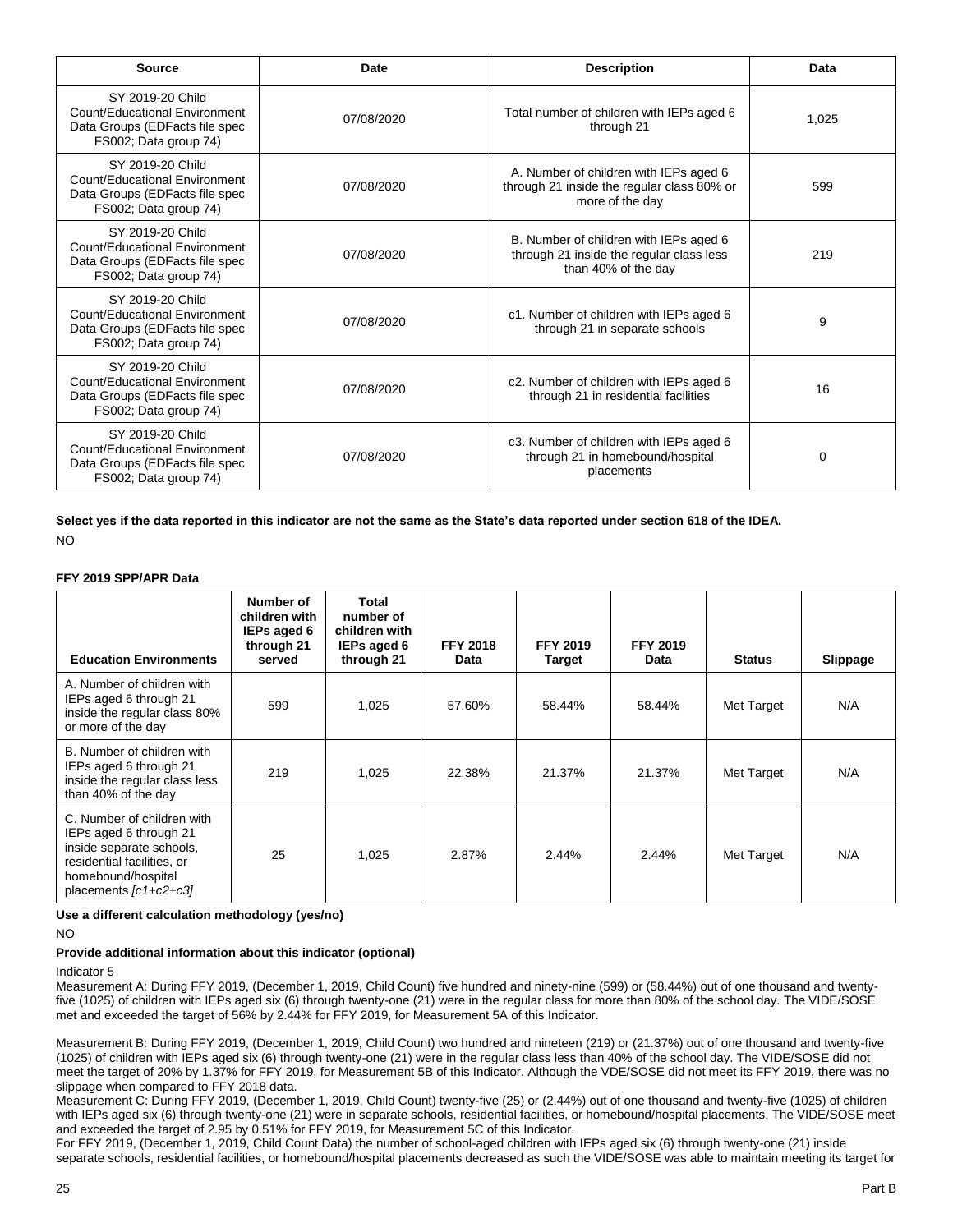| Source | Date | Description | Data |
|---|---|---|---|
| SY 2019-20 Child Count/Educational Environment Data Groups (EDFacts file spec FS002; Data group 74) | 07/08/2020 | Total number of children with IEPs aged 6 through 21 | 1,025 |
| SY 2019-20 Child Count/Educational Environment Data Groups (EDFacts file spec FS002; Data group 74) | 07/08/2020 | A. Number of children with IEPs aged 6 through 21 inside the regular class 80% or more of the day | 599 |
| SY 2019-20 Child Count/Educational Environment Data Groups (EDFacts file spec FS002; Data group 74) | 07/08/2020 | B. Number of children with IEPs aged 6 through 21 inside the regular class less than 40% of the day | 219 |
| SY 2019-20 Child Count/Educational Environment Data Groups (EDFacts file spec FS002; Data group 74) | 07/08/2020 | c1. Number of children with IEPs aged 6 through 21 in separate schools | 9 |
| SY 2019-20 Child Count/Educational Environment Data Groups (EDFacts file spec FS002; Data group 74) | 07/08/2020 | c2. Number of children with IEPs aged 6 through 21 in residential facilities | 16 |
| SY 2019-20 Child Count/Educational Environment Data Groups (EDFacts file spec FS002; Data group 74) | 07/08/2020 | c3. Number of children with IEPs aged 6 through 21 in homebound/hospital placements | 0 |

**Select yes if the data reported in this indicator are not the same as the State's data reported under section 618 of the IDEA.**

NO

**FFY 2019 SPP/APR Data**

| Education Environments | Number of children with IEPs aged 6 through 21 served | Total number of children with IEPs aged 6 through 21 | FFY 2018 Data | FFY 2019 Target | FFY 2019 Data | Status | Slippage |
|---|---|---|---|---|---|---|---|
| A. Number of children with IEPs aged 6 through 21 inside the regular class 80% or more of the day | 599 | 1,025 | 57.60% | 58.44% | 58.44% | Met Target | N/A |
| B. Number of children with IEPs aged 6 through 21 inside the regular class less than 40% of the day | 219 | 1,025 | 22.38% | 21.37% | 21.37% | Met Target | N/A |
| C. Number of children with IEPs aged 6 through 21 inside separate schools, residential facilities, or homebound/hospital placements *[c1+c2+c3]* | 25 | 1,025 | 2.87% | 2.44% | 2.44% | Met Target | N/A |

**Use a different calculation methodology (yes/no)**

NO

**Provide additional information about this indicator (optional)**

Indicator 5

Measurement A: During FFY 2019, (December 1, 2019, Child Count) five hundred and ninety-nine (599) or (58.44%) out of one thousand and twenty-five (1025) of children with IEPs aged six (6) through twenty-one (21) were in the regular class for more than 80% of the school day. The VIDE/SOSE met and exceeded the target of 56% by 2.44% for FFY 2019, for Measurement 5A of this Indicator.

Measurement B: During FFY 2019, (December 1, 2019, Child Count) two hundred and nineteen (219) or (21.37%) out of one thousand and twenty-five (1025) of children with IEPs aged six (6) through twenty-one (21) were in the regular class less than 40% of the school day. The VIDE/SOSE did not meet the target of 20% by 1.37% for FFY 2019, for Measurement 5B of this Indicator. Although the VDE/SOSE did not meet its FFY 2019, there was no slippage when compared to FFY 2018 data.

Measurement C: During FFY 2019, (December 1, 2019, Child Count) twenty-five (25) or (2.44%) out of one thousand and twenty-five (1025) of children with IEPs aged six (6) through twenty-one (21) were in separate schools, residential facilities, or homebound/hospital placements. The VIDE/SOSE meet and exceeded the target of 2.95 by 0.51% for FFY 2019, for Measurement 5C of this Indicator.

For FFY 2019, (December 1, 2019, Child Count Data) the number of school-aged children with IEPs aged six (6) through twenty-one (21) inside separate schools, residential facilities, or homebound/hospital placements decreased as such the VIDE/SOSE was able to maintain meeting its target for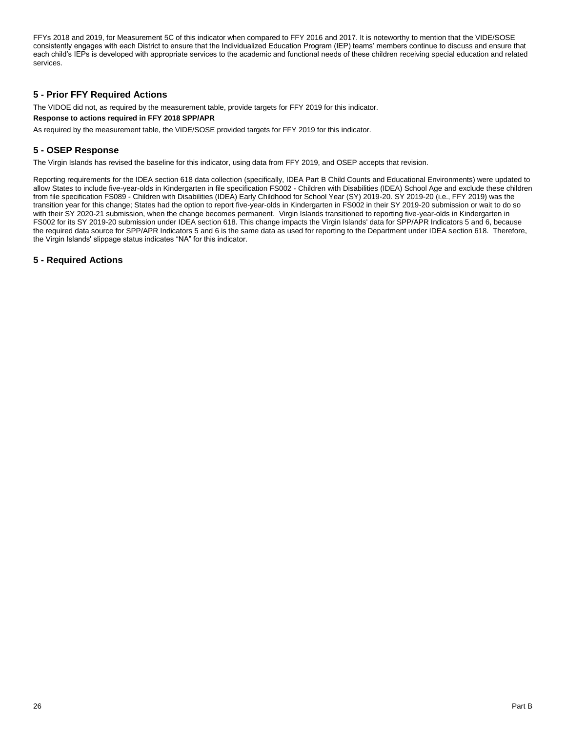FFYs 2018 and 2019, for Measurement 5C of this indicator when compared to FFY 2016 and 2017. It is noteworthy to mention that the VIDE/SOSE consistently engages with each District to ensure that the Individualized Education Program (IEP) teams' members continue to discuss and ensure that each child's IEPs is developed with appropriate services to the academic and functional needs of these children receiving special education and related services.

## 5 - Prior FFY Required Actions

The VIDOE did not, as required by the measurement table, provide targets for FFY 2019 for this indicator.

**Response to actions required in FFY 2018 SPP/APR**

As required by the measurement table, the VIDE/SOSE provided targets for FFY 2019 for this indicator.

## 5 - OSEP Response

The Virgin Islands has revised the baseline for this indicator, using data from FFY 2019, and OSEP accepts that revision.

Reporting requirements for the IDEA section 618 data collection (specifically, IDEA Part B Child Counts and Educational Environments) were updated to allow States to include five-year-olds in Kindergarten in file specification FS002 - Children with Disabilities (IDEA) School Age and exclude these children from file specification FS089 - Children with Disabilities (IDEA) Early Childhood for School Year (SY) 2019-20. SY 2019-20 (i.e., FFY 2019) was the transition year for this change; States had the option to report five-year-olds in Kindergarten in FS002 in their SY 2019-20 submission or wait to do so with their SY 2020-21 submission, when the change becomes permanent. Virgin Islands transitioned to reporting five-year-olds in Kindergarten in FS002 for its SY 2019-20 submission under IDEA section 618. This change impacts the Virgin Islands' data for SPP/APR Indicators 5 and 6, because the required data source for SPP/APR Indicators 5 and 6 is the same data as used for reporting to the Department under IDEA section 618. Therefore, the Virgin Islands' slippage status indicates "NA" for this indicator.

## 5 - Required Actions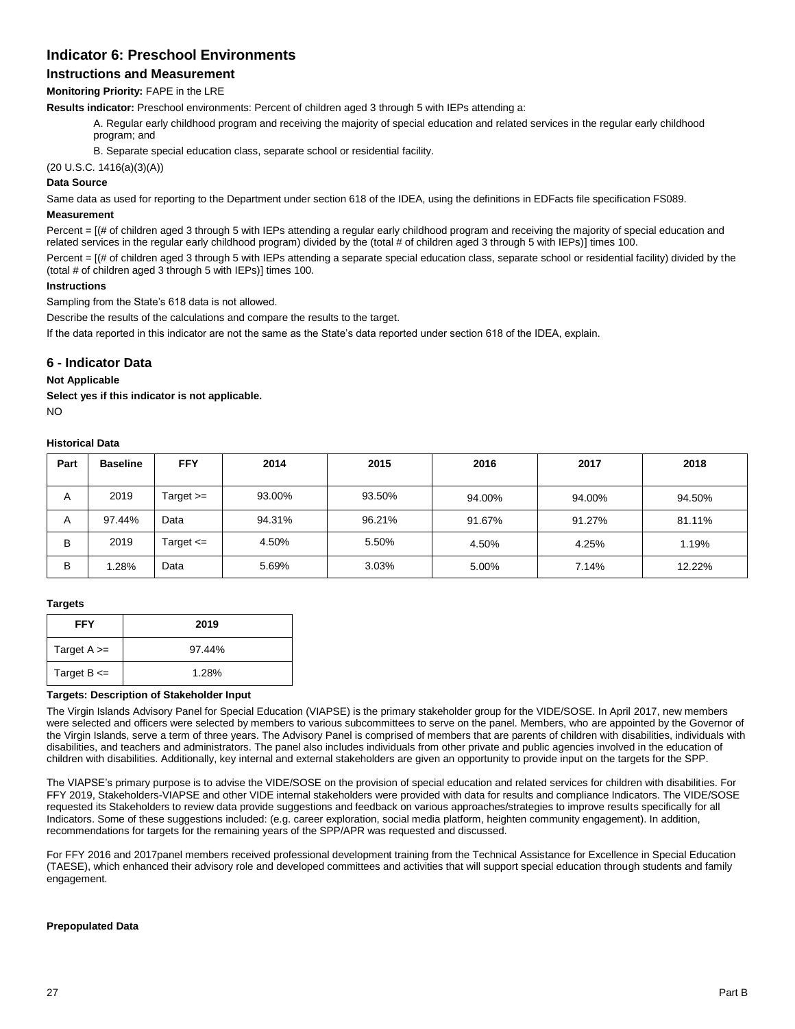## Indicator 6: Preschool Environments

### Instructions and Measurement

**Monitoring Priority:** FAPE in the LRE

**Results indicator:** Preschool environments: Percent of children aged 3 through 5 with IEPs attending a:

A. Regular early childhood program and receiving the majority of special education and related services in the regular early childhood program; and

B. Separate special education class, separate school or residential facility.

(20 U.S.C. 1416(a)(3)(A))

**Data Source**

Same data as used for reporting to the Department under section 618 of the IDEA, using the definitions in EDFacts file specification FS089.

**Measurement**

Percent = [(# of children aged 3 through 5 with IEPs attending a regular early childhood program and receiving the majority of special education and related services in the regular early childhood program) divided by the (total # of children aged 3 through 5 with IEPs)] times 100.

Percent = [(# of children aged 3 through 5 with IEPs attending a separate special education class, separate school or residential facility) divided by the (total # of children aged 3 through 5 with IEPs)] times 100.

**Instructions**

Sampling from the State's 618 data is not allowed.

Describe the results of the calculations and compare the results to the target.

If the data reported in this indicator are not the same as the State's data reported under section 618 of the IDEA, explain.

## 6 - Indicator Data

**Not Applicable**

**Select yes if this indicator is not applicable.**

NO

**Historical Data**

| Part | Baseline | FFY | 2014 | 2015 | 2016 | 2017 | 2018 |
|---|---|---|---|---|---|---|---|
| A | 2019 | Target >= | 93.00% | 93.50% | 94.00% | 94.00% | 94.50% |
| A | 97.44% | Data | 94.31% | 96.21% | 91.67% | 91.27% | 81.11% |
| B | 2019 | Target <= | 4.50% | 5.50% | 4.50% | 4.25% | 1.19% |
| B | 1.28% | Data | 5.69% | 3.03% | 5.00% | 7.14% | 12.22% |

**Targets**

| FFY | 2019 |
|---|---|
| Target A >= | 97.44% |
| Target B <= | 1.28% |

**Targets: Description of Stakeholder Input**

The Virgin Islands Advisory Panel for Special Education (VIAPSE) is the primary stakeholder group for the VIDE/SOSE. In April 2017, new members were selected and officers were selected by members to various subcommittees to serve on the panel. Members, who are appointed by the Governor of the Virgin Islands, serve a term of three years. The Advisory Panel is comprised of members that are parents of children with disabilities, individuals with disabilities, and teachers and administrators. The panel also includes individuals from other private and public agencies involved in the education of children with disabilities. Additionally, key internal and external stakeholders are given an opportunity to provide input on the targets for the SPP.

The VIAPSE's primary purpose is to advise the VIDE/SOSE on the provision of special education and related services for children with disabilities. For FFY 2019, Stakeholders-VIAPSE and other VIDE internal stakeholders were provided with data for results and compliance Indicators. The VIDE/SOSE requested its Stakeholders to review data provide suggestions and feedback on various approaches/strategies to improve results specifically for all Indicators. Some of these suggestions included: (e.g. career exploration, social media platform, heighten community engagement). In addition, recommendations for targets for the remaining years of the SPP/APR was requested and discussed.

For FFY 2016 and 2017panel members received professional development training from the Technical Assistance for Excellence in Special Education (TAESE), which enhanced their advisory role and developed committees and activities that will support special education through students and family engagement.

**Prepopulated Data**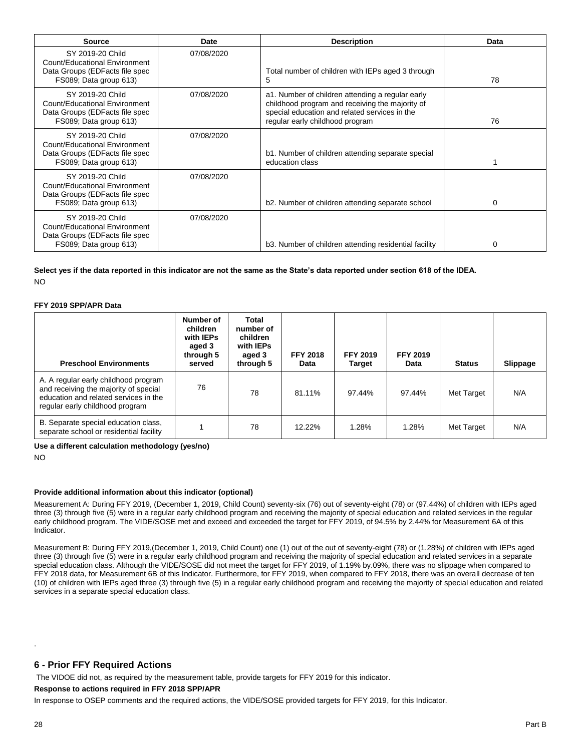| Source | Date | Description | Data |
|---|---|---|---|
| SY 2019-20 Child Count/Educational Environment Data Groups (EDFacts file spec FS089; Data group 613) | 07/08/2020 | Total number of children with IEPs aged 3 through 5 | 78 |
| SY 2019-20 Child Count/Educational Environment Data Groups (EDFacts file spec FS089; Data group 613) | 07/08/2020 | a1. Number of children attending a regular early childhood program and receiving the majority of special education and related services in the regular early childhood program | 76 |
| SY 2019-20 Child Count/Educational Environment Data Groups (EDFacts file spec FS089; Data group 613) | 07/08/2020 | b1. Number of children attending separate special education class | 1 |
| SY 2019-20 Child Count/Educational Environment Data Groups (EDFacts file spec FS089; Data group 613) | 07/08/2020 | b2. Number of children attending separate school | 0 |
| SY 2019-20 Child Count/Educational Environment Data Groups (EDFacts file spec FS089; Data group 613) | 07/08/2020 | b3. Number of children attending residential facility | 0 |

**Select yes if the data reported in this indicator are not the same as the State's data reported under section 618 of the IDEA.**

NO

**FFY 2019 SPP/APR Data**

| Preschool Environments | Number of children with IEPs aged 3 through 5 served | Total number of children with IEPs aged 3 through 5 | FFY 2018 Data | FFY 2019 Target | FFY 2019 Data | Status | Slippage |
|---|---|---|---|---|---|---|---|
| A. A regular early childhood program and receiving the majority of special education and related services in the regular early childhood program | 76 | 78 | 81.11% | 97.44% | 97.44% | Met Target | N/A |
| B. Separate special education class, separate school or residential facility | 1 | 78 | 12.22% | 1.28% | 1.28% | Met Target | N/A |

**Use a different calculation methodology (yes/no)**

NO

**Provide additional information about this indicator (optional)**

Measurement A: During FFY 2019, (December 1, 2019, Child Count) seventy-six (76) out of seventy-eight (78) or (97.44%) of children with IEPs aged three (3) through five (5) were in a regular early childhood program and receiving the majority of special education and related services in the regular early childhood program. The VIDE/SOSE met and exceed and exceeded the target for FFY 2019, of 94.5% by 2.44% for Measurement 6A of this Indicator.

Measurement B: During FFY 2019,(December 1, 2019, Child Count) one (1) out of the out of seventy-eight (78) or (1.28%) of children with IEPs aged three (3) through five (5) were in a regular early childhood program and receiving the majority of special education and related services in a separate special education class. Although the VIDE/SOSE did not meet the target for FFY 2019, of 1.19% by.09%, there was no slippage when compared to FFY 2018 data, for Measurement 6B of this Indicator. Furthermore, for FFY 2019, when compared to FFY 2018, there was an overall decrease of ten (10) of children with IEPs aged three (3) through five (5) in a regular early childhood program and receiving the majority of special education and related services in a separate special education class.

.

## 6 - Prior FFY Required Actions

The VIDOE did not, as required by the measurement table, provide targets for FFY 2019 for this indicator.

**Response to actions required in FFY 2018 SPP/APR**

In response to OSEP comments and the required actions, the VIDE/SOSE provided targets for FFY 2019, for this Indicator.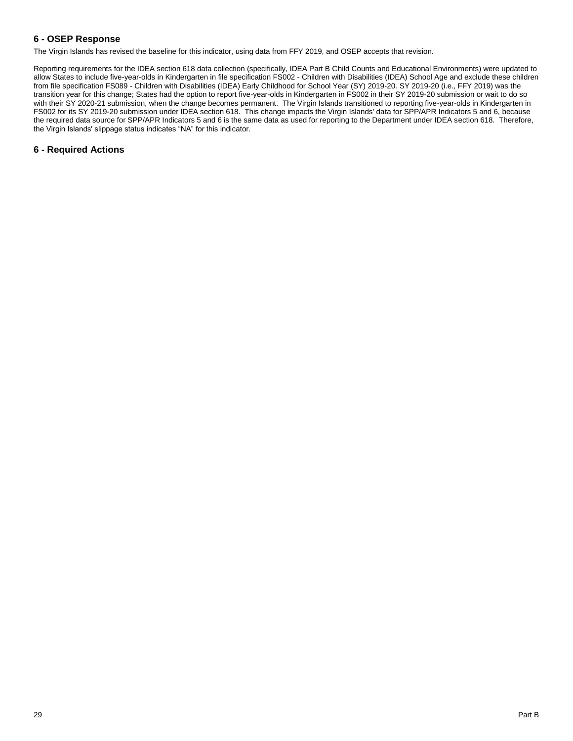## 6 - OSEP Response

The Virgin Islands has revised the baseline for this indicator, using data from FFY 2019, and OSEP accepts that revision.

Reporting requirements for the IDEA section 618 data collection (specifically, IDEA Part B Child Counts and Educational Environments) were updated to allow States to include five-year-olds in Kindergarten in file specification FS002 - Children with Disabilities (IDEA) School Age and exclude these children from file specification FS089 - Children with Disabilities (IDEA) Early Childhood for School Year (SY) 2019-20. SY 2019-20 (i.e., FFY 2019) was the transition year for this change; States had the option to report five-year-olds in Kindergarten in FS002 in their SY 2019-20 submission or wait to do so with their SY 2020-21 submission, when the change becomes permanent. The Virgin Islands transitioned to reporting five-year-olds in Kindergarten in FS002 for its SY 2019-20 submission under IDEA section 618. This change impacts the Virgin Islands' data for SPP/APR Indicators 5 and 6, because the required data source for SPP/APR Indicators 5 and 6 is the same data as used for reporting to the Department under IDEA section 618. Therefore, the Virgin Islands' slippage status indicates "NA" for this indicator.

## 6 - Required Actions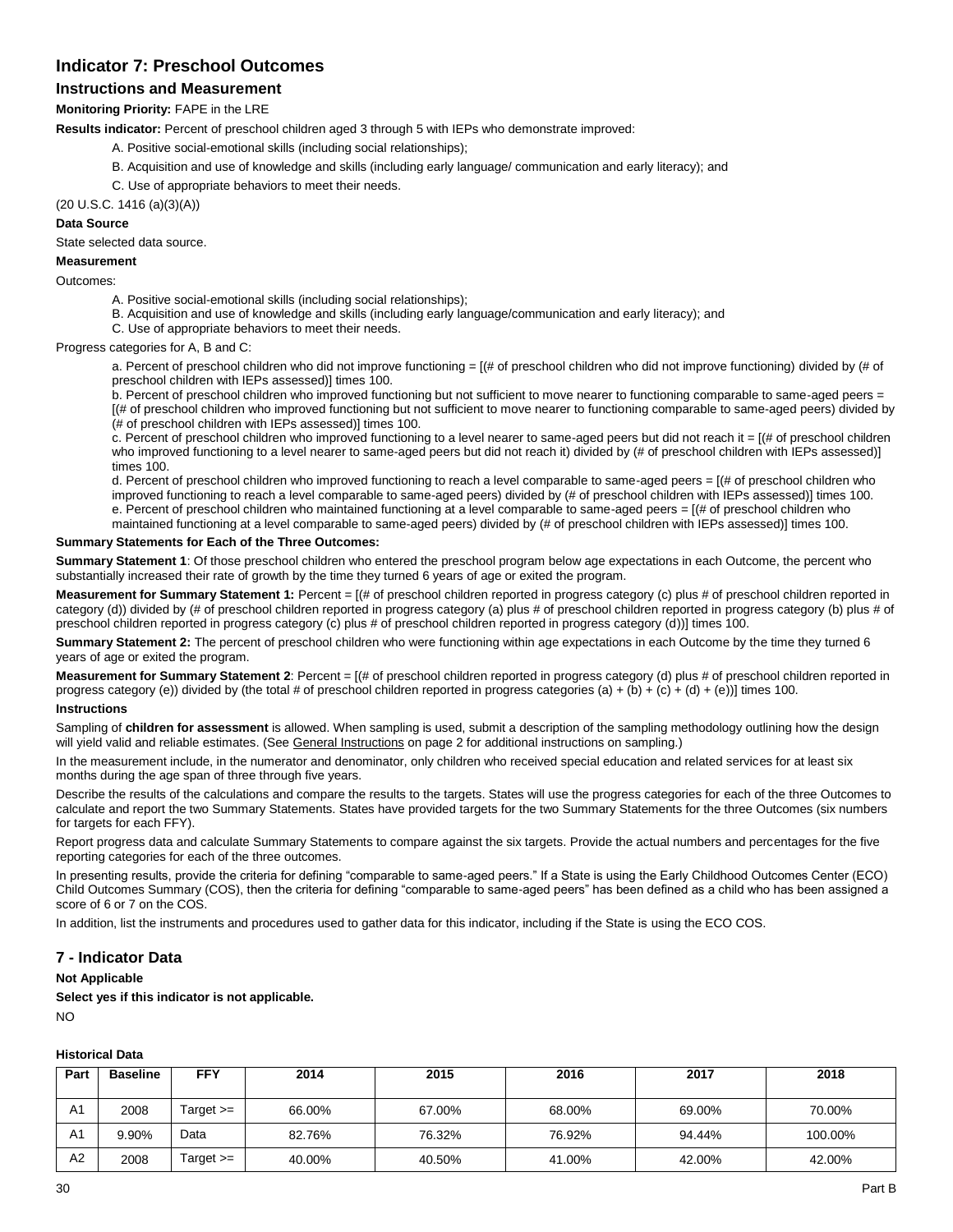## Indicator 7: Preschool Outcomes

### Instructions and Measurement

**Monitoring Priority:** FAPE in the LRE

**Results indicator:** Percent of preschool children aged 3 through 5 with IEPs who demonstrate improved:

A. Positive social-emotional skills (including social relationships);

B. Acquisition and use of knowledge and skills (including early language/ communication and early literacy); and

C. Use of appropriate behaviors to meet their needs.

(20 U.S.C. 1416 (a)(3)(A))

**Data Source**

State selected data source.

**Measurement**

Outcomes:

A. Positive social-emotional skills (including social relationships);
B. Acquisition and use of knowledge and skills (including early language/communication and early literacy); and
C. Use of appropriate behaviors to meet their needs.

Progress categories for A, B and C:

a. Percent of preschool children who did not improve functioning = [(# of preschool children who did not improve functioning) divided by (# of preschool children with IEPs assessed)] times 100.
b. Percent of preschool children who improved functioning but not sufficient to move nearer to functioning comparable to same-aged peers = [(# of preschool children who improved functioning but not sufficient to move nearer to functioning comparable to same-aged peers) divided by (# of preschool children with IEPs assessed)] times 100.
c. Percent of preschool children who improved functioning to a level nearer to same-aged peers but did not reach it = [(# of preschool children who improved functioning to a level nearer to same-aged peers but did not reach it) divided by (# of preschool children with IEPs assessed)] times 100.
d. Percent of preschool children who improved functioning to reach a level comparable to same-aged peers = [(# of preschool children who improved functioning to reach a level comparable to same-aged peers) divided by (# of preschool children with IEPs assessed)] times 100.
e. Percent of preschool children who maintained functioning at a level comparable to same-aged peers = [(# of preschool children who maintained functioning at a level comparable to same-aged peers) divided by (# of preschool children with IEPs assessed)] times 100.

**Summary Statements for Each of the Three Outcomes:**

**Summary Statement 1**: Of those preschool children who entered the preschool program below age expectations in each Outcome, the percent who substantially increased their rate of growth by the time they turned 6 years of age or exited the program.

**Measurement for Summary Statement 1:** Percent = [(# of preschool children reported in progress category (c) plus # of preschool children reported in category (d)) divided by (# of preschool children reported in progress category (a) plus # of preschool children reported in progress category (b) plus # of preschool children reported in progress category (c) plus # of preschool children reported in progress category (d))] times 100.

**Summary Statement 2:** The percent of preschool children who were functioning within age expectations in each Outcome by the time they turned 6 years of age or exited the program.

**Measurement for Summary Statement 2**: Percent = [(# of preschool children reported in progress category (d) plus # of preschool children reported in progress category (e)) divided by (the total # of preschool children reported in progress categories (a) + (b) + (c) + (d) + (e))] times 100.

**Instructions**

Sampling of **children for assessment** is allowed. When sampling is used, submit a description of the sampling methodology outlining how the design will yield valid and reliable estimates. (See General Instructions on page 2 for additional instructions on sampling.)

In the measurement include, in the numerator and denominator, only children who received special education and related services for at least six months during the age span of three through five years.

Describe the results of the calculations and compare the results to the targets. States will use the progress categories for each of the three Outcomes to calculate and report the two Summary Statements. States have provided targets for the two Summary Statements for the three Outcomes (six numbers for targets for each FFY).

Report progress data and calculate Summary Statements to compare against the six targets. Provide the actual numbers and percentages for the five reporting categories for each of the three outcomes.

In presenting results, provide the criteria for defining "comparable to same-aged peers." If a State is using the Early Childhood Outcomes Center (ECO) Child Outcomes Summary (COS), then the criteria for defining "comparable to same-aged peers" has been defined as a child who has been assigned a score of 6 or 7 on the COS.

In addition, list the instruments and procedures used to gather data for this indicator, including if the State is using the ECO COS.

## 7 - Indicator Data

**Not Applicable**

**Select yes if this indicator is not applicable.**

NO

**Historical Data**

| Part | Baseline | FFY | 2014 | 2015 | 2016 | 2017 | 2018 |
|---|---|---|---|---|---|---|---|
| A1 | 2008 | Target >= | 66.00% | 67.00% | 68.00% | 69.00% | 70.00% |
| A1 | 9.90% | Data | 82.76% | 76.32% | 76.92% | 94.44% | 100.00% |
| A2 | 2008 | Target >= | 40.00% | 40.50% | 41.00% | 42.00% | 42.00% |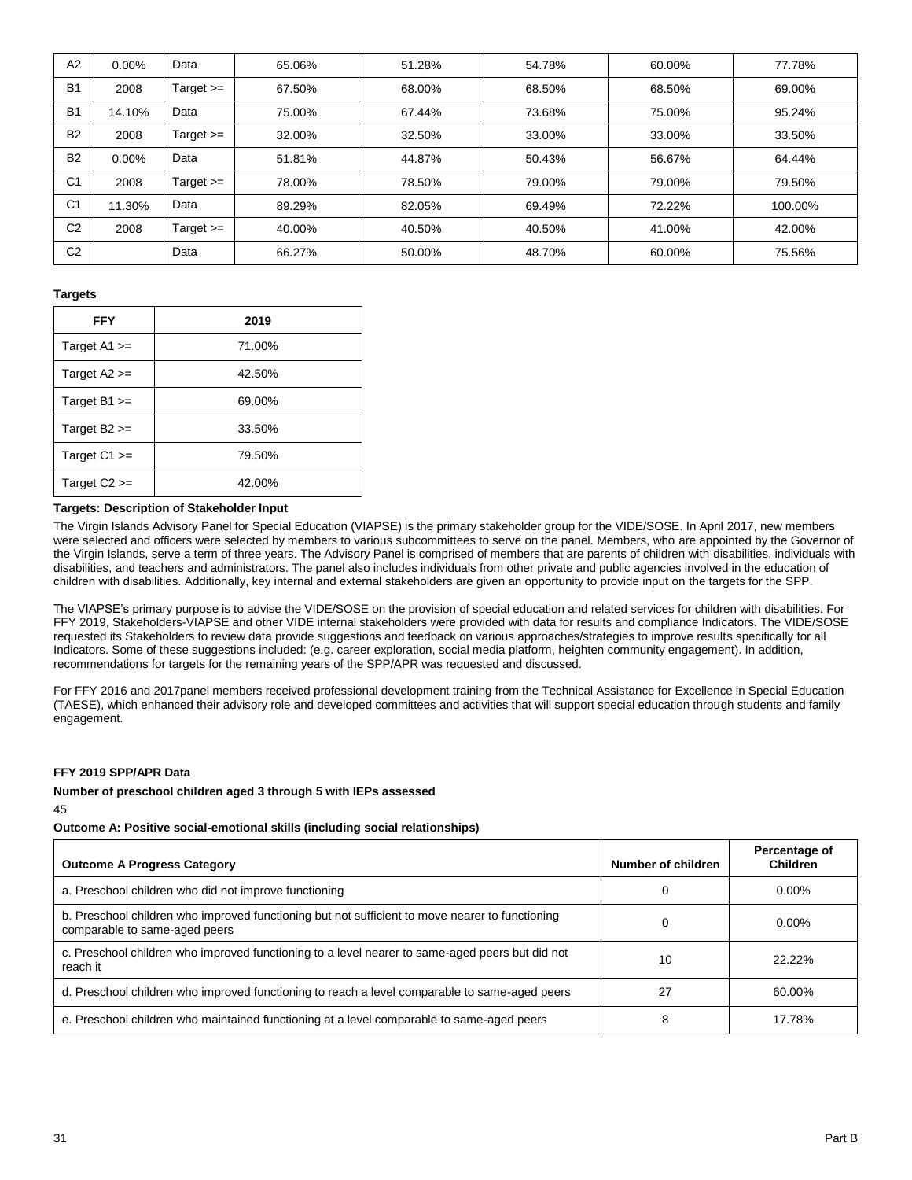| A2 | 0.00% | Data | 65.06% | 51.28% | 54.78% | 60.00% | 77.78% |
|---|---|---|---|---|---|---|---|
| B1 | 2008 | Target >= | 67.50% | 68.00% | 68.50% | 68.50% | 69.00% |
| B1 | 14.10% | Data | 75.00% | 67.44% | 73.68% | 75.00% | 95.24% |
| B2 | 2008 | Target >= | 32.00% | 32.50% | 33.00% | 33.00% | 33.50% |
| B2 | 0.00% | Data | 51.81% | 44.87% | 50.43% | 56.67% | 64.44% |
| C1 | 2008 | Target >= | 78.00% | 78.50% | 79.00% | 79.00% | 79.50% |
| C1 | 11.30% | Data | 89.29% | 82.05% | 69.49% | 72.22% | 100.00% |
| C2 | 2008 | Target >= | 40.00% | 40.50% | 40.50% | 41.00% | 42.00% |
| C2 | | Data | 66.27% | 50.00% | 48.70% | 60.00% | 75.56% |

**Targets**

| FFY | 2019 |
|---|---|
| Target A1 >= | 71.00% |
| Target A2 >= | 42.50% |
| Target B1 >= | 69.00% |
| Target B2 >= | 33.50% |
| Target C1 >= | 79.50% |
| Target C2 >= | 42.00% |

**Targets: Description of Stakeholder Input**

The Virgin Islands Advisory Panel for Special Education (VIAPSE) is the primary stakeholder group for the VIDE/SOSE. In April 2017, new members were selected and officers were selected by members to various subcommittees to serve on the panel. Members, who are appointed by the Governor of the Virgin Islands, serve a term of three years. The Advisory Panel is comprised of members that are parents of children with disabilities, individuals with disabilities, and teachers and administrators. The panel also includes individuals from other private and public agencies involved in the education of children with disabilities. Additionally, key internal and external stakeholders are given an opportunity to provide input on the targets for the SPP.

The VIAPSE's primary purpose is to advise the VIDE/SOSE on the provision of special education and related services for children with disabilities. For FFY 2019, Stakeholders-VIAPSE and other VIDE internal stakeholders were provided with data for results and compliance Indicators. The VIDE/SOSE requested its Stakeholders to review data provide suggestions and feedback on various approaches/strategies to improve results specifically for all Indicators. Some of these suggestions included: (e.g. career exploration, social media platform, heighten community engagement). In addition, recommendations for targets for the remaining years of the SPP/APR was requested and discussed.

For FFY 2016 and 2017panel members received professional development training from the Technical Assistance for Excellence in Special Education (TAESE), which enhanced their advisory role and developed committees and activities that will support special education through students and family engagement.

**FFY 2019 SPP/APR Data**

**Number of preschool children aged 3 through 5 with IEPs assessed**

45

**Outcome A: Positive social-emotional skills (including social relationships)**

| Outcome A Progress Category | Number of children | Percentage of Children |
|---|---|---|
| a. Preschool children who did not improve functioning | 0 | 0.00% |
| b. Preschool children who improved functioning but not sufficient to move nearer to functioning comparable to same-aged peers | 0 | 0.00% |
| c. Preschool children who improved functioning to a level nearer to same-aged peers but did not reach it | 10 | 22.22% |
| d. Preschool children who improved functioning to reach a level comparable to same-aged peers | 27 | 60.00% |
| e. Preschool children who maintained functioning at a level comparable to same-aged peers | 8 | 17.78% |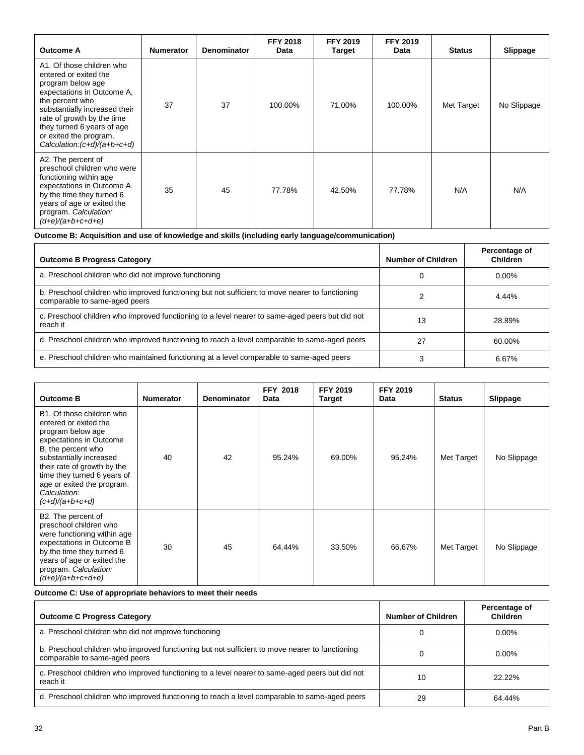| Outcome A | Numerator | Denominator | FFY 2018 Data | FFY 2019 Target | FFY 2019 Data | Status | Slippage |
|---|---|---|---|---|---|---|---|
| A1. Of those children who entered or exited the program below age expectations in Outcome A, the percent who substantially increased their rate of growth by the time they turned 6 years of age or exited the program. *Calculation:(c+d)/(a+b+c+d)* | 37 | 37 | 100.00% | 71.00% | 100.00% | Met Target | No Slippage |
| A2. The percent of preschool children who were functioning within age expectations in Outcome A by the time they turned 6 years of age or exited the program. *Calculation: (d+e)/(a+b+c+d+e)* | 35 | 45 | 77.78% | 42.50% | 77.78% | N/A | N/A |

**Outcome B: Acquisition and use of knowledge and skills (including early language/communication)**

| Outcome B Progress Category | Number of Children | Percentage of Children |
|---|---|---|
| a. Preschool children who did not improve functioning | 0 | 0.00% |
| b. Preschool children who improved functioning but not sufficient to move nearer to functioning comparable to same-aged peers | 2 | 4.44% |
| c. Preschool children who improved functioning to a level nearer to same-aged peers but did not reach it | 13 | 28.89% |
| d. Preschool children who improved functioning to reach a level comparable to same-aged peers | 27 | 60.00% |
| e. Preschool children who maintained functioning at a level comparable to same-aged peers | 3 | 6.67% |

| Outcome B | Numerator | Denominator | FFY 2018 Data | FFY 2019 Target | FFY 2019 Data | Status | Slippage |
|---|---|---|---|---|---|---|---|
| B1. Of those children who entered or exited the program below age expectations in Outcome B, the percent who substantially increased their rate of growth by the time they turned 6 years of age or exited the program. *Calculation: (c+d)/(a+b+c+d)* | 40 | 42 | 95.24% | 69.00% | 95.24% | Met Target | No Slippage |
| B2. The percent of preschool children who were functioning within age expectations in Outcome B by the time they turned 6 years of age or exited the program. *Calculation: (d+e)/(a+b+c+d+e)* | 30 | 45 | 64.44% | 33.50% | 66.67% | Met Target | No Slippage |

**Outcome C: Use of appropriate behaviors to meet their needs**

| Outcome C Progress Category | Number of Children | Percentage of Children |
|---|---|---|
| a. Preschool children who did not improve functioning | 0 | 0.00% |
| b. Preschool children who improved functioning but not sufficient to move nearer to functioning comparable to same-aged peers | 0 | 0.00% |
| c. Preschool children who improved functioning to a level nearer to same-aged peers but did not reach it | 10 | 22.22% |
| d. Preschool children who improved functioning to reach a level comparable to same-aged peers | 29 | 64.44% |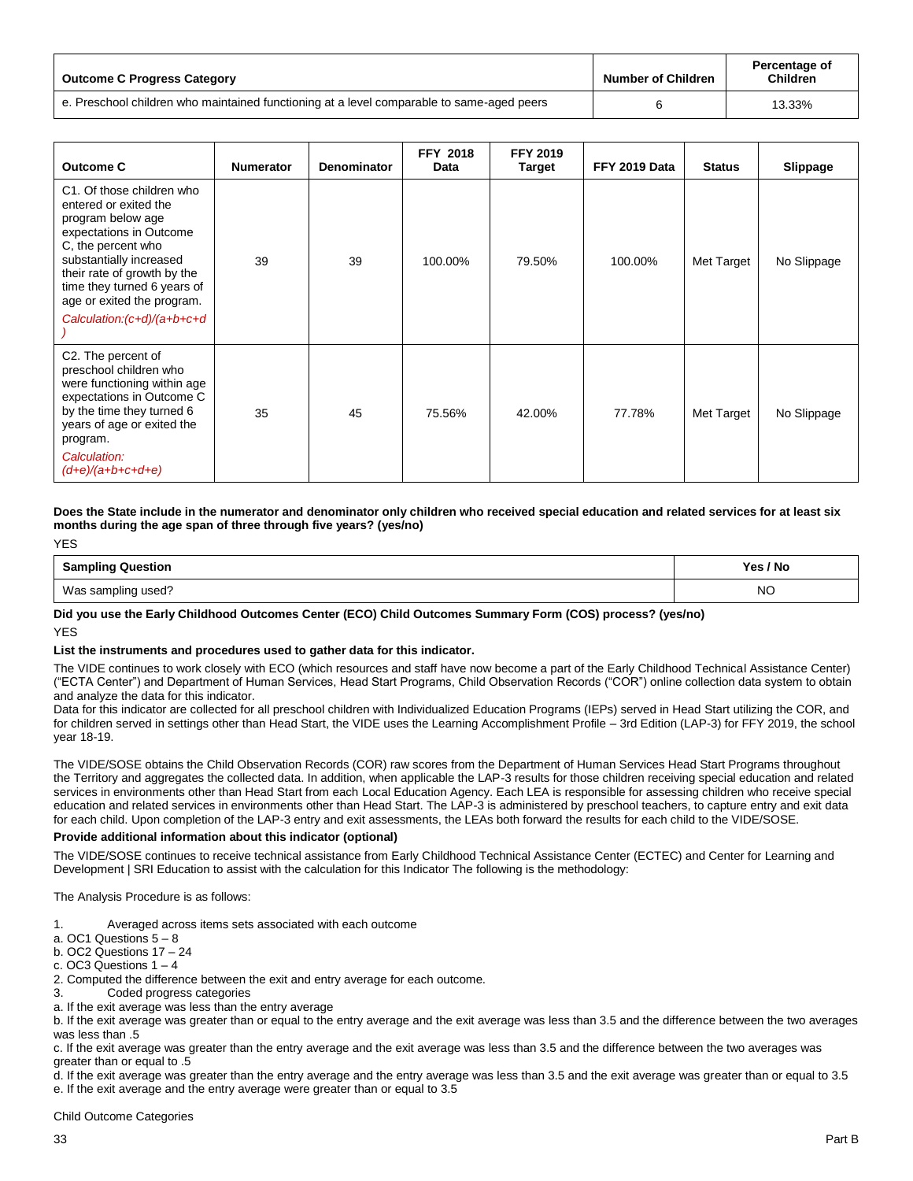| Outcome C Progress Category | Number of Children | Percentage of Children |
| --- | --- | --- |
| e. Preschool children who maintained functioning at a level comparable to same-aged peers | 6 | 13.33% |

| Outcome C | Numerator | Denominator | FFY 2018 Data | FFY 2019 Target | FFY 2019 Data | Status | Slippage |
| --- | --- | --- | --- | --- | --- | --- | --- |
| C1. Of those children who entered or exited the program below age expectations in Outcome C, the percent who substantially increased their rate of growth by the time they turned 6 years of age or exited the program. *Calculation:(c+d)/(a+b+c+d)* | 39 | 39 | 100.00% | 79.50% | 100.00% | Met Target | No Slippage |
| C2. The percent of preschool children who were functioning within age expectations in Outcome C by the time they turned 6 years of age or exited the program. *Calculation: (d+e)/(a+b+c+d+e)* | 35 | 45 | 75.56% | 42.00% | 77.78% | Met Target | No Slippage |

**Does the State include in the numerator and denominator only children who received special education and related services for at least six months during the age span of three through five years? (yes/no)**

YES

| Sampling Question | Yes / No |
| --- | --- |
| Was sampling used? | NO |

**Did you use the Early Childhood Outcomes Center (ECO) Child Outcomes Summary Form (COS) process? (yes/no)**

YES

**List the instruments and procedures used to gather data for this indicator.**

The VIDE continues to work closely with ECO (which resources and staff have now become a part of the Early Childhood Technical Assistance Center) ("ECTA Center") and Department of Human Services, Head Start Programs, Child Observation Records ("COR") online collection data system to obtain and analyze the data for this indicator.

Data for this indicator are collected for all preschool children with Individualized Education Programs (IEPs) served in Head Start utilizing the COR, and for children served in settings other than Head Start, the VIDE uses the Learning Accomplishment Profile – 3rd Edition (LAP-3) for FFY 2019, the school year 18-19.

The VIDE/SOSE obtains the Child Observation Records (COR) raw scores from the Department of Human Services Head Start Programs throughout the Territory and aggregates the collected data. In addition, when applicable the LAP-3 results for those children receiving special education and related services in environments other than Head Start from each Local Education Agency. Each LEA is responsible for assessing children who receive special education and related services in environments other than Head Start. The LAP-3 is administered by preschool teachers, to capture entry and exit data for each child. Upon completion of the LAP-3 entry and exit assessments, the LEAs both forward the results for each child to the VIDE/SOSE.

**Provide additional information about this indicator (optional)**

The VIDE/SOSE continues to receive technical assistance from Early Childhood Technical Assistance Center (ECTEC) and Center for Learning and Development | SRI Education to assist with the calculation for this Indicator The following is the methodology:

The Analysis Procedure is as follows:

1. Averaged across items sets associated with each outcome
a. OC1 Questions 5 – 8
b. OC2 Questions 17 – 24
c. OC3 Questions 1 – 4
2. Computed the difference between the exit and entry average for each outcome.
3. Coded progress categories
a. If the exit average was less than the entry average
b. If the exit average was greater than or equal to the entry average and the exit average was less than 3.5 and the difference between the two averages was less than .5
c. If the exit average was greater than the entry average and the exit average was less than 3.5 and the difference between the two averages was greater than or equal to .5
d. If the exit average was greater than the entry average and the entry average was less than 3.5 and the exit average was greater than or equal to 3.5
e. If the exit average and the entry average were greater than or equal to 3.5

Child Outcome Categories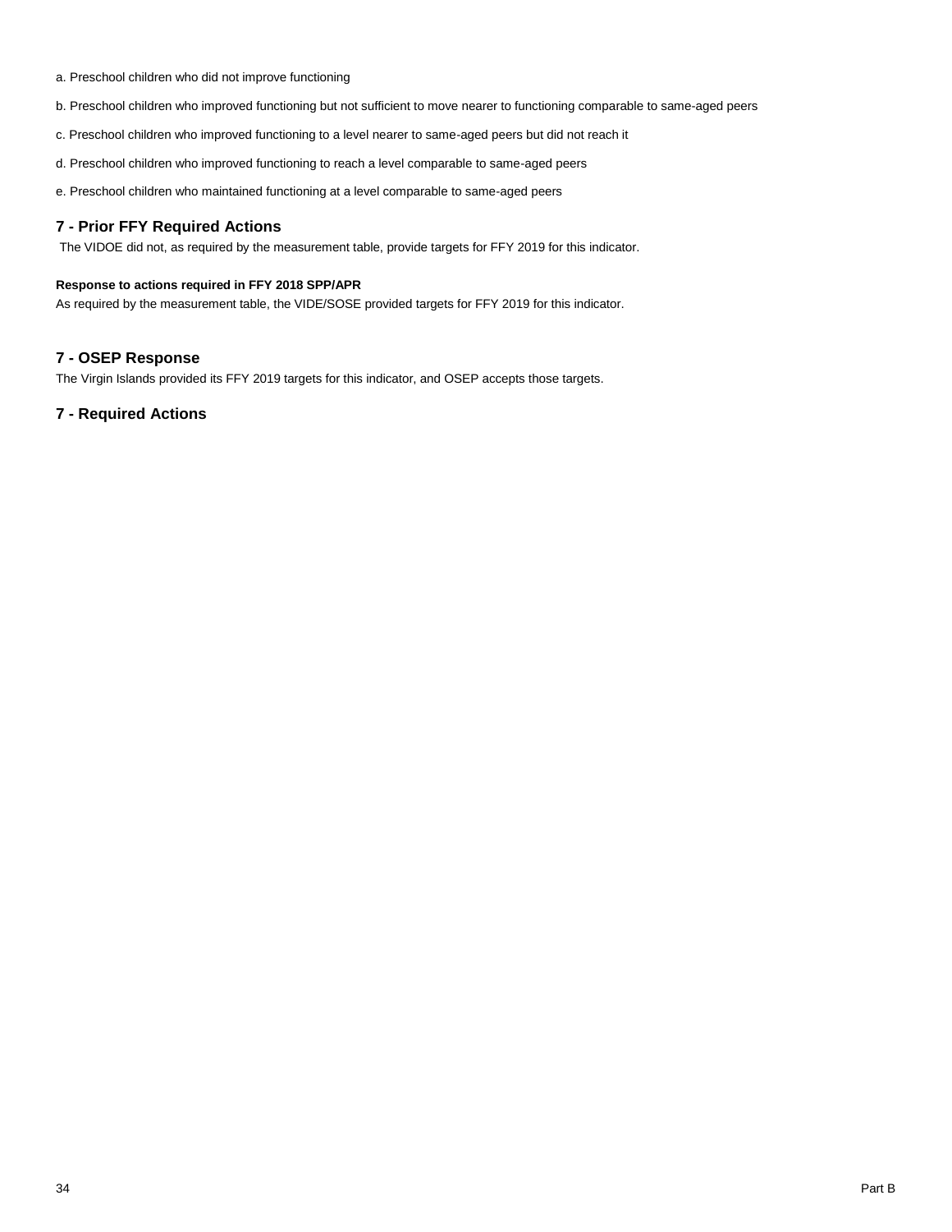a. Preschool children who did not improve functioning

b. Preschool children who improved functioning but not sufficient to move nearer to functioning comparable to same-aged peers

c. Preschool children who improved functioning to a level nearer to same-aged peers but did not reach it

d. Preschool children who improved functioning to reach a level comparable to same-aged peers

e. Preschool children who maintained functioning at a level comparable to same-aged peers

## 7 - Prior FFY Required Actions

The VIDOE did not, as required by the measurement table, provide targets for FFY 2019 for this indicator.

**Response to actions required in FFY 2018 SPP/APR**

As required by the measurement table, the VIDE/SOSE provided targets for FFY 2019 for this indicator.

## 7 - OSEP Response

The Virgin Islands provided its FFY 2019 targets for this indicator, and OSEP accepts those targets.

## 7 - Required Actions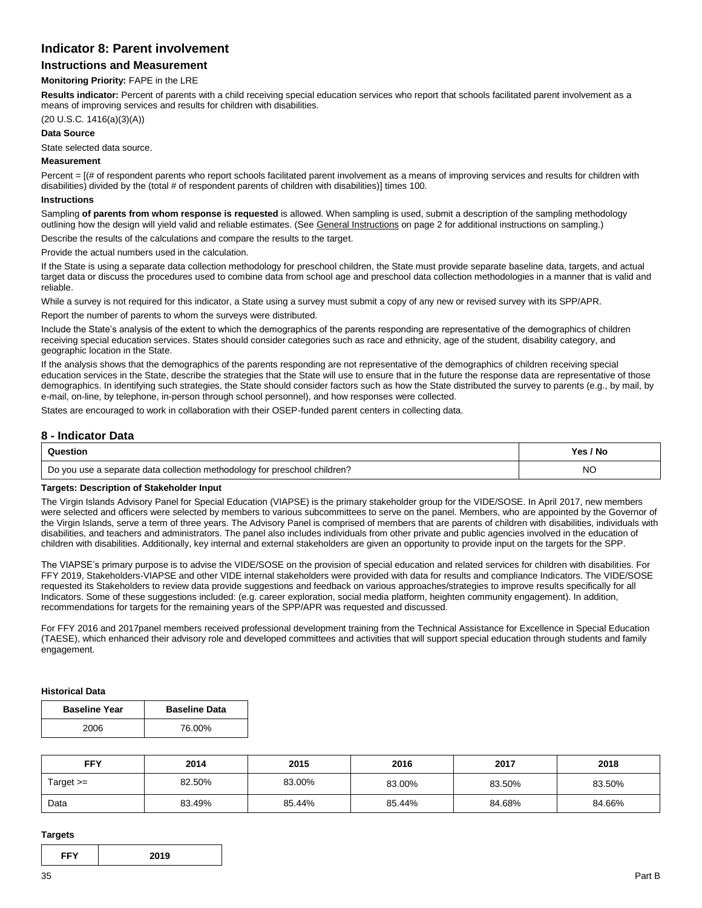## Indicator 8: Parent involvement

### Instructions and Measurement

**Monitoring Priority:** FAPE in the LRE

**Results indicator:** Percent of parents with a child receiving special education services who report that schools facilitated parent involvement as a means of improving services and results for children with disabilities.

(20 U.S.C. 1416(a)(3)(A))

**Data Source**

State selected data source.

**Measurement**

Percent = [(# of respondent parents who report schools facilitated parent involvement as a means of improving services and results for children with disabilities) divided by the (total # of respondent parents of children with disabilities)] times 100.

**Instructions**

Sampling **of parents from whom response is requested** is allowed. When sampling is used, submit a description of the sampling methodology outlining how the design will yield valid and reliable estimates. (See General Instructions on page 2 for additional instructions on sampling.)

Describe the results of the calculations and compare the results to the target.

Provide the actual numbers used in the calculation.

If the State is using a separate data collection methodology for preschool children, the State must provide separate baseline data, targets, and actual target data or discuss the procedures used to combine data from school age and preschool data collection methodologies in a manner that is valid and reliable.

While a survey is not required for this indicator, a State using a survey must submit a copy of any new or revised survey with its SPP/APR.

Report the number of parents to whom the surveys were distributed.

Include the State's analysis of the extent to which the demographics of the parents responding are representative of the demographics of children receiving special education services. States should consider categories such as race and ethnicity, age of the student, disability category, and geographic location in the State.

If the analysis shows that the demographics of the parents responding are not representative of the demographics of children receiving special education services in the State, describe the strategies that the State will use to ensure that in the future the response data are representative of those demographics. In identifying such strategies, the State should consider factors such as how the State distributed the survey to parents (e.g., by mail, by e-mail, on-line, by telephone, in-person through school personnel), and how responses were collected.

States are encouraged to work in collaboration with their OSEP-funded parent centers in collecting data.

## 8 - Indicator Data

| Question | Yes / No |
|---|---|
| Do you use a separate data collection methodology for preschool children? | NO |

**Targets: Description of Stakeholder Input**

The Virgin Islands Advisory Panel for Special Education (VIAPSE) is the primary stakeholder group for the VIDE/SOSE. In April 2017, new members were selected and officers were selected by members to various subcommittees to serve on the panel. Members, who are appointed by the Governor of the Virgin Islands, serve a term of three years. The Advisory Panel is comprised of members that are parents of children with disabilities, individuals with disabilities, and teachers and administrators. The panel also includes individuals from other private and public agencies involved in the education of children with disabilities. Additionally, key internal and external stakeholders are given an opportunity to provide input on the targets for the SPP.

The VIAPSE's primary purpose is to advise the VIDE/SOSE on the provision of special education and related services for children with disabilities. For FFY 2019, Stakeholders-VIAPSE and other VIDE internal stakeholders were provided with data for results and compliance Indicators. The VIDE/SOSE requested its Stakeholders to review data provide suggestions and feedback on various approaches/strategies to improve results specifically for all Indicators. Some of these suggestions included: (e.g. career exploration, social media platform, heighten community engagement). In addition, recommendations for targets for the remaining years of the SPP/APR was requested and discussed.

For FFY 2016 and 2017panel members received professional development training from the Technical Assistance for Excellence in Special Education (TAESE), which enhanced their advisory role and developed committees and activities that will support special education through students and family engagement.

**Historical Data**

| Baseline Year | Baseline Data |
|---|---|
| 2006 | 76.00% |

| FFY | 2014 | 2015 | 2016 | 2017 | 2018 |
|---|---|---|---|---|---|
| Target >= | 82.50% | 83.00% | 83.00% | 83.50% | 83.50% |
| Data | 83.49% | 85.44% | 85.44% | 84.68% | 84.66% |

**Targets**

| FFY | 2019 |
|---|---|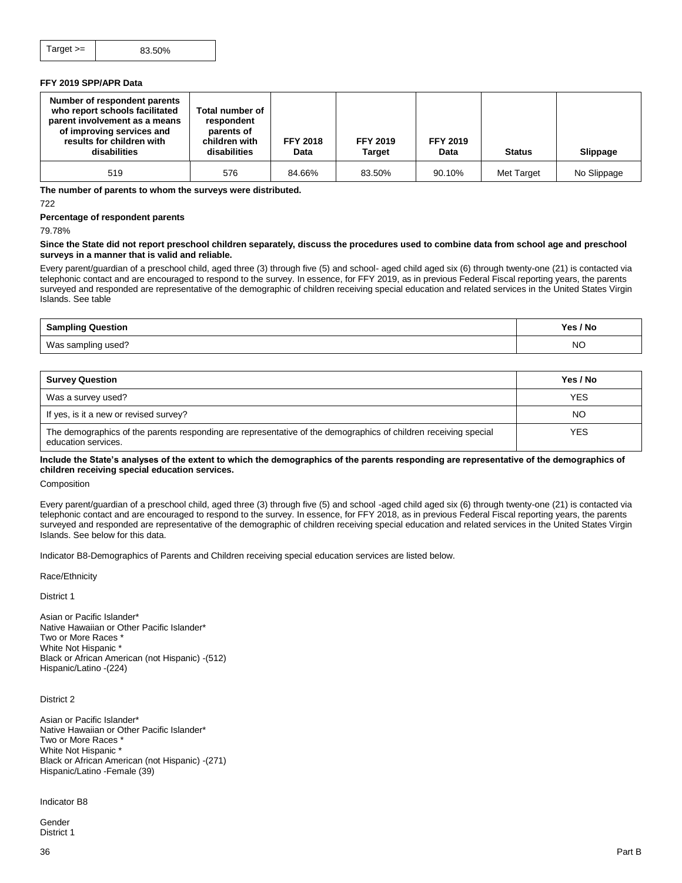| Target >= | 83.50% |
|---|---|

**FFY 2019 SPP/APR Data**

| Number of respondent parents who report schools facilitated parent involvement as a means of improving services and results for children with disabilities | Total number of respondent parents of children with disabilities | FFY 2018 Data | FFY 2019 Target | FFY 2019 Data | Status | Slippage |
|---|---|---|---|---|---|---|
| 519 | 576 | 84.66% | 83.50% | 90.10% | Met Target | No Slippage |

**The number of parents to whom the surveys were distributed.**

722

**Percentage of respondent parents**

79.78%

**Since the State did not report preschool children separately, discuss the procedures used to combine data from school age and preschool surveys in a manner that is valid and reliable.**

Every parent/guardian of a preschool child, aged three (3) through five (5) and school- aged child aged six (6) through twenty-one (21) is contacted via telephonic contact and are encouraged to respond to the survey. In essence, for FFY 2019, as in previous Federal Fiscal reporting years, the parents surveyed and responded are representative of the demographic of children receiving special education and related services in the United States Virgin Islands. See table

| Sampling Question | Yes / No |
|---|---|
| Was sampling used? | NO |

| Survey Question | Yes / No |
|---|---|
| Was a survey used? | YES |
| If yes, is it a new or revised survey? | NO |
| The demographics of the parents responding are representative of the demographics of children receiving special education services. | YES |

**Include the State's analyses of the extent to which the demographics of the parents responding are representative of the demographics of children receiving special education services.**

Composition

Every parent/guardian of a preschool child, aged three (3) through five (5) and school -aged child aged six (6) through twenty-one (21) is contacted via telephonic contact and are encouraged to respond to the survey. In essence, for FFY 2018, as in previous Federal Fiscal reporting years, the parents surveyed and responded are representative of the demographic of children receiving special education and related services in the United States Virgin Islands. See below for this data.

Indicator B8-Demographics of Parents and Children receiving special education services are listed below.

Race/Ethnicity

District 1

Asian or Pacific Islander*
Native Hawaiian or Other Pacific Islander*
Two or More Races *
White Not Hispanic *
Black or African American (not Hispanic) -(512)
Hispanic/Latino -(224)

District 2

Asian or Pacific Islander*
Native Hawaiian or Other Pacific Islander*
Two or More Races *
White Not Hispanic *
Black or African American (not Hispanic) -(271)
Hispanic/Latino -Female (39)

Indicator B8

Gender
District 1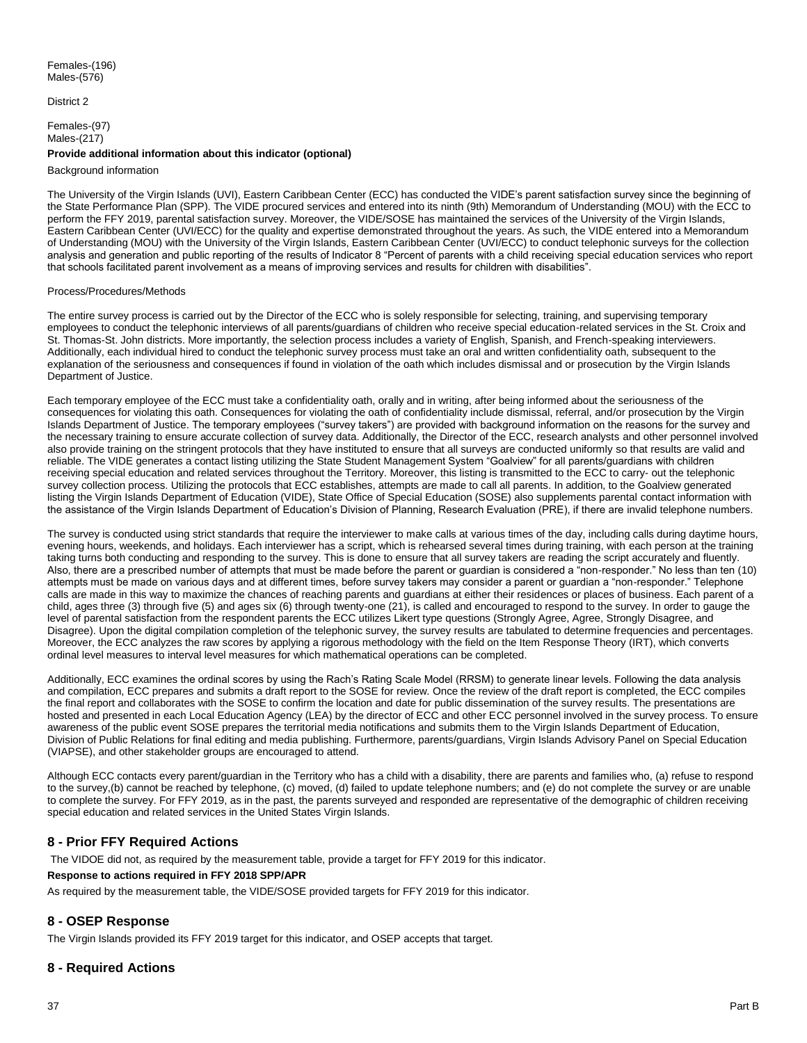Females-(196)
Males-(576)

District 2

Females-(97)
Males-(217)

**Provide additional information about this indicator (optional)**

Background information

The University of the Virgin Islands (UVI), Eastern Caribbean Center (ECC) has conducted the VIDE's parent satisfaction survey since the beginning of the State Performance Plan (SPP). The VIDE procured services and entered into its ninth (9th) Memorandum of Understanding (MOU) with the ECC to perform the FFY 2019, parental satisfaction survey. Moreover, the VIDE/SOSE has maintained the services of the University of the Virgin Islands, Eastern Caribbean Center (UVI/ECC) for the quality and expertise demonstrated throughout the years. As such, the VIDE entered into a Memorandum of Understanding (MOU) with the University of the Virgin Islands, Eastern Caribbean Center (UVI/ECC) to conduct telephonic surveys for the collection analysis and generation and public reporting of the results of Indicator 8 "Percent of parents with a child receiving special education services who report that schools facilitated parent involvement as a means of improving services and results for children with disabilities".

Process/Procedures/Methods

The entire survey process is carried out by the Director of the ECC who is solely responsible for selecting, training, and supervising temporary employees to conduct the telephonic interviews of all parents/guardians of children who receive special education-related services in the St. Croix and St. Thomas-St. John districts. More importantly, the selection process includes a variety of English, Spanish, and French-speaking interviewers. Additionally, each individual hired to conduct the telephonic survey process must take an oral and written confidentiality oath, subsequent to the explanation of the seriousness and consequences if found in violation of the oath which includes dismissal and or prosecution by the Virgin Islands Department of Justice.

Each temporary employee of the ECC must take a confidentiality oath, orally and in writing, after being informed about the seriousness of the consequences for violating this oath. Consequences for violating the oath of confidentiality include dismissal, referral, and/or prosecution by the Virgin Islands Department of Justice. The temporary employees ("survey takers") are provided with background information on the reasons for the survey and the necessary training to ensure accurate collection of survey data. Additionally, the Director of the ECC, research analysts and other personnel involved also provide training on the stringent protocols that they have instituted to ensure that all surveys are conducted uniformly so that results are valid and reliable. The VIDE generates a contact listing utilizing the State Student Management System "Goalview" for all parents/guardians with children receiving special education and related services throughout the Territory. Moreover, this listing is transmitted to the ECC to carry- out the telephonic survey collection process. Utilizing the protocols that ECC establishes, attempts are made to call all parents. In addition, to the Goalview generated listing the Virgin Islands Department of Education (VIDE), State Office of Special Education (SOSE) also supplements parental contact information with the assistance of the Virgin Islands Department of Education's Division of Planning, Research Evaluation (PRE), if there are invalid telephone numbers.

The survey is conducted using strict standards that require the interviewer to make calls at various times of the day, including calls during daytime hours, evening hours, weekends, and holidays. Each interviewer has a script, which is rehearsed several times during training, with each person at the training taking turns both conducting and responding to the survey. This is done to ensure that all survey takers are reading the script accurately and fluently. Also, there are a prescribed number of attempts that must be made before the parent or guardian is considered a "non-responder." No less than ten (10) attempts must be made on various days and at different times, before survey takers may consider a parent or guardian a "non-responder." Telephone calls are made in this way to maximize the chances of reaching parents and guardians at either their residences or places of business. Each parent of a child, ages three (3) through five (5) and ages six (6) through twenty-one (21), is called and encouraged to respond to the survey. In order to gauge the level of parental satisfaction from the respondent parents the ECC utilizes Likert type questions (Strongly Agree, Agree, Strongly Disagree, and Disagree). Upon the digital compilation completion of the telephonic survey, the survey results are tabulated to determine frequencies and percentages. Moreover, the ECC analyzes the raw scores by applying a rigorous methodology with the field on the Item Response Theory (IRT), which converts ordinal level measures to interval level measures for which mathematical operations can be completed.

Additionally, ECC examines the ordinal scores by using the Rach's Rating Scale Model (RRSM) to generate linear levels. Following the data analysis and compilation, ECC prepares and submits a draft report to the SOSE for review. Once the review of the draft report is completed, the ECC compiles the final report and collaborates with the SOSE to confirm the location and date for public dissemination of the survey results. The presentations are hosted and presented in each Local Education Agency (LEA) by the director of ECC and other ECC personnel involved in the survey process. To ensure awareness of the public event SOSE prepares the territorial media notifications and submits them to the Virgin Islands Department of Education, Division of Public Relations for final editing and media publishing. Furthermore, parents/guardians, Virgin Islands Advisory Panel on Special Education (VIAPSE), and other stakeholder groups are encouraged to attend.

Although ECC contacts every parent/guardian in the Territory who has a child with a disability, there are parents and families who, (a) refuse to respond to the survey,(b) cannot be reached by telephone, (c) moved, (d) failed to update telephone numbers; and (e) do not complete the survey or are unable to complete the survey. For FFY 2019, as in the past, the parents surveyed and responded are representative of the demographic of children receiving special education and related services in the United States Virgin Islands.

## 8 - Prior FFY Required Actions

The VIDOE did not, as required by the measurement table, provide a target for FFY 2019 for this indicator.

**Response to actions required in FFY 2018 SPP/APR**

As required by the measurement table, the VIDE/SOSE provided targets for FFY 2019 for this indicator.

## 8 - OSEP Response

The Virgin Islands provided its FFY 2019 target for this indicator, and OSEP accepts that target.

## 8 - Required Actions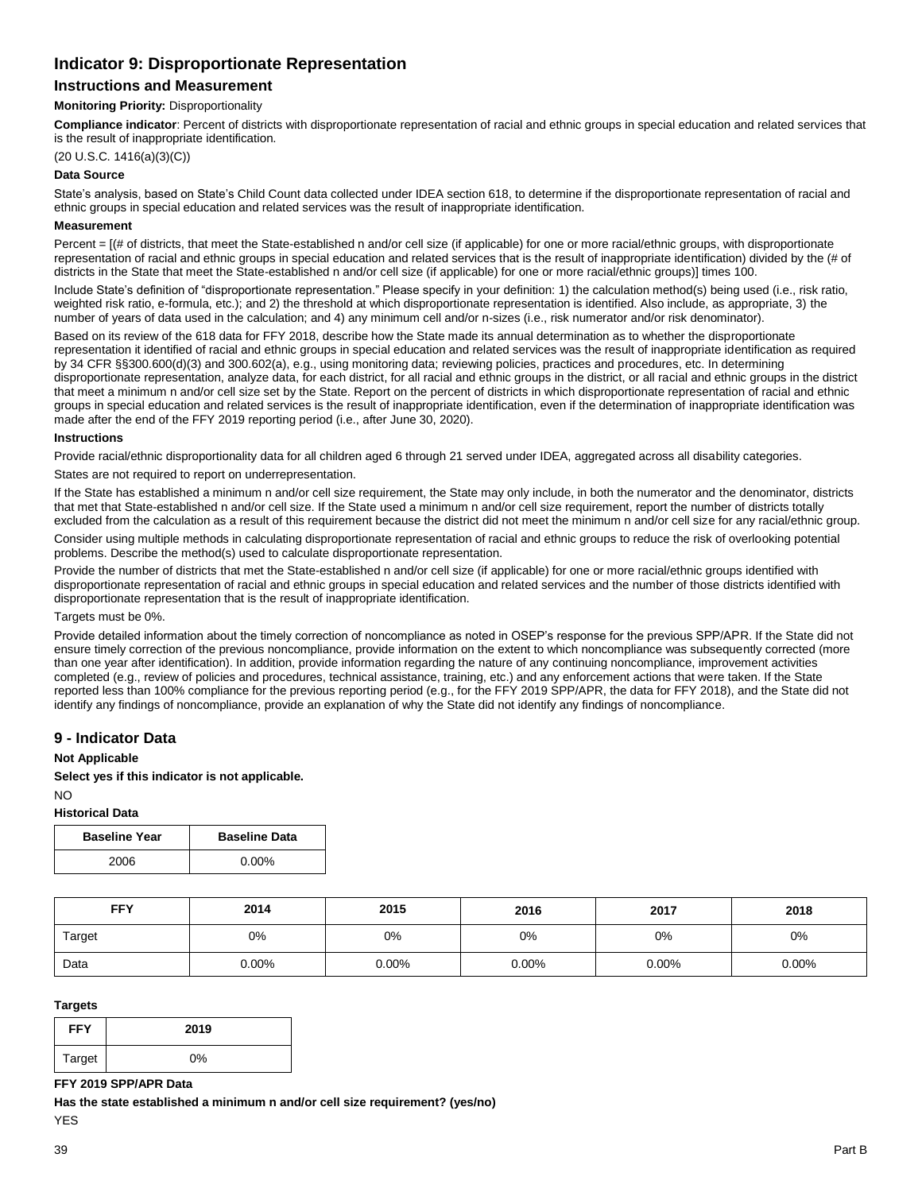## Indicator 9: Disproportionate Representation

### Instructions and Measurement

**Monitoring Priority:** Disproportionality

**Compliance indicator**: Percent of districts with disproportionate representation of racial and ethnic groups in special education and related services that is the result of inappropriate identification.

(20 U.S.C. 1416(a)(3)(C))

**Data Source**

State's analysis, based on State's Child Count data collected under IDEA section 618, to determine if the disproportionate representation of racial and ethnic groups in special education and related services was the result of inappropriate identification.

**Measurement**

Percent = [(# of districts, that meet the State-established n and/or cell size (if applicable) for one or more racial/ethnic groups, with disproportionate representation of racial and ethnic groups in special education and related services that is the result of inappropriate identification) divided by the (# of districts in the State that meet the State-established n and/or cell size (if applicable) for one or more racial/ethnic groups)] times 100.

Include State's definition of "disproportionate representation." Please specify in your definition: 1) the calculation method(s) being used (i.e., risk ratio, weighted risk ratio, e-formula, etc.); and 2) the threshold at which disproportionate representation is identified. Also include, as appropriate, 3) the number of years of data used in the calculation; and 4) any minimum cell and/or n-sizes (i.e., risk numerator and/or risk denominator).

Based on its review of the 618 data for FFY 2018, describe how the State made its annual determination as to whether the disproportionate representation it identified of racial and ethnic groups in special education and related services was the result of inappropriate identification as required by 34 CFR §§300.600(d)(3) and 300.602(a), e.g., using monitoring data; reviewing policies, practices and procedures, etc. In determining disproportionate representation, analyze data, for each district, for all racial and ethnic groups in the district, or all racial and ethnic groups in the district that meet a minimum n and/or cell size set by the State. Report on the percent of districts in which disproportionate representation of racial and ethnic groups in special education and related services is the result of inappropriate identification, even if the determination of inappropriate identification was made after the end of the FFY 2019 reporting period (i.e., after June 30, 2020).

**Instructions**

Provide racial/ethnic disproportionality data for all children aged 6 through 21 served under IDEA, aggregated across all disability categories.

States are not required to report on underrepresentation.

If the State has established a minimum n and/or cell size requirement, the State may only include, in both the numerator and the denominator, districts that met that State-established n and/or cell size. If the State used a minimum n and/or cell size requirement, report the number of districts totally excluded from the calculation as a result of this requirement because the district did not meet the minimum n and/or cell size for any racial/ethnic group.

Consider using multiple methods in calculating disproportionate representation of racial and ethnic groups to reduce the risk of overlooking potential problems. Describe the method(s) used to calculate disproportionate representation.

Provide the number of districts that met the State-established n and/or cell size (if applicable) for one or more racial/ethnic groups identified with disproportionate representation of racial and ethnic groups in special education and related services and the number of those districts identified with disproportionate representation that is the result of inappropriate identification.

Targets must be 0%.

Provide detailed information about the timely correction of noncompliance as noted in OSEP's response for the previous SPP/APR. If the State did not ensure timely correction of the previous noncompliance, provide information on the extent to which noncompliance was subsequently corrected (more than one year after identification). In addition, provide information regarding the nature of any continuing noncompliance, improvement activities completed (e.g., review of policies and procedures, technical assistance, training, etc.) and any enforcement actions that were taken. If the State reported less than 100% compliance for the previous reporting period (e.g., for the FFY 2019 SPP/APR, the data for FFY 2018), and the State did not identify any findings of noncompliance, provide an explanation of why the State did not identify any findings of noncompliance.

## 9 - Indicator Data

**Not Applicable**

**Select yes if this indicator is not applicable.**

NO

**Historical Data**

| Baseline Year | Baseline Data |
|---|---|
| 2006 | 0.00% |

| FFY | 2014 | 2015 | 2016 | 2017 | 2018 |
|---|---|---|---|---|---|
| Target | 0% | 0% | 0% | 0% | 0% |
| Data | 0.00% | 0.00% | 0.00% | 0.00% | 0.00% |

**Targets**

| FFY | 2019 |
|---|---|
| Target | 0% |

**FFY 2019 SPP/APR Data**

**Has the state established a minimum n and/or cell size requirement? (yes/no)**

YES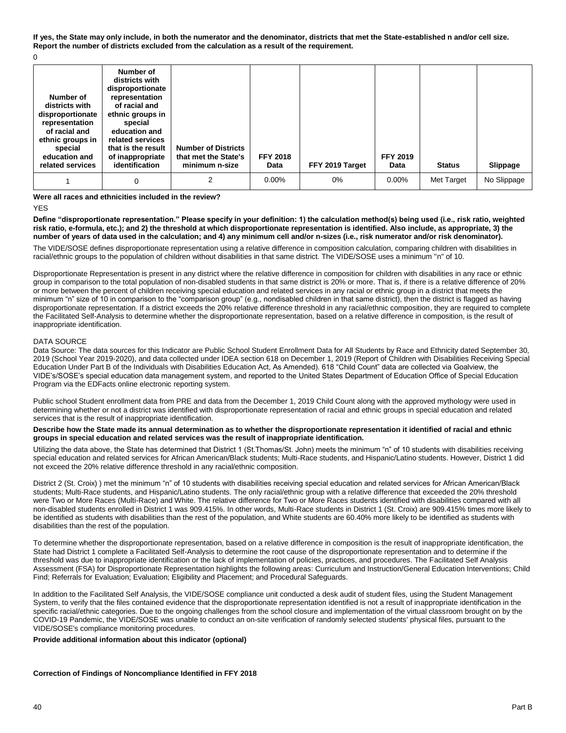**If yes, the State may only include, in both the numerator and the denominator, districts that met the State-established n and/or cell size. Report the number of districts excluded from the calculation as a result of the requirement.**

0

| Number of districts with disproportionate representation of racial and ethnic groups in special education and related services | Number of districts with disproportionate representation of racial and ethnic groups in special education and related services that is the result of inappropriate identification | Number of Districts that met the State's minimum n-size | FFY 2018 Data | FFY 2019 Target | FFY 2019 Data | Status | Slippage |
|---|---|---|---|---|---|---|---|
| 1 | 0 | 2 | 0.00% | 0% | 0.00% | Met Target | No Slippage |

**Were all races and ethnicities included in the review?**

YES

**Define "disproportionate representation." Please specify in your definition: 1) the calculation method(s) being used (i.e., risk ratio, weighted risk ratio, e-formula, etc.); and 2) the threshold at which disproportionate representation is identified. Also include, as appropriate, 3) the number of years of data used in the calculation; and 4) any minimum cell and/or n-sizes (i.e., risk numerator and/or risk denominator).**

The VIDE/SOSE defines disproportionate representation using a relative difference in composition calculation, comparing children with disabilities in racial/ethnic groups to the population of children without disabilities in that same district. The VIDE/SOSE uses a minimum "n" of 10.

Disproportionate Representation is present in any district where the relative difference in composition for children with disabilities in any race or ethnic group in comparison to the total population of non-disabled students in that same district is 20% or more. That is, if there is a relative difference of 20% or more between the percent of children receiving special education and related services in any racial or ethnic group in a district that meets the minimum "n" size of 10 in comparison to the "comparison group" (e.g., nondisabled children in that same district), then the district is flagged as having disproportionate representation. If a district exceeds the 20% relative difference threshold in any racial/ethnic composition, they are required to complete the Facilitated Self-Analysis to determine whether the disproportionate representation, based on a relative difference in composition, is the result of inappropriate identification.

DATA SOURCE

Data Source: The data sources for this Indicator are Public School Student Enrollment Data for All Students by Race and Ethnicity dated September 30, 2019 (School Year 2019-2020), and data collected under IDEA section 618 on December 1, 2019 (Report of Children with Disabilities Receiving Special Education Under Part B of the Individuals with Disabilities Education Act, As Amended). 618 "Child Count" data are collected via Goalview, the VIDE's/SOSE's special education data management system, and reported to the United States Department of Education Office of Special Education Program via the EDFacts online electronic reporting system.

Public school Student enrollment data from PRE and data from the December 1, 2019 Child Count along with the approved mythology were used in determining whether or not a district was identified with disproportionate representation of racial and ethnic groups in special education and related services that is the result of inappropriate identification.

**Describe how the State made its annual determination as to whether the disproportionate representation it identified of racial and ethnic groups in special education and related services was the result of inappropriate identification.**

Utilizing the data above, the State has determined that District 1 (St.Thomas/St. John) meets the minimum "n" of 10 students with disabilities receiving special education and related services for African American/Black students; Multi-Race students, and Hispanic/Latino students. However, District 1 did not exceed the 20% relative difference threshold in any racial/ethnic composition.

District 2 (St. Croix) ) met the minimum "n" of 10 students with disabilities receiving special education and related services for African American/Black students; Multi-Race students, and Hispanic/Latino students. The only racial/ethnic group with a relative difference that exceeded the 20% threshold were Two or More Races (Multi-Race) and White. The relative difference for Two or More Races students identified with disabilities compared with all non-disabled students enrolled in District 1 was 909.415%. In other words, Multi-Race students in District 1 (St. Croix) are 909.415% times more likely to be identified as students with disabilities than the rest of the population, and White students are 60.40% more likely to be identified as students with disabilities than the rest of the population.

To determine whether the disproportionate representation, based on a relative difference in composition is the result of inappropriate identification, the State had District 1 complete a Facilitated Self-Analysis to determine the root cause of the disproportionate representation and to determine if the threshold was due to inappropriate identification or the lack of implementation of policies, practices, and procedures. The Facilitated Self Analysis Assessment (FSA) for Disproportionate Representation highlights the following areas: Curriculum and Instruction/General Education Interventions; Child Find; Referrals for Evaluation; Evaluation; Eligibility and Placement; and Procedural Safeguards.

In addition to the Facilitated Self Analysis, the VIDE/SOSE compliance unit conducted a desk audit of student files, using the Student Management System, to verify that the files contained evidence that the disproportionate representation identified is not a result of inappropriate identification in the specific racial/ethnic categories. Due to the ongoing challenges from the school closure and implementation of the virtual classroom brought on by the COVID-19 Pandemic, the VIDE/SOSE was unable to conduct an on-site verification of randomly selected students' physical files, pursuant to the VIDE/SOSE's compliance monitoring procedures.

**Provide additional information about this indicator (optional)**

**Correction of Findings of Noncompliance Identified in FFY 2018**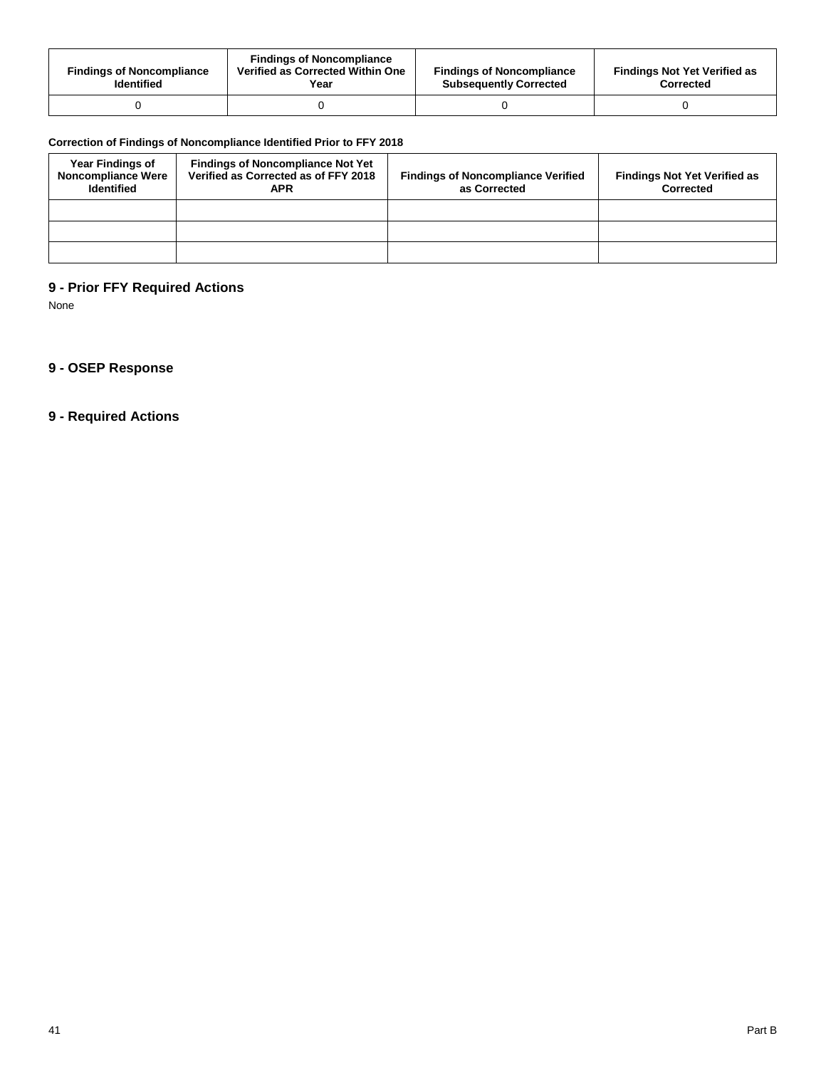| Findings of Noncompliance Identified | Findings of Noncompliance Verified as Corrected Within One Year | Findings of Noncompliance Subsequently Corrected | Findings Not Yet Verified as Corrected |
|---|---|---|---|
| 0 | 0 | 0 | 0 |

**Correction of Findings of Noncompliance Identified Prior to FFY 2018**

| Year Findings of Noncompliance Were Identified | Findings of Noncompliance Not Yet Verified as Corrected as of FFY 2018 APR | Findings of Noncompliance Verified as Corrected | Findings Not Yet Verified as Corrected |
|---|---|---|---|
| | | | |
| | | | |
| | | | |

## 9 - Prior FFY Required Actions

None

## 9 - OSEP Response

## 9 - Required Actions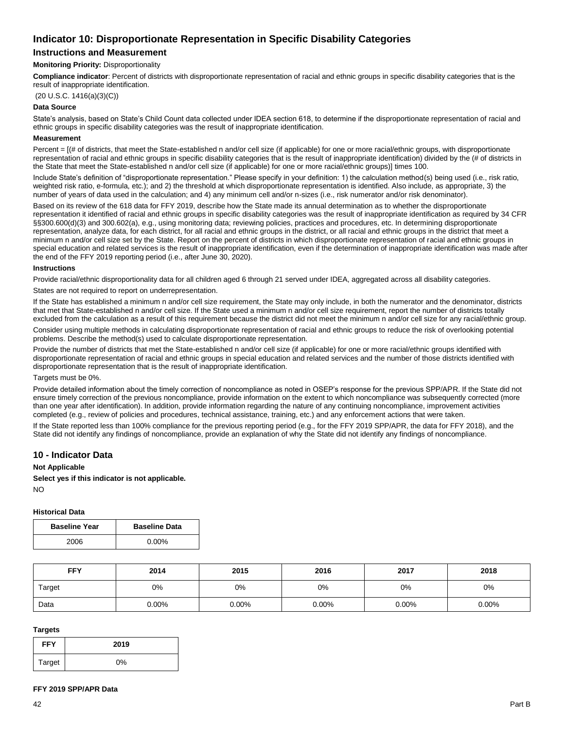# Indicator 10: Disproportionate Representation in Specific Disability Categories

## Instructions and Measurement

**Monitoring Priority:** Disproportionality

**Compliance indicator**: Percent of districts with disproportionate representation of racial and ethnic groups in specific disability categories that is the result of inappropriate identification.

(20 U.S.C. 1416(a)(3)(C))

**Data Source**

State's analysis, based on State's Child Count data collected under IDEA section 618, to determine if the disproportionate representation of racial and ethnic groups in specific disability categories was the result of inappropriate identification.

**Measurement**

Percent = [(# of districts, that meet the State-established n and/or cell size (if applicable) for one or more racial/ethnic groups, with disproportionate representation of racial and ethnic groups in specific disability categories that is the result of inappropriate identification) divided by the (# of districts in the State that meet the State-established n and/or cell size (if applicable) for one or more racial/ethnic groups)] times 100.

Include State's definition of "disproportionate representation." Please specify in your definition: 1) the calculation method(s) being used (i.e., risk ratio, weighted risk ratio, e-formula, etc.); and 2) the threshold at which disproportionate representation is identified. Also include, as appropriate, 3) the number of years of data used in the calculation; and 4) any minimum cell and/or n-sizes (i.e., risk numerator and/or risk denominator).

Based on its review of the 618 data for FFY 2019, describe how the State made its annual determination as to whether the disproportionate representation it identified of racial and ethnic groups in specific disability categories was the result of inappropriate identification as required by 34 CFR §§300.600(d)(3) and 300.602(a), e.g., using monitoring data; reviewing policies, practices and procedures, etc. In determining disproportionate representation, analyze data, for each district, for all racial and ethnic groups in the district, or all racial and ethnic groups in the district that meet a minimum n and/or cell size set by the State. Report on the percent of districts in which disproportionate representation of racial and ethnic groups in special education and related services is the result of inappropriate identification, even if the determination of inappropriate identification was made after the end of the FFY 2019 reporting period (i.e., after June 30, 2020).

**Instructions**

Provide racial/ethnic disproportionality data for all children aged 6 through 21 served under IDEA, aggregated across all disability categories.

States are not required to report on underrepresentation.

If the State has established a minimum n and/or cell size requirement, the State may only include, in both the numerator and the denominator, districts that met that State-established n and/or cell size. If the State used a minimum n and/or cell size requirement, report the number of districts totally excluded from the calculation as a result of this requirement because the district did not meet the minimum n and/or cell size for any racial/ethnic group.

Consider using multiple methods in calculating disproportionate representation of racial and ethnic groups to reduce the risk of overlooking potential problems. Describe the method(s) used to calculate disproportionate representation.

Provide the number of districts that met the State-established n and/or cell size (if applicable) for one or more racial/ethnic groups identified with disproportionate representation of racial and ethnic groups in special education and related services and the number of those districts identified with disproportionate representation that is the result of inappropriate identification.

Targets must be 0%.

Provide detailed information about the timely correction of noncompliance as noted in OSEP's response for the previous SPP/APR. If the State did not ensure timely correction of the previous noncompliance, provide information on the extent to which noncompliance was subsequently corrected (more than one year after identification). In addition, provide information regarding the nature of any continuing noncompliance, improvement activities completed (e.g., review of policies and procedures, technical assistance, training, etc.) and any enforcement actions that were taken.

If the State reported less than 100% compliance for the previous reporting period (e.g., for the FFY 2019 SPP/APR, the data for FFY 2018), and the State did not identify any findings of noncompliance, provide an explanation of why the State did not identify any findings of noncompliance.

## 10 - Indicator Data

**Not Applicable**

**Select yes if this indicator is not applicable.**

NO

**Historical Data**

| Baseline Year | Baseline Data |
|---|---|
| 2006 | 0.00% |

| FFY | 2014 | 2015 | 2016 | 2017 | 2018 |
|---|---|---|---|---|---|
| Target | 0% | 0% | 0% | 0% | 0% |
| Data | 0.00% | 0.00% | 0.00% | 0.00% | 0.00% |

**Targets**

| FFY | 2019 |
|---|---|
| Target | 0% |

**FFY 2019 SPP/APR Data**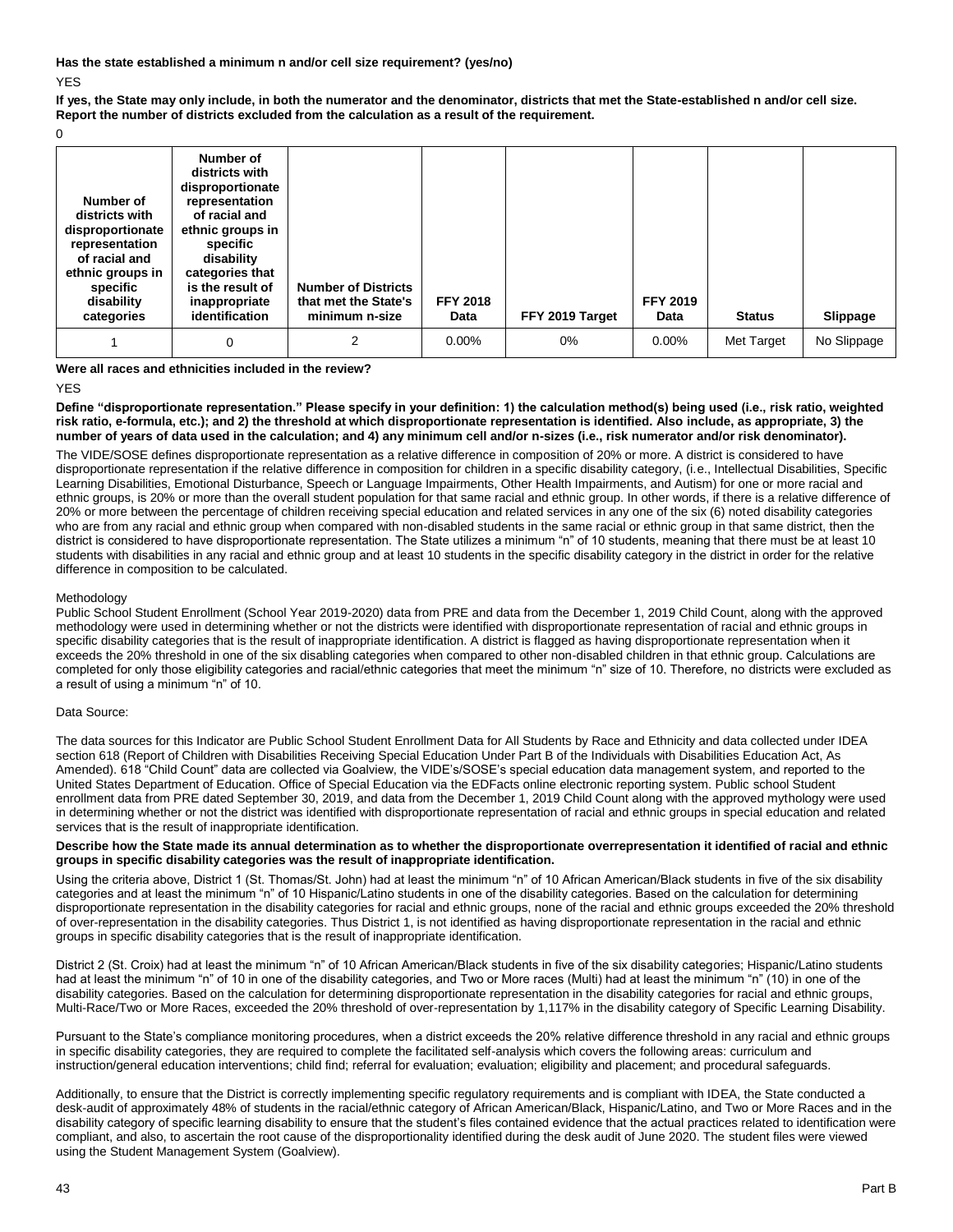**Has the state established a minimum n and/or cell size requirement? (yes/no)**

YES

**If yes, the State may only include, in both the numerator and the denominator, districts that met the State-established n and/or cell size. Report the number of districts excluded from the calculation as a result of the requirement.**

0

| Number of districts with disproportionate representation of racial and ethnic groups in specific disability categories | Number of districts with disproportionate representation of racial and ethnic groups in specific disability categories that is the result of inappropriate identification | Number of Districts that met the State's minimum n-size | FFY 2018 Data | FFY 2019 Target | FFY 2019 Data | Status | Slippage |
|---|---|---|---|---|---|---|---|
| 1 | 0 | 2 | 0.00% | 0% | 0.00% | Met Target | No Slippage |

**Were all races and ethnicities included in the review?**

YES

**Define "disproportionate representation." Please specify in your definition: 1) the calculation method(s) being used (i.e., risk ratio, weighted risk ratio, e-formula, etc.); and 2) the threshold at which disproportionate representation is identified. Also include, as appropriate, 3) the number of years of data used in the calculation; and 4) any minimum cell and/or n-sizes (i.e., risk numerator and/or risk denominator).**

The VIDE/SOSE defines disproportionate representation as a relative difference in composition of 20% or more. A district is considered to have disproportionate representation if the relative difference in composition for children in a specific disability category, (i.e., Intellectual Disabilities, Specific Learning Disabilities, Emotional Disturbance, Speech or Language Impairments, Other Health Impairments, and Autism) for one or more racial and ethnic groups, is 20% or more than the overall student population for that same racial and ethnic group. In other words, if there is a relative difference of 20% or more between the percentage of children receiving special education and related services in any one of the six (6) noted disability categories who are from any racial and ethnic group when compared with non-disabled students in the same racial or ethnic group in that same district, then the district is considered to have disproportionate representation. The State utilizes a minimum "n" of 10 students, meaning that there must be at least 10 students with disabilities in any racial and ethnic group and at least 10 students in the specific disability category in the district in order for the relative difference in composition to be calculated.

Methodology

Public School Student Enrollment (School Year 2019-2020) data from PRE and data from the December 1, 2019 Child Count, along with the approved methodology were used in determining whether or not the districts were identified with disproportionate representation of racial and ethnic groups in specific disability categories that is the result of inappropriate identification. A district is flagged as having disproportionate representation when it exceeds the 20% threshold in one of the six disabling categories when compared to other non-disabled children in that ethnic group. Calculations are completed for only those eligibility categories and racial/ethnic categories that meet the minimum "n" size of 10. Therefore, no districts were excluded as a result of using a minimum "n" of 10.

Data Source:

The data sources for this Indicator are Public School Student Enrollment Data for All Students by Race and Ethnicity and data collected under IDEA section 618 (Report of Children with Disabilities Receiving Special Education Under Part B of the Individuals with Disabilities Education Act, As Amended). 618 "Child Count" data are collected via Goalview, the VIDE's/SOSE's special education data management system, and reported to the United States Department of Education. Office of Special Education via the EDFacts online electronic reporting system. Public school Student enrollment data from PRE dated September 30, 2019, and data from the December 1, 2019 Child Count along with the approved mythology were used in determining whether or not the district was identified with disproportionate representation of racial and ethnic groups in special education and related services that is the result of inappropriate identification.

**Describe how the State made its annual determination as to whether the disproportionate overrepresentation it identified of racial and ethnic groups in specific disability categories was the result of inappropriate identification.**

Using the criteria above, District 1 (St. Thomas/St. John) had at least the minimum "n" of 10 African American/Black students in five of the six disability categories and at least the minimum "n" of 10 Hispanic/Latino students in one of the disability categories. Based on the calculation for determining disproportionate representation in the disability categories for racial and ethnic groups, none of the racial and ethnic groups exceeded the 20% threshold of over-representation in the disability categories. Thus District 1, is not identified as having disproportionate representation in the racial and ethnic groups in specific disability categories that is the result of inappropriate identification.

District 2 (St. Croix) had at least the minimum "n" of 10 African American/Black students in five of the six disability categories; Hispanic/Latino students had at least the minimum "n" of 10 in one of the disability categories, and Two or More races (Multi) had at least the minimum "n" (10) in one of the disability categories. Based on the calculation for determining disproportionate representation in the disability categories for racial and ethnic groups, Multi-Race/Two or More Races, exceeded the 20% threshold of over-representation by 1,117% in the disability category of Specific Learning Disability.

Pursuant to the State's compliance monitoring procedures, when a district exceeds the 20% relative difference threshold in any racial and ethnic groups in specific disability categories, they are required to complete the facilitated self-analysis which covers the following areas: curriculum and instruction/general education interventions; child find; referral for evaluation; evaluation; eligibility and placement; and procedural safeguards.

Additionally, to ensure that the District is correctly implementing specific regulatory requirements and is compliant with IDEA, the State conducted a desk-audit of approximately 48% of students in the racial/ethnic category of African American/Black, Hispanic/Latino, and Two or More Races and in the disability category of specific learning disability to ensure that the student's files contained evidence that the actual practices related to identification were compliant, and also, to ascertain the root cause of the disproportionality identified during the desk audit of June 2020. The student files were viewed using the Student Management System (Goalview).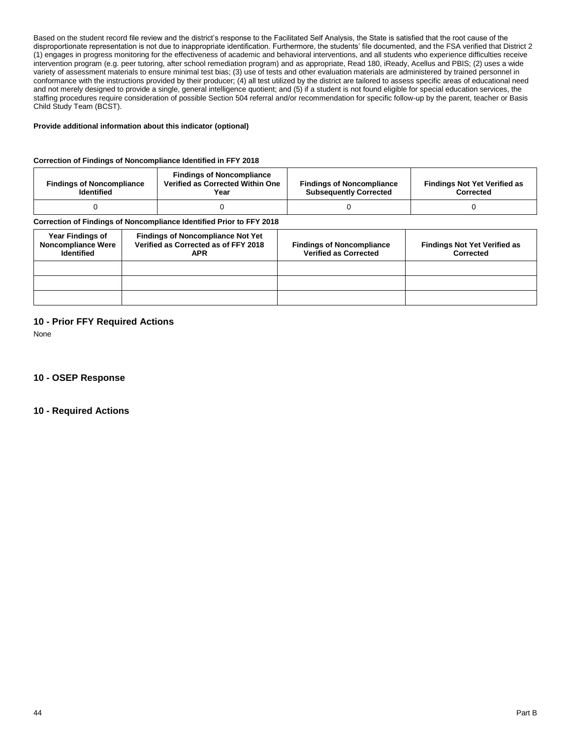Based on the student record file review and the district's response to the Facilitated Self Analysis, the State is satisfied that the root cause of the disproportionate representation is not due to inappropriate identification. Furthermore, the students' file documented, and the FSA verified that District 2 (1) engages in progress monitoring for the effectiveness of academic and behavioral interventions, and all students who experience difficulties receive intervention program (e.g. peer tutoring, after school remediation program) and as appropriate, Read 180, iReady, Acellus and PBIS; (2) uses a wide variety of assessment materials to ensure minimal test bias; (3) use of tests and other evaluation materials are administered by trained personnel in conformance with the instructions provided by their producer; (4) all test utilized by the district are tailored to assess specific areas of educational need and not merely designed to provide a single, general intelligence quotient; and (5) if a student is not found eligible for special education services, the staffing procedures require consideration of possible Section 504 referral and/or recommendation for specific follow-up by the parent, teacher or Basis Child Study Team (BCST).

**Provide additional information about this indicator (optional)**

**Correction of Findings of Noncompliance Identified in FFY 2018**

| Findings of Noncompliance Identified | Findings of Noncompliance Verified as Corrected Within One Year | Findings of Noncompliance Subsequently Corrected | Findings Not Yet Verified as Corrected |
|---|---|---|---|
| 0 | 0 | 0 | 0 |

**Correction of Findings of Noncompliance Identified Prior to FFY 2018**

| Year Findings of Noncompliance Were Identified | Findings of Noncompliance Not Yet Verified as Corrected as of FFY 2018 APR | Findings of Noncompliance Verified as Corrected | Findings Not Yet Verified as Corrected |
|---|---|---|---|
| | | | |
| | | | |
| | | | |

## 10 - Prior FFY Required Actions

None

## 10 - OSEP Response

## 10 - Required Actions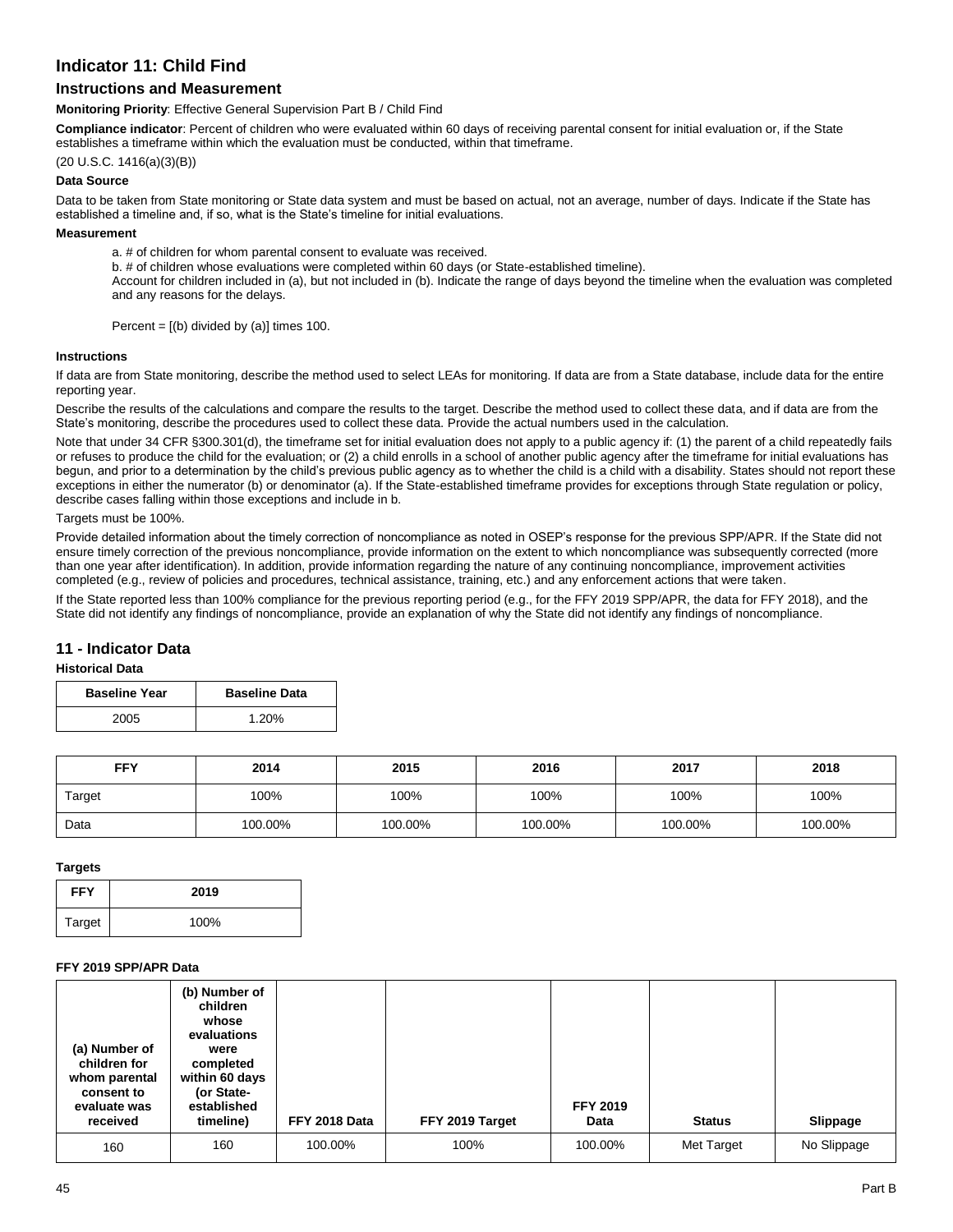# Indicator 11: Child Find

## Instructions and Measurement

**Monitoring Priority**: Effective General Supervision Part B / Child Find

**Compliance indicator**: Percent of children who were evaluated within 60 days of receiving parental consent for initial evaluation or, if the State establishes a timeframe within which the evaluation must be conducted, within that timeframe.

(20 U.S.C. 1416(a)(3)(B))

### Data Source

Data to be taken from State monitoring or State data system and must be based on actual, not an average, number of days. Indicate if the State has established a timeline and, if so, what is the State's timeline for initial evaluations.

### Measurement

a. # of children for whom parental consent to evaluate was received.

b. # of children whose evaluations were completed within 60 days (or State-established timeline).

Account for children included in (a), but not included in (b). Indicate the range of days beyond the timeline when the evaluation was completed and any reasons for the delays.

Percent = [(b) divided by (a)] times 100.

### Instructions

If data are from State monitoring, describe the method used to select LEAs for monitoring. If data are from a State database, include data for the entire reporting year.

Describe the results of the calculations and compare the results to the target. Describe the method used to collect these data, and if data are from the State's monitoring, describe the procedures used to collect these data. Provide the actual numbers used in the calculation.

Note that under 34 CFR §300.301(d), the timeframe set for initial evaluation does not apply to a public agency if: (1) the parent of a child repeatedly fails or refuses to produce the child for the evaluation; or (2) a child enrolls in a school of another public agency after the timeframe for initial evaluations has begun, and prior to a determination by the child's previous public agency as to whether the child is a child with a disability. States should not report these exceptions in either the numerator (b) or denominator (a). If the State-established timeframe provides for exceptions through State regulation or policy, describe cases falling within those exceptions and include in b.

Targets must be 100%.

Provide detailed information about the timely correction of noncompliance as noted in OSEP's response for the previous SPP/APR. If the State did not ensure timely correction of the previous noncompliance, provide information on the extent to which noncompliance was subsequently corrected (more than one year after identification). In addition, provide information regarding the nature of any continuing noncompliance, improvement activities completed (e.g., review of policies and procedures, technical assistance, training, etc.) and any enforcement actions that were taken.

If the State reported less than 100% compliance for the previous reporting period (e.g., for the FFY 2019 SPP/APR, the data for FFY 2018), and the State did not identify any findings of noncompliance, provide an explanation of why the State did not identify any findings of noncompliance.

## 11 - Indicator Data

### Historical Data

| Baseline Year | Baseline Data |
|---|---|
| 2005 | 1.20% |

| FFY | 2014 | 2015 | 2016 | 2017 | 2018 |
|---|---|---|---|---|---|
| Target | 100% | 100% | 100% | 100% | 100% |
| Data | 100.00% | 100.00% | 100.00% | 100.00% | 100.00% |

### Targets

| FFY | 2019 |
|---|---|
| Target | 100% |

### FFY 2019 SPP/APR Data

| (a) Number of children for whom parental consent to evaluate was received | (b) Number of children whose evaluations were completed within 60 days (or State-established timeline) | FFY 2018 Data | FFY 2019 Target | FFY 2019 Data | Status | Slippage |
|---|---|---|---|---|---|---|
| 160 | 160 | 100.00% | 100% | 100.00% | Met Target | No Slippage |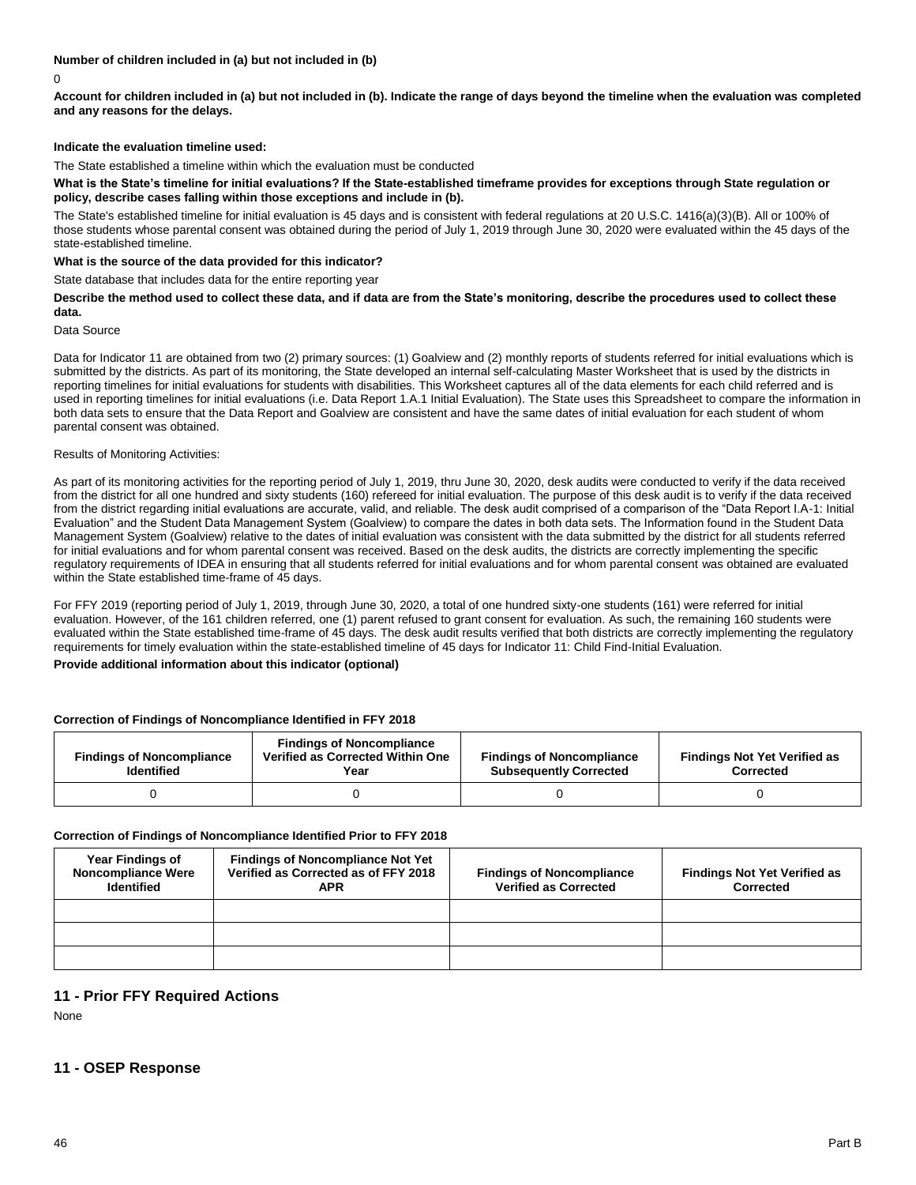**Number of children included in (a) but not included in (b)**

0

**Account for children included in (a) but not included in (b). Indicate the range of days beyond the timeline when the evaluation was completed and any reasons for the delays.**

**Indicate the evaluation timeline used:**

The State established a timeline within which the evaluation must be conducted

**What is the State's timeline for initial evaluations? If the State-established timeframe provides for exceptions through State regulation or policy, describe cases falling within those exceptions and include in (b).**

The State's established timeline for initial evaluation is 45 days and is consistent with federal regulations at 20 U.S.C. 1416(a)(3)(B). All or 100% of those students whose parental consent was obtained during the period of July 1, 2019 through June 30, 2020 were evaluated within the 45 days of the state-established timeline.

**What is the source of the data provided for this indicator?**

State database that includes data for the entire reporting year

**Describe the method used to collect these data, and if data are from the State's monitoring, describe the procedures used to collect these data.**

Data Source

Data for Indicator 11 are obtained from two (2) primary sources: (1) Goalview and (2) monthly reports of students referred for initial evaluations which is submitted by the districts. As part of its monitoring, the State developed an internal self-calculating Master Worksheet that is used by the districts in reporting timelines for initial evaluations for students with disabilities. This Worksheet captures all of the data elements for each child referred and is used in reporting timelines for initial evaluations (i.e. Data Report 1.A.1 Initial Evaluation). The State uses this Spreadsheet to compare the information in both data sets to ensure that the Data Report and Goalview are consistent and have the same dates of initial evaluation for each student of whom parental consent was obtained.

Results of Monitoring Activities:

As part of its monitoring activities for the reporting period of July 1, 2019, thru June 30, 2020, desk audits were conducted to verify if the data received from the district for all one hundred and sixty students (160) refereed for initial evaluation. The purpose of this desk audit is to verify if the data received from the district regarding initial evaluations are accurate, valid, and reliable. The desk audit comprised of a comparison of the "Data Report I.A-1: Initial Evaluation" and the Student Data Management System (Goalview) to compare the dates in both data sets. The Information found in the Student Data Management System (Goalview) relative to the dates of initial evaluation was consistent with the data submitted by the district for all students referred for initial evaluations and for whom parental consent was received. Based on the desk audits, the districts are correctly implementing the specific regulatory requirements of IDEA in ensuring that all students referred for initial evaluations and for whom parental consent was obtained are evaluated within the State established time-frame of 45 days.

For FFY 2019 (reporting period of July 1, 2019, through June 30, 2020, a total of one hundred sixty-one students (161) were referred for initial evaluation. However, of the 161 children referred, one (1) parent refused to grant consent for evaluation. As such, the remaining 160 students were evaluated within the State established time-frame of 45 days. The desk audit results verified that both districts are correctly implementing the regulatory requirements for timely evaluation within the state-established timeline of 45 days for Indicator 11: Child Find-Initial Evaluation.

**Provide additional information about this indicator (optional)**

**Correction of Findings of Noncompliance Identified in FFY 2018**

| Findings of Noncompliance Identified | Findings of Noncompliance Verified as Corrected Within One Year | Findings of Noncompliance Subsequently Corrected | Findings Not Yet Verified as Corrected |
|---|---|---|---|
| 0 | 0 | 0 | 0 |

**Correction of Findings of Noncompliance Identified Prior to FFY 2018**

| Year Findings of Noncompliance Were Identified | Findings of Noncompliance Not Yet Verified as Corrected as of FFY 2018 APR | Findings of Noncompliance Verified as Corrected | Findings Not Yet Verified as Corrected |
|---|---|---|---|
| | | | |
| | | | |
| | | | |

## 11 - Prior FFY Required Actions

None

## 11 - OSEP Response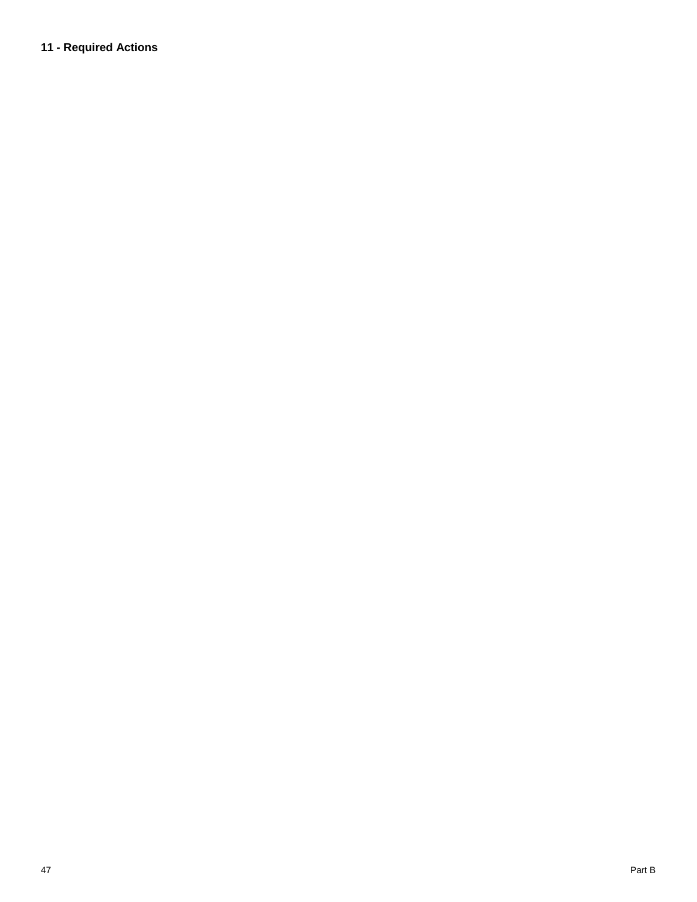**11 - Required Actions**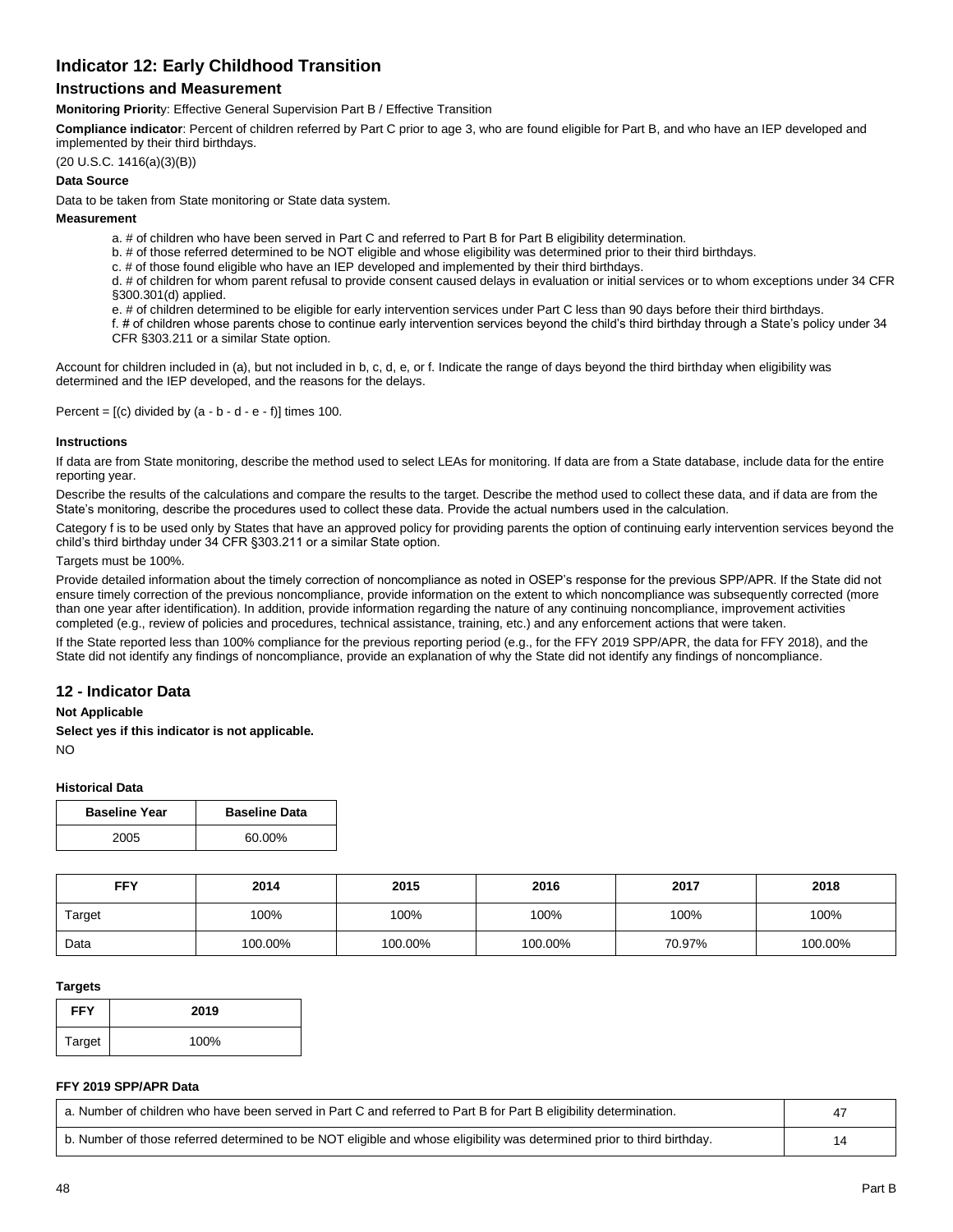# Indicator 12: Early Childhood Transition

## Instructions and Measurement

**Monitoring Priority**: Effective General Supervision Part B / Effective Transition

**Compliance indicator**: Percent of children referred by Part C prior to age 3, who are found eligible for Part B, and who have an IEP developed and implemented by their third birthdays.

(20 U.S.C. 1416(a)(3)(B))

**Data Source**

Data to be taken from State monitoring or State data system.

**Measurement**

a. # of children who have been served in Part C and referred to Part B for Part B eligibility determination.

b. # of those referred determined to be NOT eligible and whose eligibility was determined prior to their third birthdays.

c. # of those found eligible who have an IEP developed and implemented by their third birthdays.

d. # of children for whom parent refusal to provide consent caused delays in evaluation or initial services or to whom exceptions under 34 CFR §300.301(d) applied.

e. # of children determined to be eligible for early intervention services under Part C less than 90 days before their third birthdays.

f. # of children whose parents chose to continue early intervention services beyond the child's third birthday through a State's policy under 34 CFR §303.211 or a similar State option.

Account for children included in (a), but not included in b, c, d, e, or f. Indicate the range of days beyond the third birthday when eligibility was determined and the IEP developed, and the reasons for the delays.

Percent = [(c) divided by (a - b - d - e - f)] times 100.

**Instructions**

If data are from State monitoring, describe the method used to select LEAs for monitoring. If data are from a State database, include data for the entire reporting year.

Describe the results of the calculations and compare the results to the target. Describe the method used to collect these data, and if data are from the State's monitoring, describe the procedures used to collect these data. Provide the actual numbers used in the calculation.

Category f is to be used only by States that have an approved policy for providing parents the option of continuing early intervention services beyond the child's third birthday under 34 CFR §303.211 or a similar State option.

Targets must be 100%.

Provide detailed information about the timely correction of noncompliance as noted in OSEP's response for the previous SPP/APR. If the State did not ensure timely correction of the previous noncompliance, provide information on the extent to which noncompliance was subsequently corrected (more than one year after identification). In addition, provide information regarding the nature of any continuing noncompliance, improvement activities completed (e.g., review of policies and procedures, technical assistance, training, etc.) and any enforcement actions that were taken.

If the State reported less than 100% compliance for the previous reporting period (e.g., for the FFY 2019 SPP/APR, the data for FFY 2018), and the State did not identify any findings of noncompliance, provide an explanation of why the State did not identify any findings of noncompliance.

## 12 - Indicator Data

**Not Applicable**

**Select yes if this indicator is not applicable.**

NO

**Historical Data**

| Baseline Year | Baseline Data |
|---|---|
| 2005 | 60.00% |

| FFY | 2014 | 2015 | 2016 | 2017 | 2018 |
|---|---|---|---|---|---|
| Target | 100% | 100% | 100% | 100% | 100% |
| Data | 100.00% | 100.00% | 100.00% | 70.97% | 100.00% |

**Targets**

| FFY | 2019 |
|---|---|
| Target | 100% |

**FFY 2019 SPP/APR Data**

| | |
|---|---|
| a. Number of children who have been served in Part C and referred to Part B for Part B eligibility determination. | 47 |
| b. Number of those referred determined to be NOT eligible and whose eligibility was determined prior to third birthday. | 14 |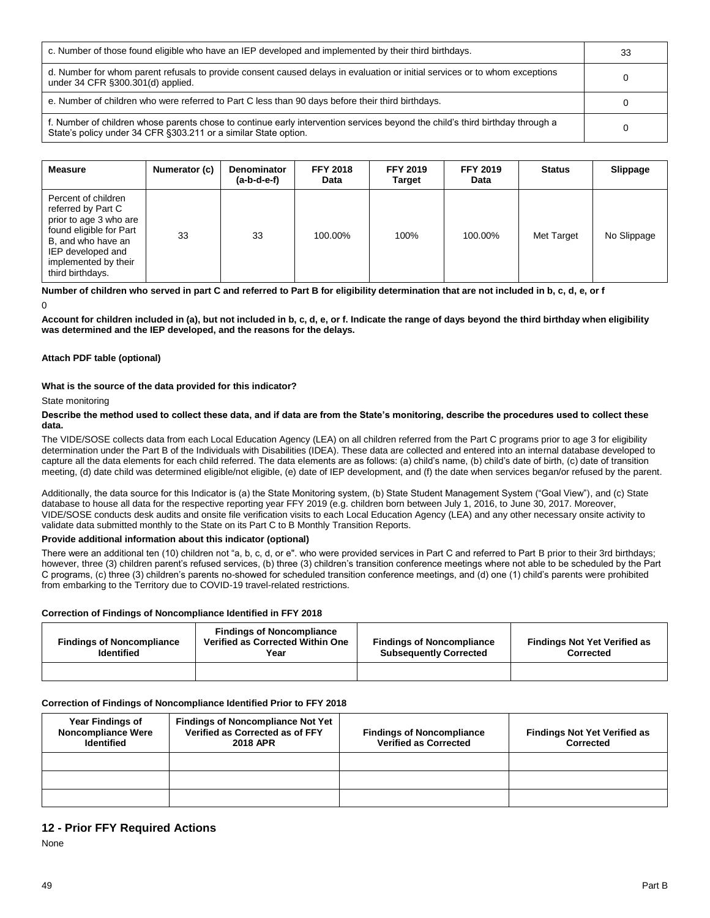| | |
|---|---|
| c. Number of those found eligible who have an IEP developed and implemented by their third birthdays. | 33 |
| d. Number for whom parent refusals to provide consent caused delays in evaluation or initial services or to whom exceptions under 34 CFR §300.301(d) applied. | 0 |
| e. Number of children who were referred to Part C less than 90 days before their third birthdays. | 0 |
| f. Number of children whose parents chose to continue early intervention services beyond the child's third birthday through a State's policy under 34 CFR §303.211 or a similar State option. | 0 |

| Measure | Numerator (c) | Denominator (a-b-d-e-f) | FFY 2018 Data | FFY 2019 Target | FFY 2019 Data | Status | Slippage |
|---|---|---|---|---|---|---|---|
| Percent of children referred by Part C prior to age 3 who are found eligible for Part B, and who have an IEP developed and implemented by their third birthdays. | 33 | 33 | 100.00% | 100% | 100.00% | Met Target | No Slippage |

**Number of children who served in part C and referred to Part B for eligibility determination that are not included in b, c, d, e, or f**

0

**Account for children included in (a), but not included in b, c, d, e, or f. Indicate the range of days beyond the third birthday when eligibility was determined and the IEP developed, and the reasons for the delays.**

**Attach PDF table (optional)**

**What is the source of the data provided for this indicator?**

State monitoring

**Describe the method used to collect these data, and if data are from the State's monitoring, describe the procedures used to collect these data.**

The VIDE/SOSE collects data from each Local Education Agency (LEA) on all children referred from the Part C programs prior to age 3 for eligibility determination under the Part B of the Individuals with Disabilities (IDEA). These data are collected and entered into an internal database developed to capture all the data elements for each child referred. The data elements are as follows: (a) child's name, (b) child's date of birth, (c) date of transition meeting, (d) date child was determined eligible/not eligible, (e) date of IEP development, and (f) the date when services began/or refused by the parent.

Additionally, the data source for this Indicator is (a) the State Monitoring system, (b) State Student Management System ("Goal View"), and (c) State database to house all data for the respective reporting year FFY 2019 (e.g. children born between July 1, 2016, to June 30, 2017. Moreover, VIDE/SOSE conducts desk audits and onsite file verification visits to each Local Education Agency (LEA) and any other necessary onsite activity to validate data submitted monthly to the State on its Part C to B Monthly Transition Reports.

**Provide additional information about this indicator (optional)**

There were an additional ten (10) children not "a, b, c, d, or e". who were provided services in Part C and referred to Part B prior to their 3rd birthdays; however, three (3) children parent's refused services, (b) three (3) children's transition conference meetings where not able to be scheduled by the Part C programs, (c) three (3) children's parents no-showed for scheduled transition conference meetings, and (d) one (1) child's parents were prohibited from embarking to the Territory due to COVID-19 travel-related restrictions.

**Correction of Findings of Noncompliance Identified in FFY 2018**

| Findings of Noncompliance Identified | Findings of Noncompliance Verified as Corrected Within One Year | Findings of Noncompliance Subsequently Corrected | Findings Not Yet Verified as Corrected |
|---|---|---|---|
| | | | |

**Correction of Findings of Noncompliance Identified Prior to FFY 2018**

| Year Findings of Noncompliance Were Identified | Findings of Noncompliance Not Yet Verified as Corrected as of FFY 2018 APR | Findings of Noncompliance Verified as Corrected | Findings Not Yet Verified as Corrected |
|---|---|---|---|
| | | | |
| | | | |
| | | | |

## 12 - Prior FFY Required Actions

None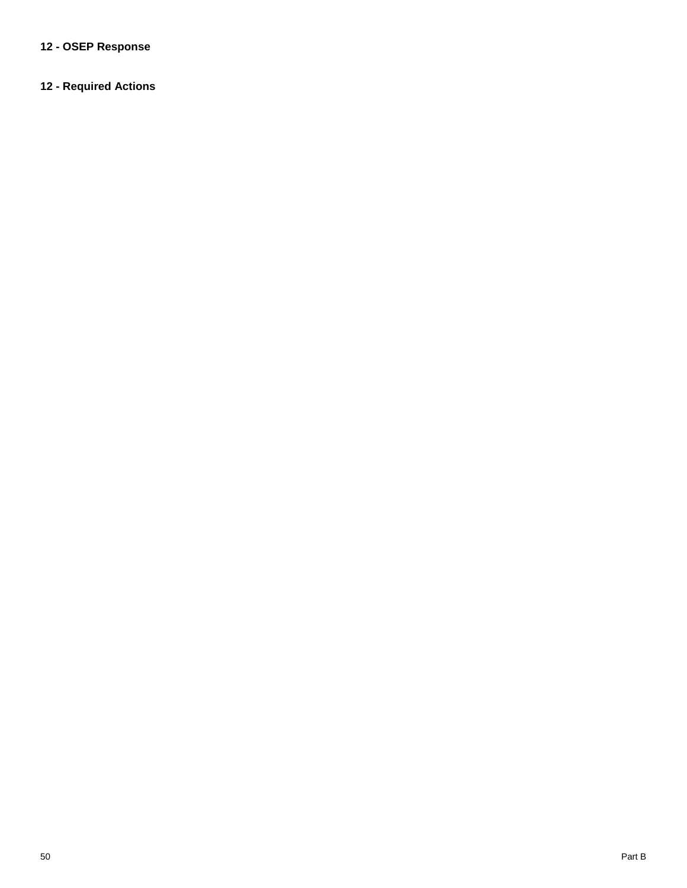**12 - OSEP Response**

**12 - Required Actions**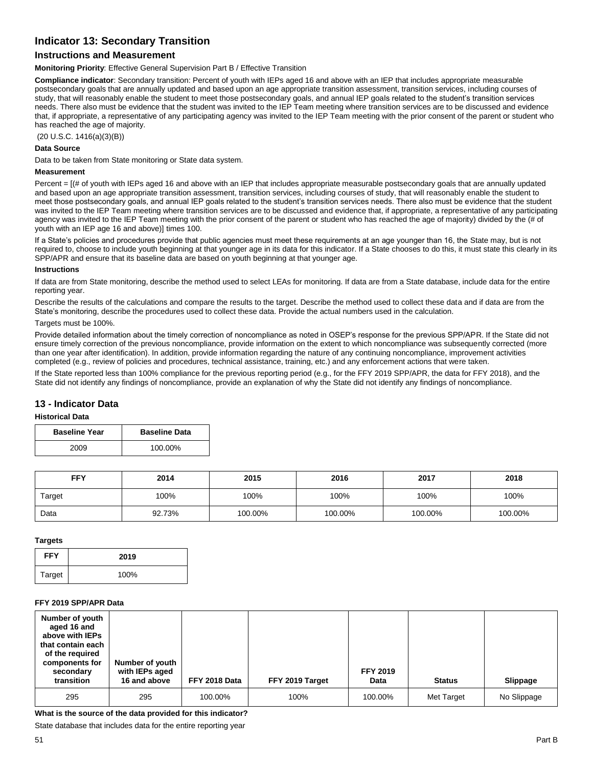## Indicator 13: Secondary Transition

### Instructions and Measurement

**Monitoring Priority**: Effective General Supervision Part B / Effective Transition

**Compliance indicator**: Secondary transition: Percent of youth with IEPs aged 16 and above with an IEP that includes appropriate measurable postsecondary goals that are annually updated and based upon an age appropriate transition assessment, transition services, including courses of study, that will reasonably enable the student to meet those postsecondary goals, and annual IEP goals related to the student's transition services needs. There also must be evidence that the student was invited to the IEP Team meeting where transition services are to be discussed and evidence that, if appropriate, a representative of any participating agency was invited to the IEP Team meeting with the prior consent of the parent or student who has reached the age of majority.

(20 U.S.C. 1416(a)(3)(B))

**Data Source**

Data to be taken from State monitoring or State data system.

**Measurement**

Percent = [(# of youth with IEPs aged 16 and above with an IEP that includes appropriate measurable postsecondary goals that are annually updated and based upon an age appropriate transition assessment, transition services, including courses of study, that will reasonably enable the student to meet those postsecondary goals, and annual IEP goals related to the student's transition services needs. There also must be evidence that the student was invited to the IEP Team meeting where transition services are to be discussed and evidence that, if appropriate, a representative of any participating agency was invited to the IEP Team meeting with the prior consent of the parent or student who has reached the age of majority) divided by the (# of youth with an IEP age 16 and above)] times 100.

If a State's policies and procedures provide that public agencies must meet these requirements at an age younger than 16, the State may, but is not required to, choose to include youth beginning at that younger age in its data for this indicator. If a State chooses to do this, it must state this clearly in its SPP/APR and ensure that its baseline data are based on youth beginning at that younger age.

**Instructions**

If data are from State monitoring, describe the method used to select LEAs for monitoring. If data are from a State database, include data for the entire reporting year.

Describe the results of the calculations and compare the results to the target. Describe the method used to collect these data and if data are from the State's monitoring, describe the procedures used to collect these data. Provide the actual numbers used in the calculation.

Targets must be 100%.

Provide detailed information about the timely correction of noncompliance as noted in OSEP's response for the previous SPP/APR. If the State did not ensure timely correction of the previous noncompliance, provide information on the extent to which noncompliance was subsequently corrected (more than one year after identification). In addition, provide information regarding the nature of any continuing noncompliance, improvement activities completed (e.g., review of policies and procedures, technical assistance, training, etc.) and any enforcement actions that were taken.

If the State reported less than 100% compliance for the previous reporting period (e.g., for the FFY 2019 SPP/APR, the data for FFY 2018), and the State did not identify any findings of noncompliance, provide an explanation of why the State did not identify any findings of noncompliance.

## 13 - Indicator Data

**Historical Data**

| Baseline Year | Baseline Data |
|---|---|
| 2009 | 100.00% |

| FFY | 2014 | 2015 | 2016 | 2017 | 2018 |
|---|---|---|---|---|---|
| Target | 100% | 100% | 100% | 100% | 100% |
| Data | 92.73% | 100.00% | 100.00% | 100.00% | 100.00% |

**Targets**

| FFY | 2019 |
|---|---|
| Target | 100% |

**FFY 2019 SPP/APR Data**

| Number of youth aged 16 and above with IEPs that contain each of the required components for secondary transition | Number of youth with IEPs aged 16 and above | FFY 2018 Data | FFY 2019 Target | FFY 2019 Data | Status | Slippage |
|---|---|---|---|---|---|---|
| 295 | 295 | 100.00% | 100% | 100.00% | Met Target | No Slippage |

**What is the source of the data provided for this indicator?**

State database that includes data for the entire reporting year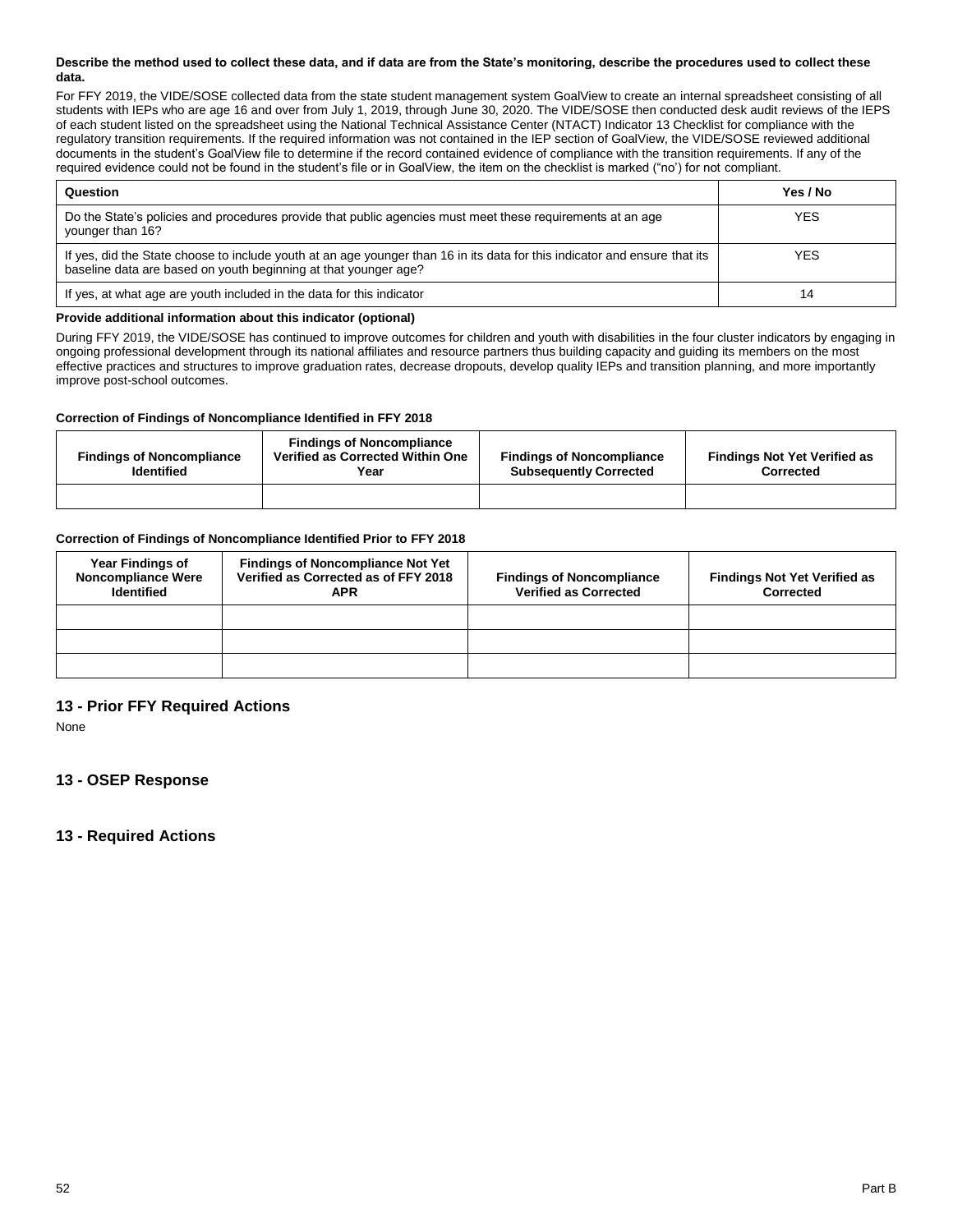**Describe the method used to collect these data, and if data are from the State's monitoring, describe the procedures used to collect these data.**

For FFY 2019, the VIDE/SOSE collected data from the state student management system GoalView to create an internal spreadsheet consisting of all students with IEPs who are age 16 and over from July 1, 2019, through June 30, 2020. The VIDE/SOSE then conducted desk audit reviews of the IEPS of each student listed on the spreadsheet using the National Technical Assistance Center (NTACT) Indicator 13 Checklist for compliance with the regulatory transition requirements. If the required information was not contained in the IEP section of GoalView, the VIDE/SOSE reviewed additional documents in the student's GoalView file to determine if the record contained evidence of compliance with the transition requirements. If any of the required evidence could not be found in the student's file or in GoalView, the item on the checklist is marked ("no') for not compliant.

| Question | Yes / No |
|---|---|
| Do the State's policies and procedures provide that public agencies must meet these requirements at an age younger than 16? | YES |
| If yes, did the State choose to include youth at an age younger than 16 in its data for this indicator and ensure that its baseline data are based on youth beginning at that younger age? | YES |
| If yes, at what age are youth included in the data for this indicator | 14 |

**Provide additional information about this indicator (optional)**

During FFY 2019, the VIDE/SOSE has continued to improve outcomes for children and youth with disabilities in the four cluster indicators by engaging in ongoing professional development through its national affiliates and resource partners thus building capacity and guiding its members on the most effective practices and structures to improve graduation rates, decrease dropouts, develop quality IEPs and transition planning, and more importantly improve post-school outcomes.

**Correction of Findings of Noncompliance Identified in FFY 2018**

| Findings of Noncompliance Identified | Findings of Noncompliance Verified as Corrected Within One Year | Findings of Noncompliance Subsequently Corrected | Findings Not Yet Verified as Corrected |
|---|---|---|---|
| | | | |

**Correction of Findings of Noncompliance Identified Prior to FFY 2018**

| Year Findings of Noncompliance Were Identified | Findings of Noncompliance Not Yet Verified as Corrected as of FFY 2018 APR | Findings of Noncompliance Verified as Corrected | Findings Not Yet Verified as Corrected |
|---|---|---|---|
| | | | |
| | | | |
| | | | |

## 13 - Prior FFY Required Actions

None

## 13 - OSEP Response

## 13 - Required Actions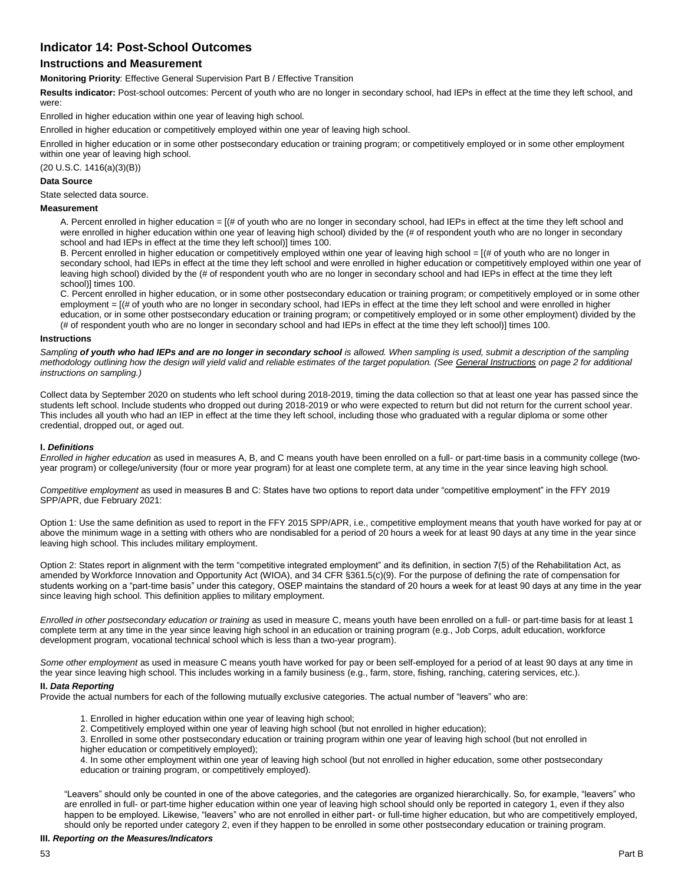# Indicator 14: Post-School Outcomes

## Instructions and Measurement

**Monitoring Priority**: Effective General Supervision Part B / Effective Transition

**Results indicator:** Post-school outcomes: Percent of youth who are no longer in secondary school, had IEPs in effect at the time they left school, and were:

Enrolled in higher education within one year of leaving high school.

Enrolled in higher education or competitively employed within one year of leaving high school.

Enrolled in higher education or in some other postsecondary education or training program; or competitively employed or in some other employment within one year of leaving high school.

(20 U.S.C. 1416(a)(3)(B))

**Data Source**

State selected data source.

**Measurement**

A. Percent enrolled in higher education = [(# of youth who are no longer in secondary school, had IEPs in effect at the time they left school and were enrolled in higher education within one year of leaving high school) divided by the (# of respondent youth who are no longer in secondary school and had IEPs in effect at the time they left school)] times 100.

B. Percent enrolled in higher education or competitively employed within one year of leaving high school = [(# of youth who are no longer in secondary school, had IEPs in effect at the time they left school and were enrolled in higher education or competitively employed within one year of leaving high school) divided by the (# of respondent youth who are no longer in secondary school and had IEPs in effect at the time they left school)] times 100.

C. Percent enrolled in higher education, or in some other postsecondary education or training program; or competitively employed or in some other employment = [(# of youth who are no longer in secondary school, had IEPs in effect at the time they left school and were enrolled in higher education, or in some other postsecondary education or training program; or competitively employed or in some other employment) divided by the (# of respondent youth who are no longer in secondary school and had IEPs in effect at the time they left school)] times 100.

**Instructions**

*Sampling **of youth who had IEPs and are no longer in secondary school** is allowed. When sampling is used, submit a description of the sampling methodology outlining how the design will yield valid and reliable estimates of the target population. (See General Instructions on page 2 for additional instructions on sampling.)*

Collect data by September 2020 on students who left school during 2018-2019, timing the data collection so that at least one year has passed since the students left school. Include students who dropped out during 2018-2019 or who were expected to return but did not return for the current school year. This includes all youth who had an IEP in effect at the time they left school, including those who graduated with a regular diploma or some other credential, dropped out, or aged out.

**I. *Definitions***

*Enrolled in higher education* as used in measures A, B, and C means youth have been enrolled on a full- or part-time basis in a community college (two-year program) or college/university (four or more year program) for at least one complete term, at any time in the year since leaving high school.

*Competitive employment* as used in measures B and C: States have two options to report data under "competitive employment" in the FFY 2019 SPP/APR, due February 2021:

Option 1: Use the same definition as used to report in the FFY 2015 SPP/APR, i.e., competitive employment means that youth have worked for pay at or above the minimum wage in a setting with others who are nondisabled for a period of 20 hours a week for at least 90 days at any time in the year since leaving high school. This includes military employment.

Option 2: States report in alignment with the term "competitive integrated employment" and its definition, in section 7(5) of the Rehabilitation Act, as amended by Workforce Innovation and Opportunity Act (WIOA), and 34 CFR §361.5(c)(9). For the purpose of defining the rate of compensation for students working on a "part-time basis" under this category, OSEP maintains the standard of 20 hours a week for at least 90 days at any time in the year since leaving high school. This definition applies to military employment.

*Enrolled in other postsecondary education or training* as used in measure C, means youth have been enrolled on a full- or part-time basis for at least 1 complete term at any time in the year since leaving high school in an education or training program (e.g., Job Corps, adult education, workforce development program, vocational technical school which is less than a two-year program).

*Some other employment* as used in measure C means youth have worked for pay or been self-employed for a period of at least 90 days at any time in the year since leaving high school. This includes working in a family business (e.g., farm, store, fishing, ranching, catering services, etc.).

**II. *Data Reporting***

Provide the actual numbers for each of the following mutually exclusive categories. The actual number of "leavers" who are:

1. Enrolled in higher education within one year of leaving high school;
2. Competitively employed within one year of leaving high school (but not enrolled in higher education);
3. Enrolled in some other postsecondary education or training program within one year of leaving high school (but not enrolled in higher education or competitively employed);
4. In some other employment within one year of leaving high school (but not enrolled in higher education, some other postsecondary education or training program, or competitively employed).

"Leavers" should only be counted in one of the above categories, and the categories are organized hierarchically. So, for example, "leavers" who are enrolled in full- or part-time higher education within one year of leaving high school should only be reported in category 1, even if they also happen to be employed. Likewise, "leavers" who are not enrolled in either part- or full-time higher education, but who are competitively employed, should only be reported under category 2, even if they happen to be enrolled in some other postsecondary education or training program.

**III. *Reporting on the Measures/Indicators***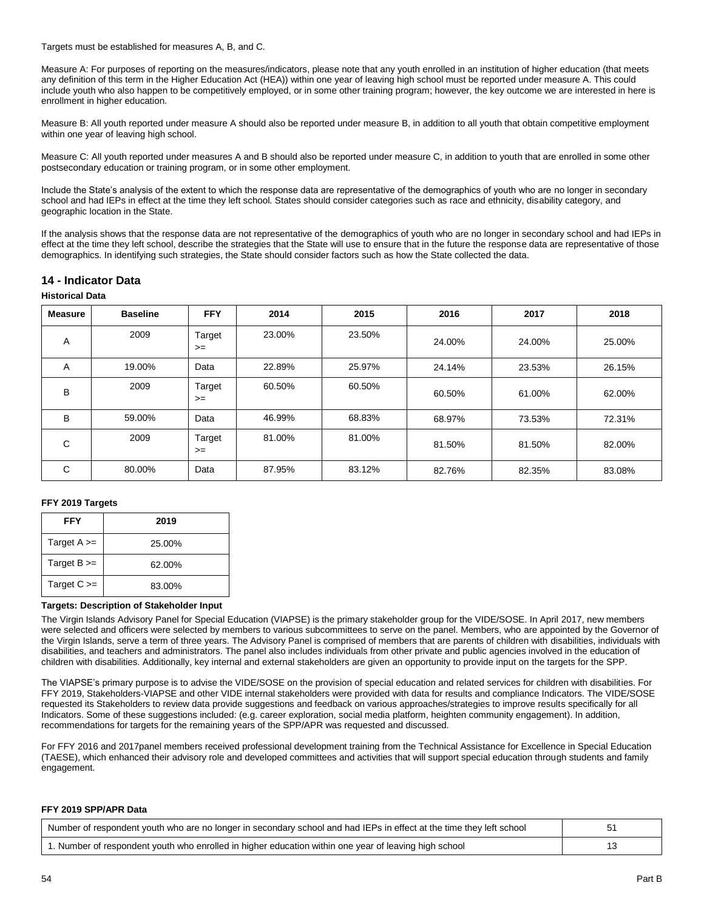Targets must be established for measures A, B, and C.

Measure A: For purposes of reporting on the measures/indicators, please note that any youth enrolled in an institution of higher education (that meets any definition of this term in the Higher Education Act (HEA)) within one year of leaving high school must be reported under measure A. This could include youth who also happen to be competitively employed, or in some other training program; however, the key outcome we are interested in here is enrollment in higher education.

Measure B: All youth reported under measure A should also be reported under measure B, in addition to all youth that obtain competitive employment within one year of leaving high school.

Measure C: All youth reported under measures A and B should also be reported under measure C, in addition to youth that are enrolled in some other postsecondary education or training program, or in some other employment.

Include the State's analysis of the extent to which the response data are representative of the demographics of youth who are no longer in secondary school and had IEPs in effect at the time they left school. States should consider categories such as race and ethnicity, disability category, and geographic location in the State.

If the analysis shows that the response data are not representative of the demographics of youth who are no longer in secondary school and had IEPs in effect at the time they left school, describe the strategies that the State will use to ensure that in the future the response data are representative of those demographics. In identifying such strategies, the State should consider factors such as how the State collected the data.

## 14 - Indicator Data

**Historical Data**

| Measure | Baseline | FFY | 2014 | 2015 | 2016 | 2017 | 2018 |
|---|---|---|---|---|---|---|---|
| A | 2009 | Target >= | 23.00% | 23.50% | 24.00% | 24.00% | 25.00% |
| A | 19.00% | Data | 22.89% | 25.97% | 24.14% | 23.53% | 26.15% |
| B | 2009 | Target >= | 60.50% | 60.50% | 60.50% | 61.00% | 62.00% |
| B | 59.00% | Data | 46.99% | 68.83% | 68.97% | 73.53% | 72.31% |
| C | 2009 | Target >= | 81.00% | 81.00% | 81.50% | 81.50% | 82.00% |
| C | 80.00% | Data | 87.95% | 83.12% | 82.76% | 82.35% | 83.08% |

**FFY 2019 Targets**

| FFY | 2019 |
|---|---|
| Target A >= | 25.00% |
| Target B >= | 62.00% |
| Target C >= | 83.00% |

**Targets: Description of Stakeholder Input**

The Virgin Islands Advisory Panel for Special Education (VIAPSE) is the primary stakeholder group for the VIDE/SOSE. In April 2017, new members were selected and officers were selected by members to various subcommittees to serve on the panel. Members, who are appointed by the Governor of the Virgin Islands, serve a term of three years. The Advisory Panel is comprised of members that are parents of children with disabilities, individuals with disabilities, and teachers and administrators. The panel also includes individuals from other private and public agencies involved in the education of children with disabilities. Additionally, key internal and external stakeholders are given an opportunity to provide input on the targets for the SPP.

The VIAPSE's primary purpose is to advise the VIDE/SOSE on the provision of special education and related services for children with disabilities. For FFY 2019, Stakeholders-VIAPSE and other VIDE internal stakeholders were provided with data for results and compliance Indicators. The VIDE/SOSE requested its Stakeholders to review data provide suggestions and feedback on various approaches/strategies to improve results specifically for all Indicators. Some of these suggestions included: (e.g. career exploration, social media platform, heighten community engagement). In addition, recommendations for targets for the remaining years of the SPP/APR was requested and discussed.

For FFY 2016 and 2017panel members received professional development training from the Technical Assistance for Excellence in Special Education (TAESE), which enhanced their advisory role and developed committees and activities that will support special education through students and family engagement.

**FFY 2019 SPP/APR Data**

| | |
|---|---|
| Number of respondent youth who are no longer in secondary school and had IEPs in effect at the time they left school | 51 |
| 1. Number of respondent youth who enrolled in higher education within one year of leaving high school | 13 |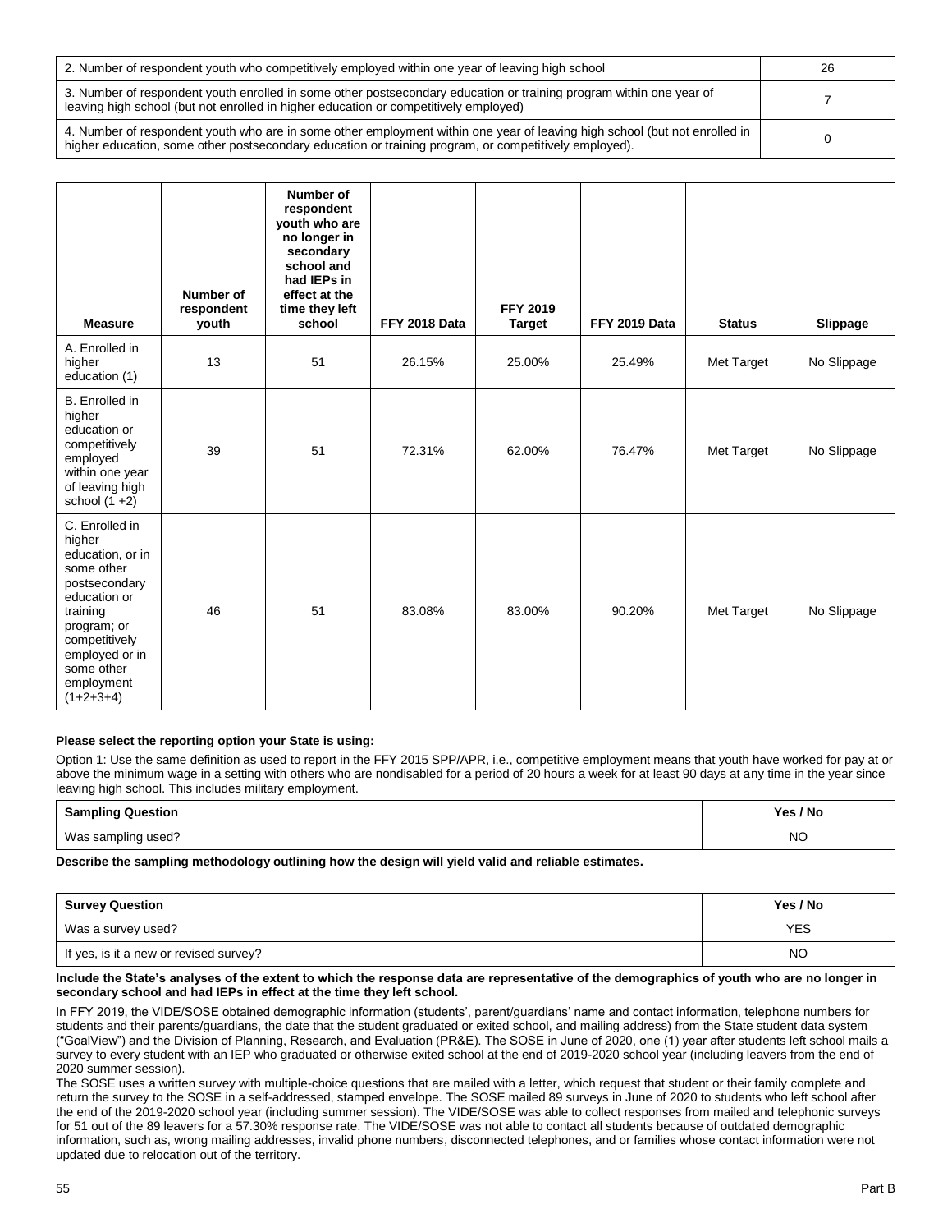| | |
|---|---|
| 2. Number of respondent youth who competitively employed within one year of leaving high school | 26 |
| 3. Number of respondent youth enrolled in some other postsecondary education or training program within one year of leaving high school (but not enrolled in higher education or competitively employed) | 7 |
| 4. Number of respondent youth who are in some other employment within one year of leaving high school (but not enrolled in higher education, some other postsecondary education or training program, or competitively employed). | 0 |

| Measure | Number of respondent youth | Number of respondent youth who are no longer in secondary school and had IEPs in effect at the time they left school | FFY 2018 Data | FFY 2019 Target | FFY 2019 Data | Status | Slippage |
|---|---|---|---|---|---|---|---|
| A. Enrolled in higher education (1) | 13 | 51 | 26.15% | 25.00% | 25.49% | Met Target | No Slippage |
| B. Enrolled in higher education or competitively employed within one year of leaving high school (1 +2) | 39 | 51 | 72.31% | 62.00% | 76.47% | Met Target | No Slippage |
| C. Enrolled in higher education, or in some other postsecondary education or training program; or competitively employed or in some other employment (1+2+3+4) | 46 | 51 | 83.08% | 83.00% | 90.20% | Met Target | No Slippage |

**Please select the reporting option your State is using:**

Option 1: Use the same definition as used to report in the FFY 2015 SPP/APR, i.e., competitive employment means that youth have worked for pay at or above the minimum wage in a setting with others who are nondisabled for a period of 20 hours a week for at least 90 days at any time in the year since leaving high school. This includes military employment.

| Sampling Question | Yes / No |
|---|---|
| Was sampling used? | NO |

**Describe the sampling methodology outlining how the design will yield valid and reliable estimates.**

| Survey Question | Yes / No |
|---|---|
| Was a survey used? | YES |
| If yes, is it a new or revised survey? | NO |

**Include the State's analyses of the extent to which the response data are representative of the demographics of youth who are no longer in secondary school and had IEPs in effect at the time they left school.**

In FFY 2019, the VIDE/SOSE obtained demographic information (students', parent/guardians' name and contact information, telephone numbers for students and their parents/guardians, the date that the student graduated or exited school, and mailing address) from the State student data system ("GoalView") and the Division of Planning, Research, and Evaluation (PR&E). The SOSE in June of 2020, one (1) year after students left school mails a survey to every student with an IEP who graduated or otherwise exited school at the end of 2019-2020 school year (including leavers from the end of 2020 summer session).

The SOSE uses a written survey with multiple-choice questions that are mailed with a letter, which request that student or their family complete and return the survey to the SOSE in a self-addressed, stamped envelope. The SOSE mailed 89 surveys in June of 2020 to students who left school after the end of the 2019-2020 school year (including summer session). The VIDE/SOSE was able to collect responses from mailed and telephonic surveys for 51 out of the 89 leavers for a 57.30% response rate. The VIDE/SOSE was not able to contact all students because of outdated demographic information, such as, wrong mailing addresses, invalid phone numbers, disconnected telephones, and or families whose contact information were not updated due to relocation out of the territory.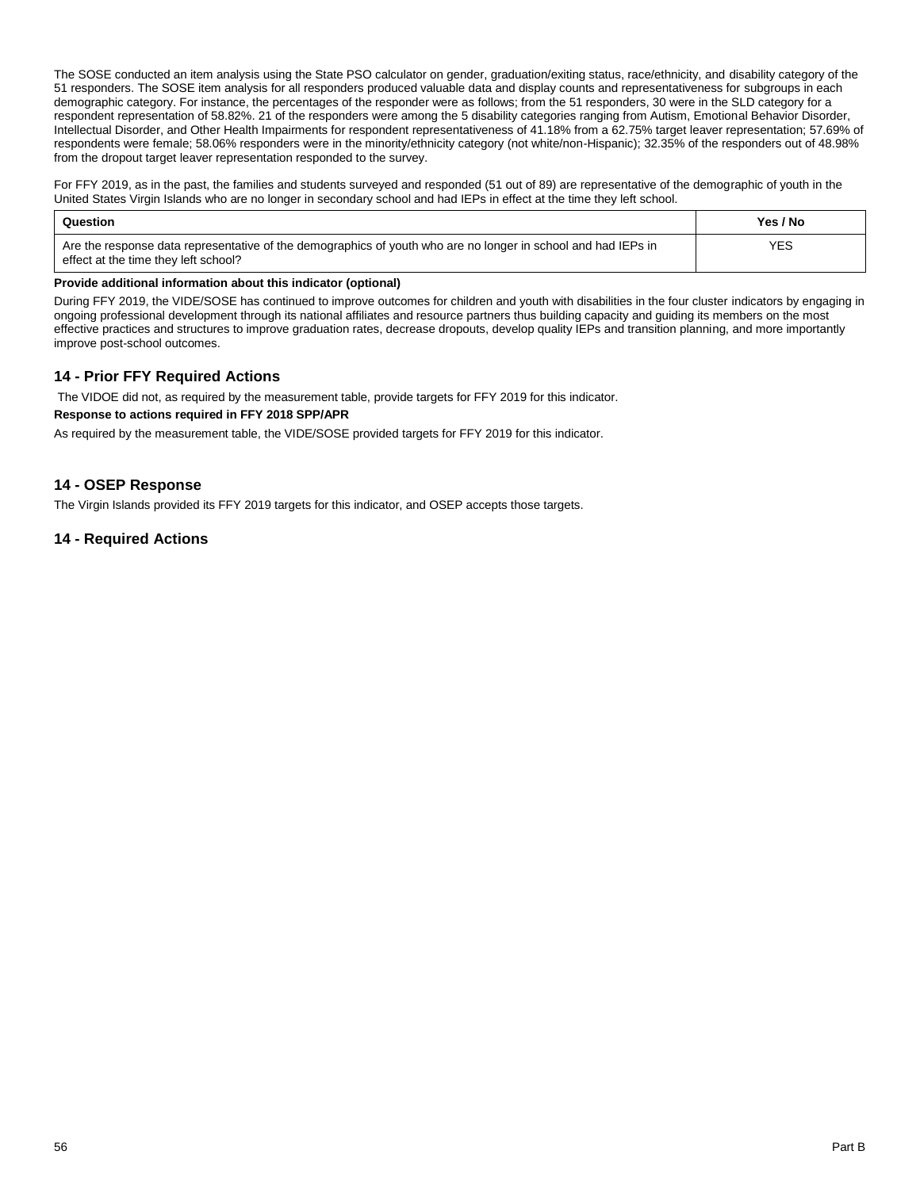The SOSE conducted an item analysis using the State PSO calculator on gender, graduation/exiting status, race/ethnicity, and disability category of the 51 responders. The SOSE item analysis for all responders produced valuable data and display counts and representativeness for subgroups in each demographic category. For instance, the percentages of the responder were as follows; from the 51 responders, 30 were in the SLD category for a respondent representation of 58.82%. 21 of the responders were among the 5 disability categories ranging from Autism, Emotional Behavior Disorder, Intellectual Disorder, and Other Health Impairments for respondent representativeness of 41.18% from a 62.75% target leaver representation; 57.69% of respondents were female; 58.06% responders were in the minority/ethnicity category (not white/non-Hispanic); 32.35% of the responders out of 48.98% from the dropout target leaver representation responded to the survey.

For FFY 2019, as in the past, the families and students surveyed and responded (51 out of 89) are representative of the demographic of youth in the United States Virgin Islands who are no longer in secondary school and had IEPs in effect at the time they left school.

| Question | Yes / No |
|---|---|
| Are the response data representative of the demographics of youth who are no longer in school and had IEPs in effect at the time they left school? | YES |

**Provide additional information about this indicator (optional)**

During FFY 2019, the VIDE/SOSE has continued to improve outcomes for children and youth with disabilities in the four cluster indicators by engaging in ongoing professional development through its national affiliates and resource partners thus building capacity and guiding its members on the most effective practices and structures to improve graduation rates, decrease dropouts, develop quality IEPs and transition planning, and more importantly improve post-school outcomes.

## 14 - Prior FFY Required Actions

The VIDOE did not, as required by the measurement table, provide targets for FFY 2019 for this indicator.

**Response to actions required in FFY 2018 SPP/APR**

As required by the measurement table, the VIDE/SOSE provided targets for FFY 2019 for this indicator.

## 14 - OSEP Response

The Virgin Islands provided its FFY 2019 targets for this indicator, and OSEP accepts those targets.

## 14 - Required Actions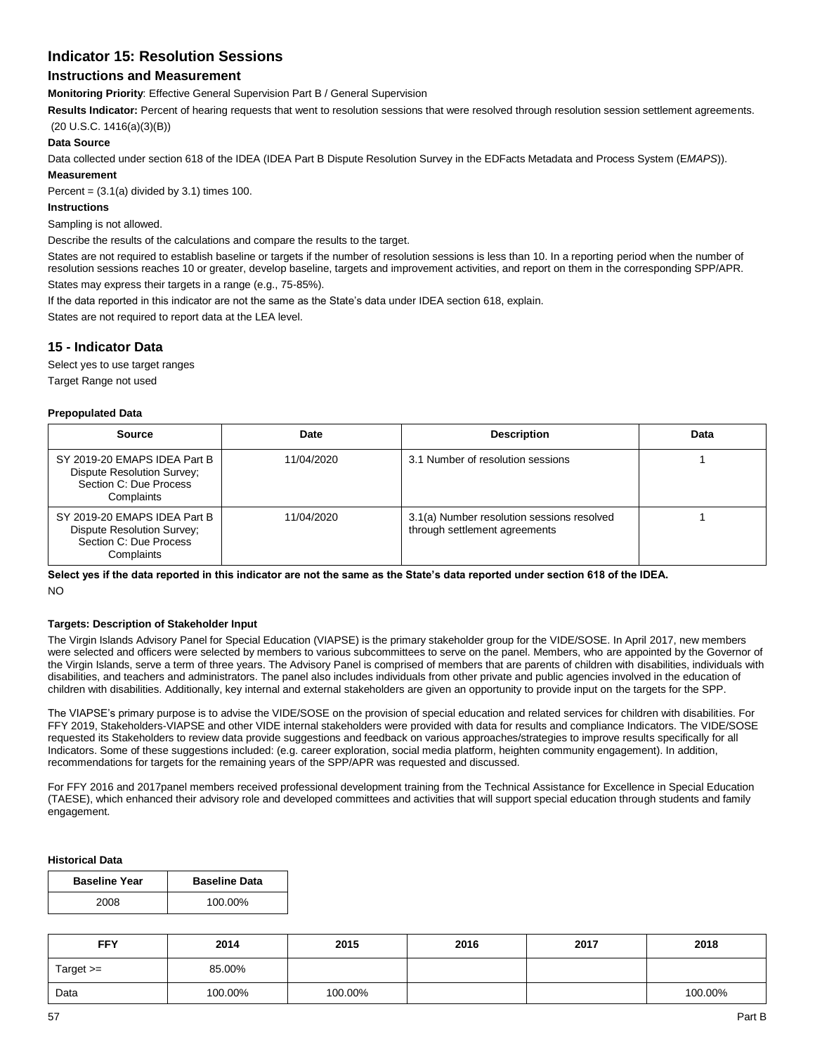# Indicator 15: Resolution Sessions

## Instructions and Measurement

**Monitoring Priority**: Effective General Supervision Part B / General Supervision

**Results Indicator:** Percent of hearing requests that went to resolution sessions that were resolved through resolution session settlement agreements. (20 U.S.C. 1416(a)(3)(B))

**Data Source**

Data collected under section 618 of the IDEA (IDEA Part B Dispute Resolution Survey in the EDFacts Metadata and Process System (E*MAPS*)).

**Measurement**

Percent = (3.1(a) divided by 3.1) times 100.

**Instructions**

Sampling is not allowed.

Describe the results of the calculations and compare the results to the target.

States are not required to establish baseline or targets if the number of resolution sessions is less than 10. In a reporting period when the number of resolution sessions reaches 10 or greater, develop baseline, targets and improvement activities, and report on them in the corresponding SPP/APR.

States may express their targets in a range (e.g., 75-85%).

If the data reported in this indicator are not the same as the State's data under IDEA section 618, explain.

States are not required to report data at the LEA level.

## 15 - Indicator Data

Select yes to use target ranges

Target Range not used

**Prepopulated Data**

| Source | Date | Description | Data |
|---|---|---|---|
| SY 2019-20 EMAPS IDEA Part B Dispute Resolution Survey; Section C: Due Process Complaints | 11/04/2020 | 3.1 Number of resolution sessions | 1 |
| SY 2019-20 EMAPS IDEA Part B Dispute Resolution Survey; Section C: Due Process Complaints | 11/04/2020 | 3.1(a) Number resolution sessions resolved through settlement agreements | 1 |

**Select yes if the data reported in this indicator are not the same as the State's data reported under section 618 of the IDEA.**

NO

**Targets: Description of Stakeholder Input**

The Virgin Islands Advisory Panel for Special Education (VIAPSE) is the primary stakeholder group for the VIDE/SOSE. In April 2017, new members were selected and officers were selected by members to various subcommittees to serve on the panel. Members, who are appointed by the Governor of the Virgin Islands, serve a term of three years. The Advisory Panel is comprised of members that are parents of children with disabilities, individuals with disabilities, and teachers and administrators. The panel also includes individuals from other private and public agencies involved in the education of children with disabilities. Additionally, key internal and external stakeholders are given an opportunity to provide input on the targets for the SPP.

The VIAPSE's primary purpose is to advise the VIDE/SOSE on the provision of special education and related services for children with disabilities. For FFY 2019, Stakeholders-VIAPSE and other VIDE internal stakeholders were provided with data for results and compliance Indicators. The VIDE/SOSE requested its Stakeholders to review data provide suggestions and feedback on various approaches/strategies to improve results specifically for all Indicators. Some of these suggestions included: (e.g. career exploration, social media platform, heighten community engagement). In addition, recommendations for targets for the remaining years of the SPP/APR was requested and discussed.

For FFY 2016 and 2017panel members received professional development training from the Technical Assistance for Excellence in Special Education (TAESE), which enhanced their advisory role and developed committees and activities that will support special education through students and family engagement.

**Historical Data**

| Baseline Year | Baseline Data |
|---|---|
| 2008 | 100.00% |

| FFY | 2014 | 2015 | 2016 | 2017 | 2018 |
|---|---|---|---|---|---|
| Target >= | 85.00% | | | | |
| Data | 100.00% | 100.00% | | | 100.00% |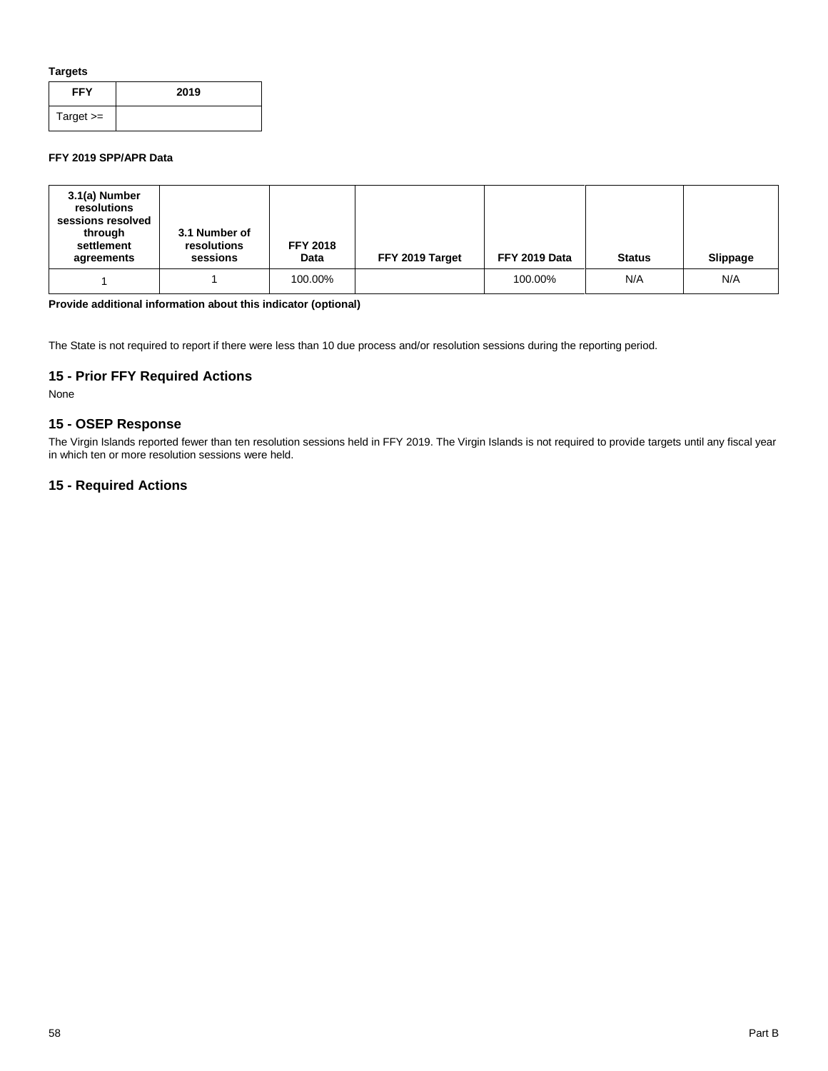**Targets**

| FFY | 2019 |
|---|---|
| Target >= | |

**FFY 2019 SPP/APR Data**

| 3.1(a) Number resolutions sessions resolved through settlement agreements | 3.1 Number of resolutions sessions | FFY 2018 Data | FFY 2019 Target | FFY 2019 Data | Status | Slippage |
|---|---|---|---|---|---|---|
| 1 | 1 | 100.00% | | 100.00% | N/A | N/A |

**Provide additional information about this indicator (optional)**

The State is not required to report if there were less than 10 due process and/or resolution sessions during the reporting period.

## 15 - Prior FFY Required Actions

None

## 15 - OSEP Response

The Virgin Islands reported fewer than ten resolution sessions held in FFY 2019. The Virgin Islands is not required to provide targets until any fiscal year in which ten or more resolution sessions were held.

## 15 - Required Actions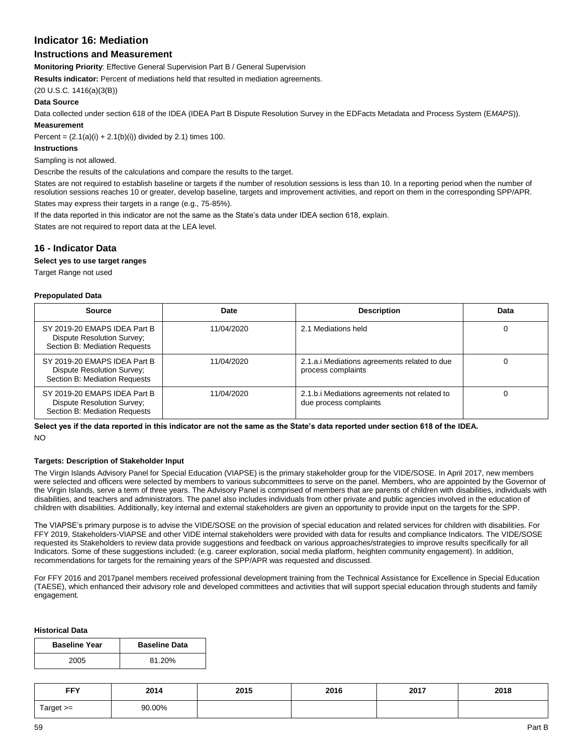## Indicator 16: Mediation

### Instructions and Measurement

**Monitoring Priority**: Effective General Supervision Part B / General Supervision

**Results indicator:** Percent of mediations held that resulted in mediation agreements.

(20 U.S.C. 1416(a)(3(B))

**Data Source**

Data collected under section 618 of the IDEA (IDEA Part B Dispute Resolution Survey in the EDFacts Metadata and Process System (E*MAPS*)).

**Measurement**

Percent = (2.1(a)(i) + 2.1(b)(i)) divided by 2.1) times 100.

**Instructions**

Sampling is not allowed.

Describe the results of the calculations and compare the results to the target.

States are not required to establish baseline or targets if the number of resolution sessions is less than 10. In a reporting period when the number of resolution sessions reaches 10 or greater, develop baseline, targets and improvement activities, and report on them in the corresponding SPP/APR.

States may express their targets in a range (e.g., 75-85%).

If the data reported in this indicator are not the same as the State's data under IDEA section 618, explain.

States are not required to report data at the LEA level.

### 16 - Indicator Data

**Select yes to use target ranges**

Target Range not used

**Prepopulated Data**

| Source | Date | Description | Data |
|---|---|---|---|
| SY 2019-20 EMAPS IDEA Part B Dispute Resolution Survey; Section B: Mediation Requests | 11/04/2020 | 2.1 Mediations held | 0 |
| SY 2019-20 EMAPS IDEA Part B Dispute Resolution Survey; Section B: Mediation Requests | 11/04/2020 | 2.1.a.i Mediations agreements related to due process complaints | 0 |
| SY 2019-20 EMAPS IDEA Part B Dispute Resolution Survey; Section B: Mediation Requests | 11/04/2020 | 2.1.b.i Mediations agreements not related to due process complaints | 0 |

**Select yes if the data reported in this indicator are not the same as the State's data reported under section 618 of the IDEA.**

NO

**Targets: Description of Stakeholder Input**

The Virgin Islands Advisory Panel for Special Education (VIAPSE) is the primary stakeholder group for the VIDE/SOSE. In April 2017, new members were selected and officers were selected by members to various subcommittees to serve on the panel. Members, who are appointed by the Governor of the Virgin Islands, serve a term of three years. The Advisory Panel is comprised of members that are parents of children with disabilities, individuals with disabilities, and teachers and administrators. The panel also includes individuals from other private and public agencies involved in the education of children with disabilities. Additionally, key internal and external stakeholders are given an opportunity to provide input on the targets for the SPP.

The VIAPSE's primary purpose is to advise the VIDE/SOSE on the provision of special education and related services for children with disabilities. For FFY 2019, Stakeholders-VIAPSE and other VIDE internal stakeholders were provided with data for results and compliance Indicators. The VIDE/SOSE requested its Stakeholders to review data provide suggestions and feedback on various approaches/strategies to improve results specifically for all Indicators. Some of these suggestions included: (e.g. career exploration, social media platform, heighten community engagement). In addition, recommendations for targets for the remaining years of the SPP/APR was requested and discussed.

For FFY 2016 and 2017panel members received professional development training from the Technical Assistance for Excellence in Special Education (TAESE), which enhanced their advisory role and developed committees and activities that will support special education through students and family engagement.

**Historical Data**

| Baseline Year | Baseline Data |
|---|---|
| 2005 | 81.20% |

| FFY | 2014 | 2015 | 2016 | 2017 | 2018 |
|---|---|---|---|---|---|
| Target >= | 90.00% | | | | |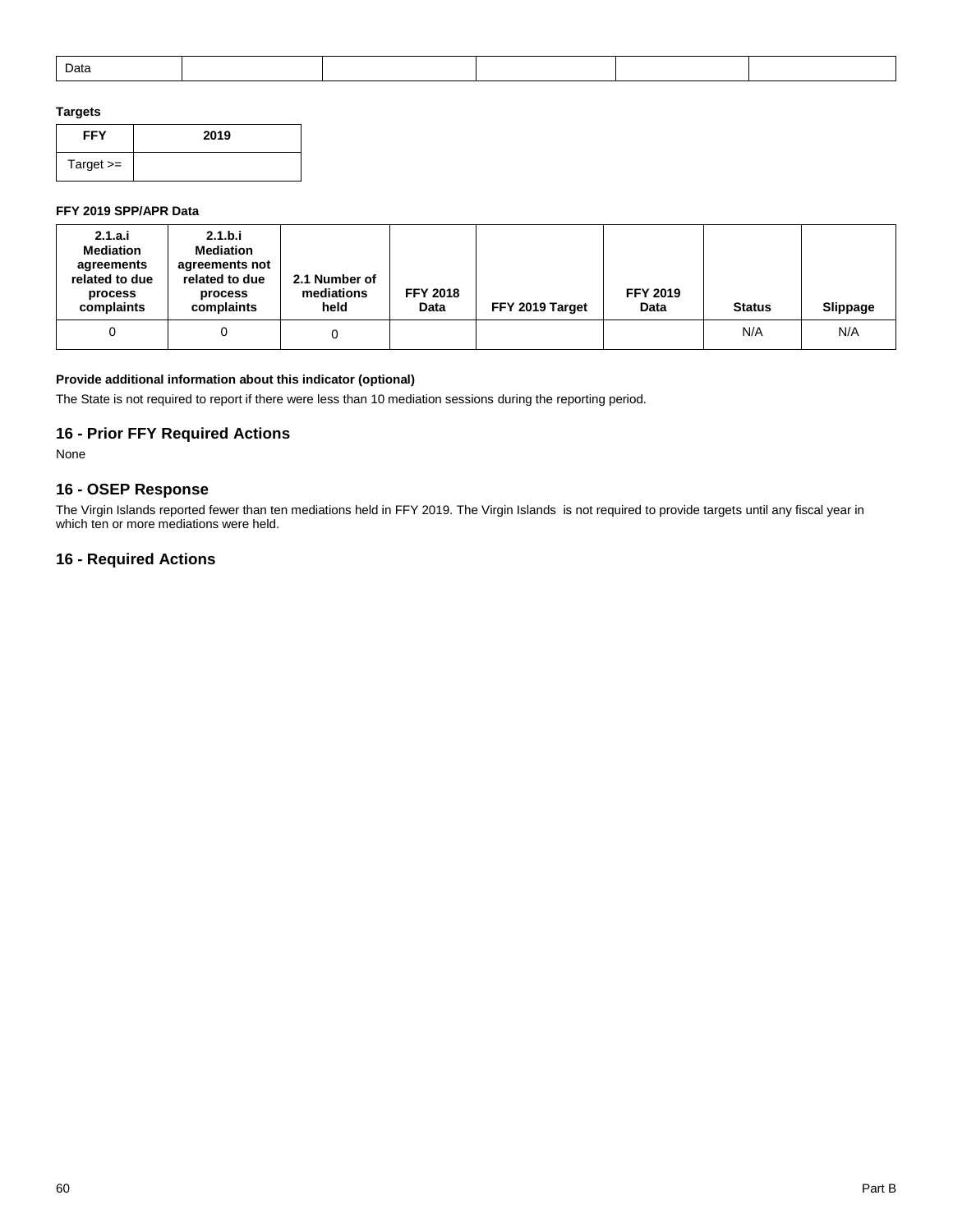| Data | | | | | |
|---|---|---|---|---|---|

**Targets**

| FFY | 2019 |
|---|---|
| Target >= | |

**FFY 2019 SPP/APR Data**

| 2.1.a.i Mediation agreements related to due process complaints | 2.1.b.i Mediation agreements not related to due process complaints | 2.1 Number of mediations held | FFY 2018 Data | FFY 2019 Target | FFY 2019 Data | Status | Slippage |
|---|---|---|---|---|---|---|---|
| 0 | 0 | 0 | | | | N/A | N/A |

**Provide additional information about this indicator (optional)**

The State is not required to report if there were less than 10 mediation sessions during the reporting period.

## 16 - Prior FFY Required Actions

None

## 16 - OSEP Response

The Virgin Islands reported fewer than ten mediations held in FFY 2019. The Virgin Islands is not required to provide targets until any fiscal year in which ten or more mediations were held.

## 16 - Required Actions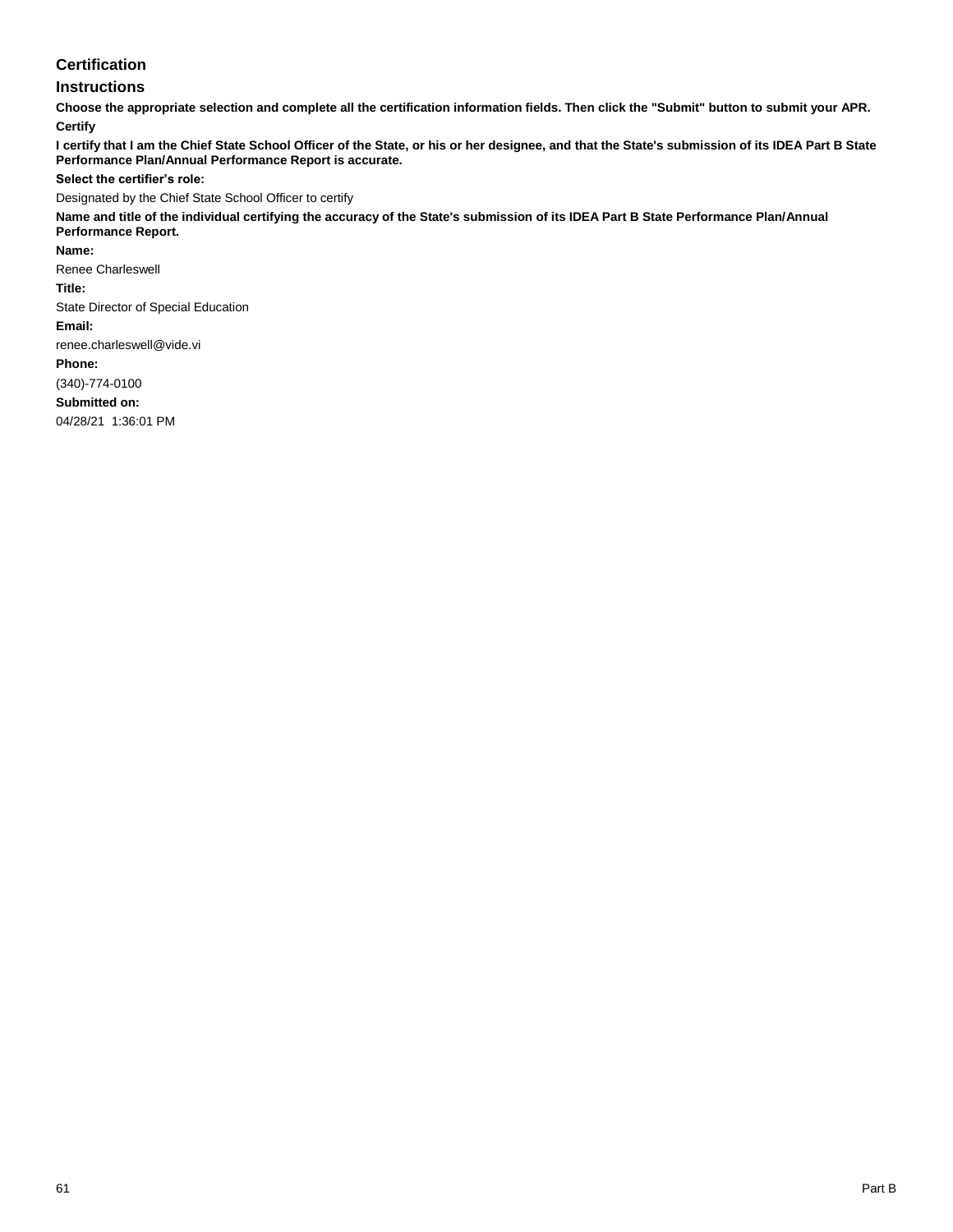## Certification

### Instructions

**Choose the appropriate selection and complete all the certification information fields. Then click the "Submit" button to submit your APR.**

**Certify**

**I certify that I am the Chief State School Officer of the State, or his or her designee, and that the State's submission of its IDEA Part B State Performance Plan/Annual Performance Report is accurate.**

**Select the certifier's role:**

Designated by the Chief State School Officer to certify

**Name and title of the individual certifying the accuracy of the State's submission of its IDEA Part B State Performance Plan/Annual Performance Report.**

**Name:**

Renee Charleswell

**Title:**

State Director of Special Education

**Email:**

renee.charleswell@vide.vi

**Phone:**

(340)-774-0100

**Submitted on:**

04/28/21 1:36:01 PM